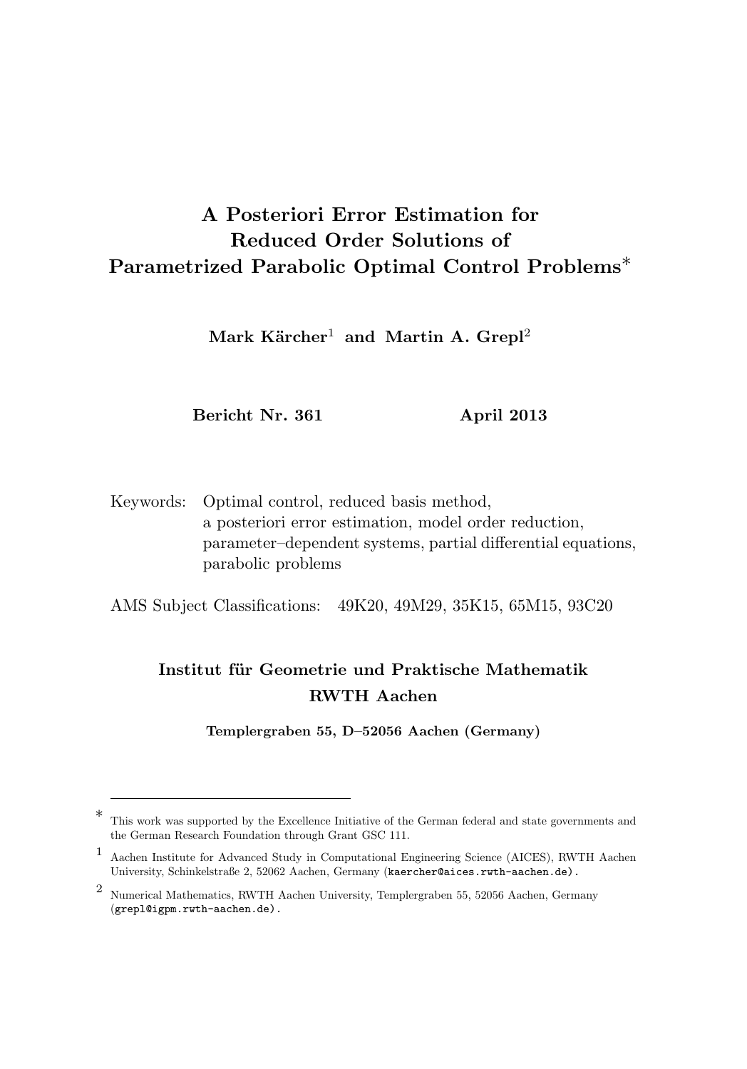# A Posteriori Error Estimation for Reduced Order Solutions of Parametrized Parabolic Optimal Control Problems*

**Mark Kärcher[1] and Martin A. Grepl[2]**

**Bericht Nr. 361** **April 2013**

Keywords: Optimal control, reduced basis method, a posteriori error estimation, model order reduction, parameter–dependent systems, partial differential equations, parabolic problems

AMS Subject Classifications: 49K20, 49M29, 35K15, 65M15, 93C20

**Institut für Geometrie und Praktische Mathematik**
**RWTH Aachen**

**Templergraben 55, D–52056 Aachen (Germany)**

---

* This work was supported by the Excellence Initiative of the German federal and state governments and the German Research Foundation through Grant GSC 111.

[1] Aachen Institute for Advanced Study in Computational Engineering Science (AICES), RWTH Aachen University, Schinkelstraße 2, 52062 Aachen, Germany (kaercher@aices.rwth-aachen.de).

[2] Numerical Mathematics, RWTH Aachen University, Templergraben 55, 52056 Aachen, Germany (grepl@igpm.rwth-aachen.de).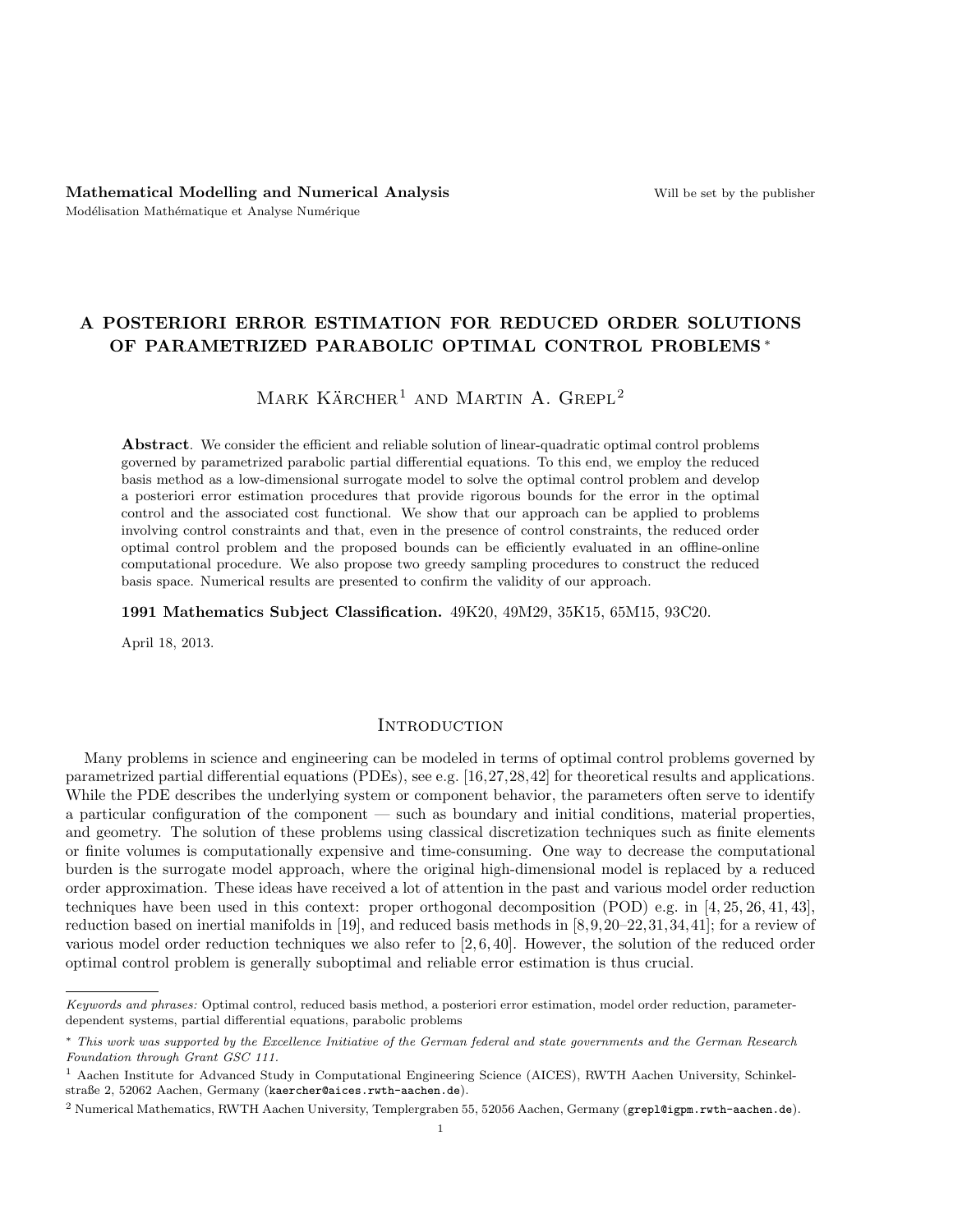Mathematical Modelling and Numerical Analysis
Modélisation Mathématique et Analyse Numérique

# A POSTERIORI ERROR ESTIMATION FOR REDUCED ORDER SOLUTIONS OF PARAMETRIZED PARABOLIC OPTIMAL CONTROL PROBLEMS *

Mark Kärcher[1] and Martin A. Grepl[2]

**Abstract**. We consider the efficient and reliable solution of linear-quadratic optimal control problems governed by parametrized parabolic partial differential equations. To this end, we employ the reduced basis method as a low-dimensional surrogate model to solve the optimal control problem and develop a posteriori error estimation procedures that provide rigorous bounds for the error in the optimal control and the associated cost functional. We show that our approach can be applied to problems involving control constraints and that, even in the presence of control constraints, the reduced order optimal control problem and the proposed bounds can be efficiently evaluated in an offline-online computational procedure. We also propose two greedy sampling procedures to construct the reduced basis space. Numerical results are presented to confirm the validity of our approach.

**1991 Mathematics Subject Classification.** 49K20, 49M29, 35K15, 65M15, 93C20.

April 18, 2013.

## Introduction

Many problems in science and engineering can be modeled in terms of optimal control problems governed by parametrized partial differential equations (PDEs), see e.g. [16,27,28,42] for theoretical results and applications. While the PDE describes the underlying system or component behavior, the parameters often serve to identify a particular configuration of the component — such as boundary and initial conditions, material properties, and geometry. The solution of these problems using classical discretization techniques such as finite elements or finite volumes is computationally expensive and time-consuming. One way to decrease the computational burden is the surrogate model approach, where the original high-dimensional model is replaced by a reduced order approximation. These ideas have received a lot of attention in the past and various model order reduction techniques have been used in this context: proper orthogonal decomposition (POD) e.g. in [4,25,26,41,43], reduction based on inertial manifolds in [19], and reduced basis methods in [8,9,20–22,31,34,41]; for a review of various model order reduction techniques we also refer to [2,6,40]. However, the solution of the reduced order optimal control problem is generally suboptimal and reliable error estimation is thus crucial.

---

*Keywords and phrases:* Optimal control, reduced basis method, a posteriori error estimation, model order reduction, parameter-dependent systems, partial differential equations, parabolic problems

\* *This work was supported by the Excellence Initiative of the German federal and state governments and the German Research Foundation through Grant GSC 111.*

[1] Aachen Institute for Advanced Study in Computational Engineering Science (AICES), RWTH Aachen University, Schinkelstraße 2, 52062 Aachen, Germany (kaercher@aices.rwth-aachen.de).

[2] Numerical Mathematics, RWTH Aachen University, Templergraben 55, 52056 Aachen, Germany (grepl@igpm.rwth-aachen.de).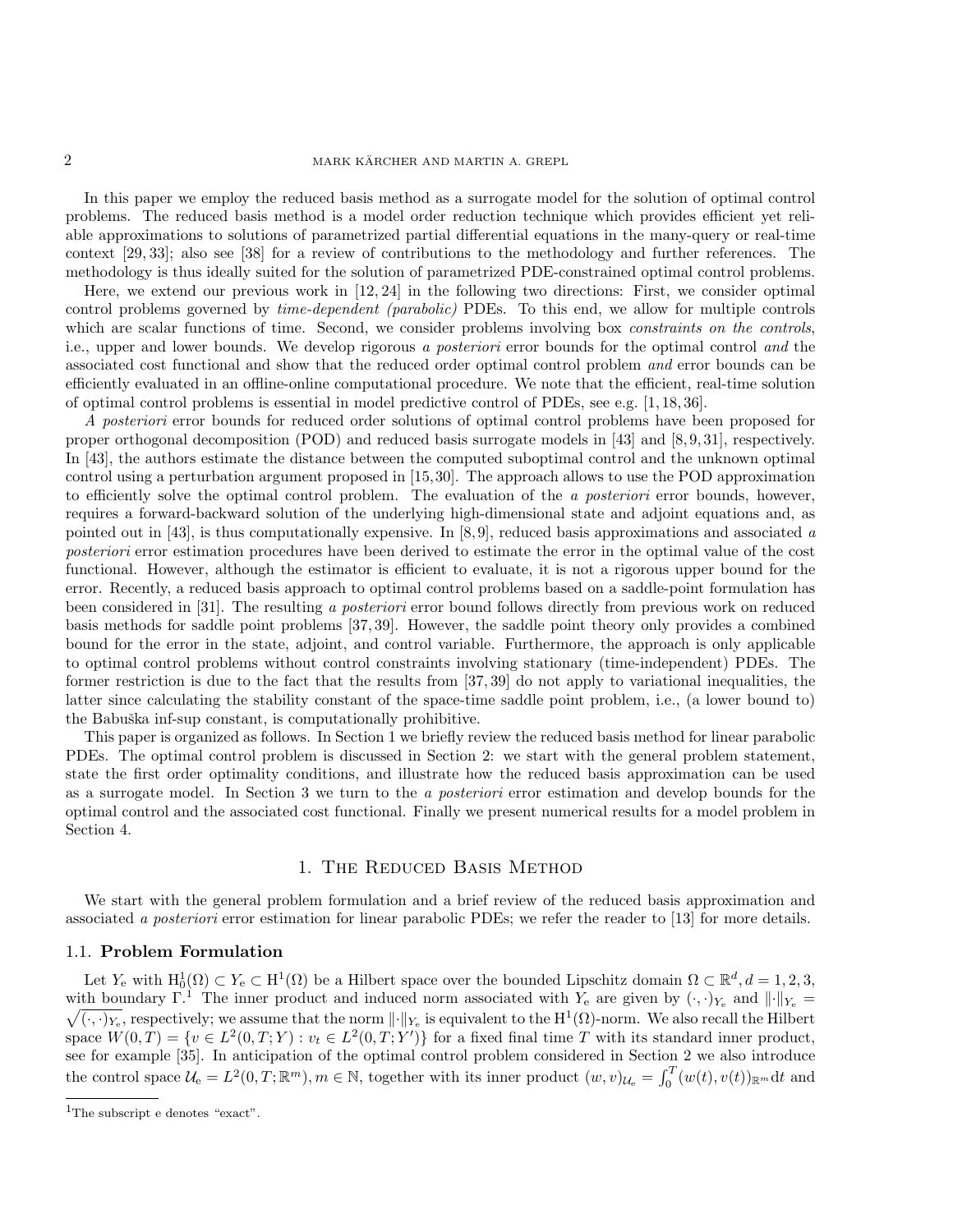In this paper we employ the reduced basis method as a surrogate model for the solution of optimal control problems. The reduced basis method is a model order reduction technique which provides efficient yet reliable approximations to solutions of parametrized partial differential equations in the many-query or real-time context [29, 33]; also see [38] for a review of contributions to the methodology and further references. The methodology is thus ideally suited for the solution of parametrized PDE-constrained optimal control problems.

Here, we extend our previous work in [12, 24] in the following two directions: First, we consider optimal control problems governed by *time-dependent (parabolic)* PDEs. To this end, we allow for multiple controls which are scalar functions of time. Second, we consider problems involving box *constraints on the controls*, i.e., upper and lower bounds. We develop rigorous *a posteriori* error bounds for the optimal control *and* the associated cost functional and show that the reduced order optimal control problem *and* error bounds can be efficiently evaluated in an offline-online computational procedure. We note that the efficient, real-time solution of optimal control problems is essential in model predictive control of PDEs, see e.g. [1, 18, 36].

*A posteriori* error bounds for reduced order solutions of optimal control problems have been proposed for proper orthogonal decomposition (POD) and reduced basis surrogate models in [43] and [8, 9, 31], respectively. In [43], the authors estimate the distance between the computed suboptimal control and the unknown optimal control using a perturbation argument proposed in [15, 30]. The approach allows to use the POD approximation to efficiently solve the optimal control problem. The evaluation of the *a posteriori* error bounds, however, requires a forward-backward solution of the underlying high-dimensional state and adjoint equations and, as pointed out in [43], is thus computationally expensive. In [8, 9], reduced basis approximations and associated *a posteriori* error estimation procedures have been derived to estimate the error in the optimal value of the cost functional. However, although the estimator is efficient to evaluate, it is not a rigorous upper bound for the error. Recently, a reduced basis approach to optimal control problems based on a saddle-point formulation has been considered in [31]. The resulting *a posteriori* error bound follows directly from previous work on reduced basis methods for saddle point problems [37, 39]. However, the saddle point theory only provides a combined bound for the error in the state, adjoint, and control variable. Furthermore, the approach is only applicable to optimal control problems without control constraints involving stationary (time-independent) PDEs. The former restriction is due to the fact that the results from [37, 39] do not apply to variational inequalities, the latter since calculating the stability constant of the space-time saddle point problem, i.e., (a lower bound to) the Babuška inf-sup constant, is computationally prohibitive.

This paper is organized as follows. In Section 1 we briefly review the reduced basis method for linear parabolic PDEs. The optimal control problem is discussed in Section 2: we start with the general problem statement, state the first order optimality conditions, and illustrate how the reduced basis approximation can be used as a surrogate model. In Section 3 we turn to the *a posteriori* error estimation and develop bounds for the optimal control and the associated cost functional. Finally we present numerical results for a model problem in Section 4.

## 1. The Reduced Basis Method

We start with the general problem formulation and a brief review of the reduced basis approximation and associated *a posteriori* error estimation for linear parabolic PDEs; we refer the reader to [13] for more details.

### 1.1. Problem Formulation

Let $Y_{\rm e}$ with $\mathrm{H}^1_0(\Omega) \subset Y_{\rm e} \subset \mathrm{H}^1(\Omega)$ be a Hilbert space over the bounded Lipschitz domain $\Omega \subset \mathbb{R}^d, d = 1, 2, 3,$ with boundary $\Gamma$.[1] The inner product and induced norm associated with $Y_{\rm e}$ are given by $(\cdot,\cdot)_{Y_{\rm e}}$ and $\|\cdot\|_{Y_{\rm e}} = \sqrt{(\cdot,\cdot)_{Y_{\rm e}}}$, respectively; we assume that the norm $\|\cdot\|_{Y_{\rm e}}$ is equivalent to the $\mathrm{H}^1(\Omega)$-norm. We also recall the Hilbert space $W(0,T) = \{v \in L^2(0,T;Y) : v_t \in L^2(0,T;Y')\}$ for a fixed final time $T$ with its standard inner product, see for example [35]. In anticipation of the optimal control problem considered in Section 2 we also introduce the control space $\mathcal{U}_{\rm e} = L^2(0,T;\mathbb{R}^m), m \in \mathbb{N}$, together with its inner product $(w,v)_{\mathcal{U}_{\rm e}} = \int_0^T (w(t), v(t))_{\mathbb{R}^m} \mathrm{d}t$ and

[1] The subscript e denotes "exact".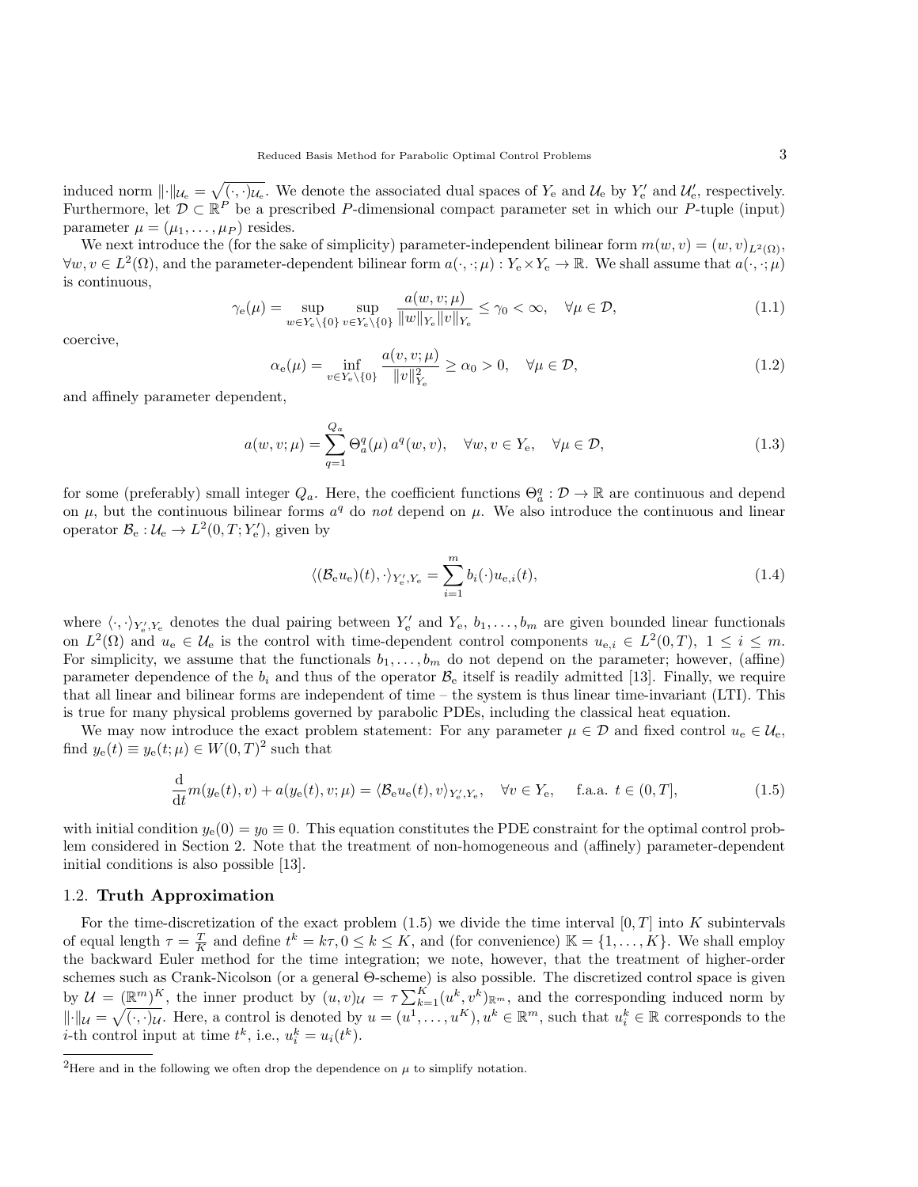induced norm $\|\cdot\|_{\mathcal{U}_e} = \sqrt{(\cdot,\cdot)_{\mathcal{U}_e}}$. We denote the associated dual spaces of $Y_e$ and $\mathcal{U}_e$ by $Y_e'$ and $\mathcal{U}_e'$, respectively. Furthermore, let $\mathcal{D} \subset \mathbb{R}^P$ be a prescribed $P$-dimensional compact parameter set in which our $P$-tuple (input) parameter $\mu = (\mu_1, \ldots, \mu_P)$ resides.

We next introduce the (for the sake of simplicity) parameter-independent bilinear form $m(w,v) = (w,v)_{L^2(\Omega)}$, $\forall w, v \in L^2(\Omega)$, and the parameter-dependent bilinear form $a(\cdot,\cdot;\mu) : Y_e \times Y_e \to \mathbb{R}$. We shall assume that $a(\cdot,\cdot;\mu)$ is continuous,

$$\gamma_e(\mu) = \sup_{w \in Y_e \setminus \{0\}} \sup_{v \in Y_e \setminus \{0\}} \frac{a(w,v;\mu)}{\|w\|_{Y_e} \|v\|_{Y_e}} \leq \gamma_0 < \infty, \quad \forall \mu \in \mathcal{D}, \tag{1.1}$$

coercive,

$$\alpha_e(\mu) = \inf_{v \in Y_e \setminus \{0\}} \frac{a(v,v;\mu)}{\|v\|_{Y_e}^2} \geq \alpha_0 > 0, \quad \forall \mu \in \mathcal{D}, \tag{1.2}$$

and affinely parameter dependent,

$$a(w,v;\mu) = \sum_{q=1}^{Q_a} \Theta_a^q(\mu)\, a^q(w,v), \quad \forall w, v \in Y_e, \quad \forall \mu \in \mathcal{D}, \tag{1.3}$$

for some (preferably) small integer $Q_a$. Here, the coefficient functions $\Theta_a^q : \mathcal{D} \to \mathbb{R}$ are continuous and depend on $\mu$, but the continuous bilinear forms $a^q$ do *not* depend on $\mu$. We also introduce the continuous and linear operator $\mathcal{B}_e : \mathcal{U}_e \to L^2(0,T;Y_e')$, given by

$$\langle (\mathcal{B}_e u_e)(t), \cdot \rangle_{Y_e', Y_e} = \sum_{i=1}^{m} b_i(\cdot) u_{e,i}(t), \tag{1.4}$$

where $\langle \cdot, \cdot \rangle_{Y_e', Y_e}$ denotes the dual pairing between $Y_e'$ and $Y_e$, $b_1, \ldots, b_m$ are given bounded linear functionals on $L^2(\Omega)$ and $u_e \in \mathcal{U}_e$ is the control with time-dependent control components $u_{e,i} \in L^2(0,T)$, $1 \leq i \leq m$. For simplicity, we assume that the functionals $b_1, \ldots, b_m$ do not depend on the parameter; however, (affine) parameter dependence of the $b_i$ and thus of the operator $\mathcal{B}_e$ itself is readily admitted [13]. Finally, we require that all linear and bilinear forms are independent of time – the system is thus linear time-invariant (LTI). This is true for many physical problems governed by parabolic PDEs, including the classical heat equation.

We may now introduce the exact problem statement: For any parameter $\mu \in \mathcal{D}$ and fixed control $u_e \in \mathcal{U}_e$, find $y_e(t) \equiv y_e(t;\mu) \in W(0,T)$[2] such that

$$\frac{\mathrm{d}}{\mathrm{d}t} m(y_e(t), v) + a(y_e(t), v; \mu) = \langle \mathcal{B}_e u_e(t), v \rangle_{Y_e', Y_e}, \quad \forall v \in Y_e, \quad \text{f.a.a. } t \in (0,T], \tag{1.5}$$

with initial condition $y_e(0) = y_0 \equiv 0$. This equation constitutes the PDE constraint for the optimal control problem considered in Section 2. Note that the treatment of non-homogeneous and (affinely) parameter-dependent initial conditions is also possible [13].

## 1.2. **Truth Approximation**

For the time-discretization of the exact problem (1.5) we divide the time interval $[0,T]$ into $K$ subintervals of equal length $\tau = \frac{T}{K}$ and define $t^k = k\tau, 0 \leq k \leq K$, and (for convenience) $\mathbb{K} = \{1, \ldots, K\}$. We shall employ the backward Euler method for the time integration; we note, however, that the treatment of higher-order schemes such as Crank-Nicolson (or a general $\Theta$-scheme) is also possible. The discretized control space is given by $\mathcal{U} = (\mathbb{R}^m)^K$, the inner product by $(u,v)_{\mathcal{U}} = \tau \sum_{k=1}^{K} (u^k, v^k)_{\mathbb{R}^m}$, and the corresponding induced norm by $\|\cdot\|_{\mathcal{U}} = \sqrt{(\cdot,\cdot)_{\mathcal{U}}}$. Here, a control is denoted by $u = (u^1, \ldots, u^K)$, $u^k \in \mathbb{R}^m$, such that $u_i^k \in \mathbb{R}$ corresponds to the $i$-th control input at time $t^k$, i.e., $u_i^k = u_i(t^k)$.

[2] Here and in the following we often drop the dependence on $\mu$ to simplify notation.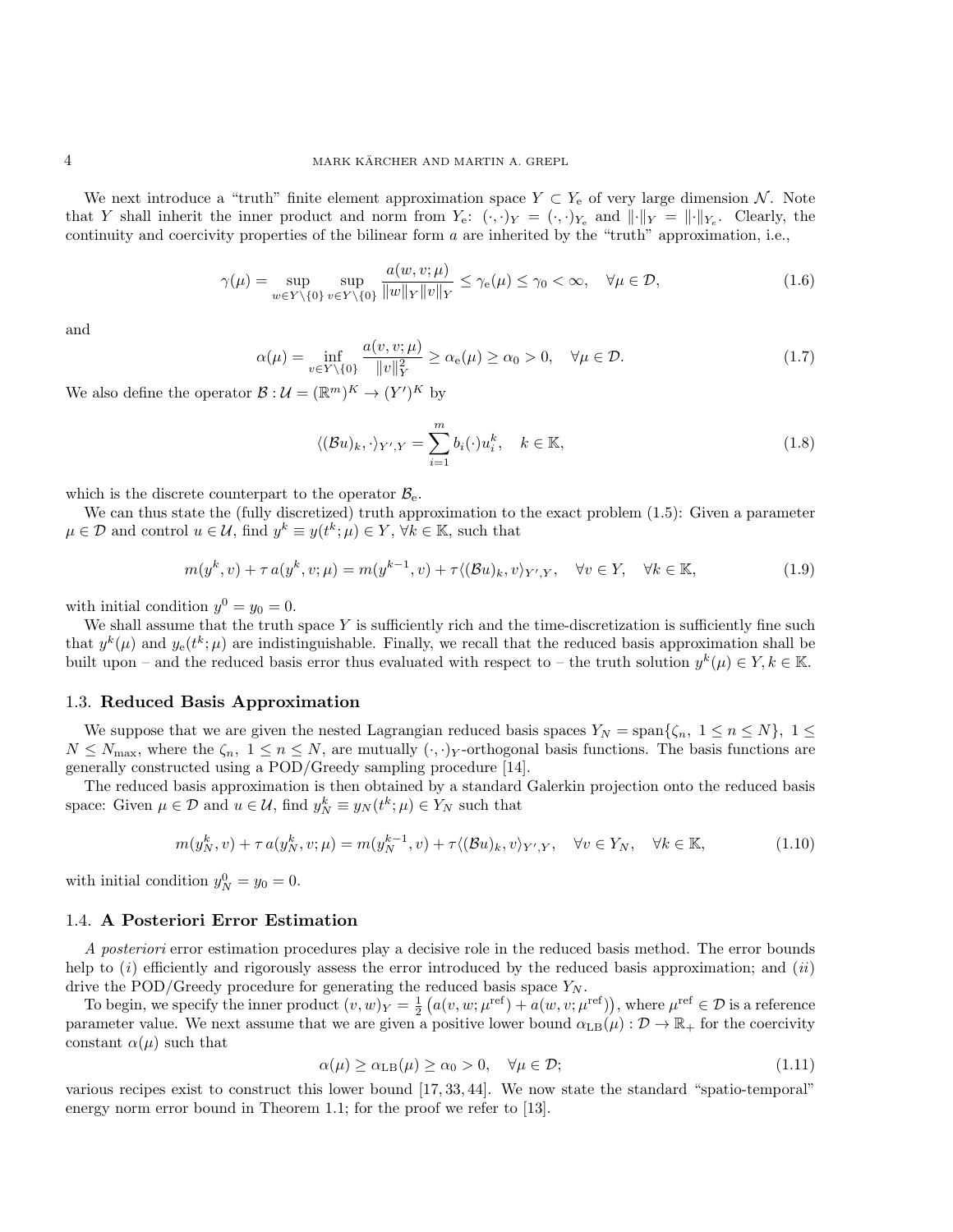We next introduce a "truth" finite element approximation space $Y \subset Y_\mathrm{e}$ of very large dimension $\mathcal{N}$. Note that $Y$ shall inherit the inner product and norm from $Y_\mathrm{e}$: $(\cdot,\cdot)_Y = (\cdot,\cdot)_{Y_\mathrm{e}}$ and $\|\cdot\|_Y = \|\cdot\|_{Y_\mathrm{e}}$. Clearly, the continuity and coercivity properties of the bilinear form $a$ are inherited by the "truth" approximation, i.e.,

$$\gamma(\mu) = \sup_{w \in Y\setminus\{0\}} \sup_{v \in Y\setminus\{0\}} \frac{a(w,v;\mu)}{\|w\|_Y \|v\|_Y} \leq \gamma_\mathrm{e}(\mu) \leq \gamma_0 < \infty, \quad \forall \mu \in \mathcal{D}, \tag{1.6}$$

and

$$\alpha(\mu) = \inf_{v \in Y\setminus\{0\}} \frac{a(v,v;\mu)}{\|v\|_Y^2} \geq \alpha_\mathrm{e}(\mu) \geq \alpha_0 > 0, \quad \forall \mu \in \mathcal{D}. \tag{1.7}$$

We also define the operator $\mathcal{B} : \mathcal{U} = (\mathbb{R}^m)^K \to (Y')^K$ by

$$\langle (\mathcal{B}u)_k, \cdot \rangle_{Y',Y} = \sum_{i=1}^{m} b_i(\cdot) u_i^k, \quad k \in \mathbb{K}, \tag{1.8}$$

which is the discrete counterpart to the operator $\mathcal{B}_\mathrm{e}$.

We can thus state the (fully discretized) truth approximation to the exact problem (1.5): Given a parameter $\mu \in \mathcal{D}$ and control $u \in \mathcal{U}$, find $y^k \equiv y(t^k;\mu) \in Y$, $\forall k \in \mathbb{K}$, such that

$$m(y^k, v) + \tau\, a(y^k, v; \mu) = m(y^{k-1}, v) + \tau \langle (\mathcal{B}u)_k, v \rangle_{Y',Y}, \quad \forall v \in Y, \quad \forall k \in \mathbb{K}, \tag{1.9}$$

with initial condition $y^0 = y_0 = 0$.

We shall assume that the truth space $Y$ is sufficiently rich and the time-discretization is sufficiently fine such that $y^k(\mu)$ and $y_\mathrm{e}(t^k;\mu)$ are indistinguishable. Finally, we recall that the reduced basis approximation shall be built upon – and the reduced basis error thus evaluated with respect to – the truth solution $y^k(\mu) \in Y, k \in \mathbb{K}$.

## 1.3. Reduced Basis Approximation

We suppose that we are given the nested Lagrangian reduced basis spaces $Y_N = \mathrm{span}\{\zeta_n,\ 1 \leq n \leq N\}$, $1 \leq N \leq N_{\max}$, where the $\zeta_n$, $1 \leq n \leq N$, are mutually $(\cdot,\cdot)_Y$-orthogonal basis functions. The basis functions are generally constructed using a POD/Greedy sampling procedure [14].

The reduced basis approximation is then obtained by a standard Galerkin projection onto the reduced basis space: Given $\mu \in \mathcal{D}$ and $u \in \mathcal{U}$, find $y_N^k \equiv y_N(t^k;\mu) \in Y_N$ such that

$$m(y_N^k, v) + \tau\, a(y_N^k, v; \mu) = m(y_N^{k-1}, v) + \tau \langle (\mathcal{B}u)_k, v \rangle_{Y',Y}, \quad \forall v \in Y_N, \quad \forall k \in \mathbb{K}, \tag{1.10}$$

with initial condition $y_N^0 = y_0 = 0$.

## 1.4. A Posteriori Error Estimation

*A posteriori* error estimation procedures play a decisive role in the reduced basis method. The error bounds help to $(i)$ efficiently and rigorously assess the error introduced by the reduced basis approximation; and $(ii)$ drive the POD/Greedy procedure for generating the reduced basis space $Y_N$.

To begin, we specify the inner product $(v,w)_Y = \frac{1}{2}\left(a(v,w;\mu^\mathrm{ref}) + a(w,v;\mu^\mathrm{ref})\right)$, where $\mu^\mathrm{ref} \in \mathcal{D}$ is a reference parameter value. We next assume that we are given a positive lower bound $\alpha_\mathrm{LB}(\mu) : \mathcal{D} \to \mathbb{R}_+$ for the coercivity constant $\alpha(\mu)$ such that

$$\alpha(\mu) \geq \alpha_\mathrm{LB}(\mu) \geq \alpha_0 > 0, \quad \forall \mu \in \mathcal{D}; \tag{1.11}$$

various recipes exist to construct this lower bound [17, 33, 44]. We now state the standard "spatio-temporal" energy norm error bound in Theorem 1.1; for the proof we refer to [13].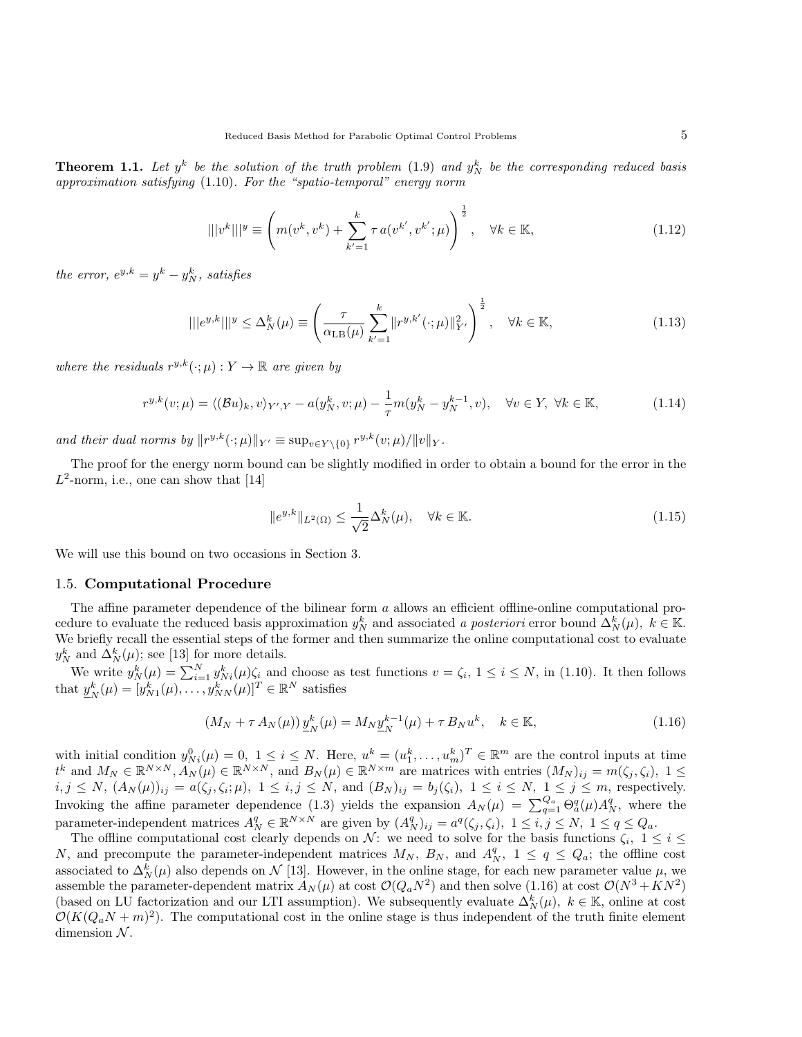**Theorem 1.1.** *Let $y^k$ be the solution of the truth problem* (1.9) *and $y_N^k$ be the corresponding reduced basis approximation satisfying* (1.10). *For the "spatio-temporal" energy norm*

$$|||v^k|||^y \equiv \left( m(v^k, v^k) + \sum_{k'=1}^{k} \tau\, a(v^{k'}, v^{k'}; \mu) \right)^{\frac{1}{2}}, \quad \forall k \in \mathbb{K}, \tag{1.12}$$

*the error, $e^{y,k} = y^k - y_N^k$, satisfies*

$$|||e^{y,k}|||^y \leq \Delta_N^k(\mu) \equiv \left( \frac{\tau}{\alpha_{\mathrm{LB}}(\mu)} \sum_{k'=1}^{k} \|r^{y,k'}(\cdot;\mu)\|_{Y'}^2 \right)^{\frac{1}{2}}, \quad \forall k \in \mathbb{K}, \tag{1.13}$$

*where the residuals $r^{y,k}(\cdot;\mu) : Y \to \mathbb{R}$ are given by*

$$r^{y,k}(v;\mu) = \langle (\mathcal{B}u)_k, v \rangle_{Y',Y} - a(y_N^k, v; \mu) - \frac{1}{\tau} m(y_N^k - y_N^{k-1}, v), \quad \forall v \in Y,\ \forall k \in \mathbb{K}, \tag{1.14}$$

*and their dual norms by $\|r^{y,k}(\cdot;\mu)\|_{Y'} \equiv \sup_{v \in Y \setminus \{0\}} r^{y,k}(v;\mu)/\|v\|_Y$.*

The proof for the energy norm bound can be slightly modified in order to obtain a bound for the error in the $L^2$-norm, i.e., one can show that [14]

$$\|e^{y,k}\|_{L^2(\Omega)} \leq \frac{1}{\sqrt{2}} \Delta_N^k(\mu), \quad \forall k \in \mathbb{K}. \tag{1.15}$$

We will use this bound on two occasions in Section 3.

### 1.5. Computational Procedure

The affine parameter dependence of the bilinear form $a$ allows an efficient offline-online computational procedure to evaluate the reduced basis approximation $y_N^k$ and associated *a posteriori* error bound $\Delta_N^k(\mu)$, $k \in \mathbb{K}$. We briefly recall the essential steps of the former and then summarize the online computational cost to evaluate $y_N^k$ and $\Delta_N^k(\mu)$; see [13] for more details.

We write $y_N^k(\mu) = \sum_{i=1}^{N} y_{Ni}^k(\mu)\zeta_i$ and choose as test functions $v = \zeta_i$, $1 \leq i \leq N$, in (1.10). It then follows that $\underline{y}_N^k(\mu) = [y_{N1}^k(\mu), \ldots, y_{NN}^k(\mu)]^T \in \mathbb{R}^N$ satisfies

$$(M_N + \tau\, A_N(\mu))\, \underline{y}_N^k(\mu) = M_N \underline{y}_N^{k-1}(\mu) + \tau\, B_N u^k, \quad k \in \mathbb{K}, \tag{1.16}$$

with initial condition $y_{Ni}^0(\mu) = 0$, $1 \leq i \leq N$. Here, $u^k = (u_1^k, \ldots, u_m^k)^T \in \mathbb{R}^m$ are the control inputs at time $t^k$ and $M_N \in \mathbb{R}^{N \times N}$, $A_N(\mu) \in \mathbb{R}^{N \times N}$, and $B_N(\mu) \in \mathbb{R}^{N \times m}$ are matrices with entries $(M_N)_{ij} = m(\zeta_j, \zeta_i)$, $1 \leq i,j \leq N$, $(A_N(\mu))_{ij} = a(\zeta_j, \zeta_i; \mu)$, $1 \leq i,j \leq N$, and $(B_N)_{ij} = b_j(\zeta_i)$, $1 \leq i \leq N$, $1 \leq j \leq m$, respectively. Invoking the affine parameter dependence (1.3) yields the expansion $A_N(\mu) = \sum_{q=1}^{Q_a} \Theta_a^q(\mu) A_N^q$, where the parameter-independent matrices $A_N^q \in \mathbb{R}^{N \times N}$ are given by $(A_N^q)_{ij} = a^q(\zeta_j, \zeta_i)$, $1 \leq i,j \leq N$, $1 \leq q \leq Q_a$.

The offline computational cost clearly depends on $\mathcal{N}$: we need to solve for the basis functions $\zeta_i$, $1 \leq i \leq N$, and precompute the parameter-independent matrices $M_N$, $B_N$, and $A_N^q$, $1 \leq q \leq Q_a$; the offline cost associated to $\Delta_N^k(\mu)$ also depends on $\mathcal{N}$ [13]. However, in the online stage, for each new parameter value $\mu$, we assemble the parameter-dependent matrix $A_N(\mu)$ at cost $\mathcal{O}(Q_a N^2)$ and then solve (1.16) at cost $\mathcal{O}(N^3 + KN^2)$ (based on LU factorization and our LTI assumption). We subsequently evaluate $\Delta_N^k(\mu)$, $k \in \mathbb{K}$, online at cost $\mathcal{O}(K(Q_a N + m)^2)$. The computational cost in the online stage is thus independent of the truth finite element dimension $\mathcal{N}$.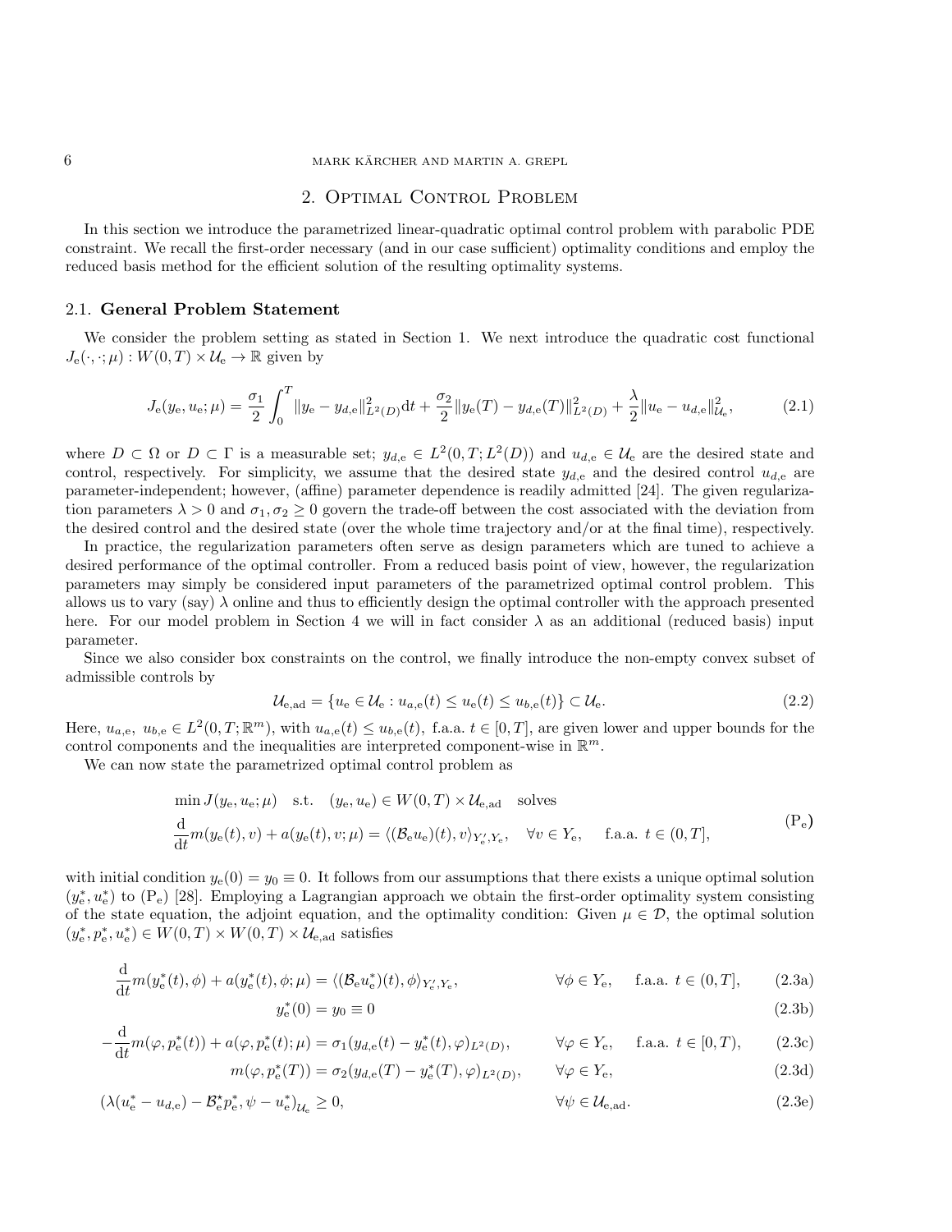## 2. Optimal Control Problem

In this section we introduce the parametrized linear-quadratic optimal control problem with parabolic PDE constraint. We recall the first-order necessary (and in our case sufficient) optimality conditions and employ the reduced basis method for the efficient solution of the resulting optimality systems.

### 2.1. General Problem Statement

We consider the problem setting as stated in Section 1. We next introduce the quadratic cost functional $J_{\mathrm{e}}(\cdot,\cdot;\mu) : W(0,T) \times \mathcal{U}_{\mathrm{e}} \to \mathbb{R}$ given by

$$
J_{\mathrm{e}}(y_{\mathrm{e}}, u_{\mathrm{e}}; \mu) = \frac{\sigma_1}{2} \int_0^T \|y_{\mathrm{e}} - y_{d,\mathrm{e}}\|^2_{L^2(D)} \mathrm{d}t + \frac{\sigma_2}{2} \|y_{\mathrm{e}}(T) - y_{d,\mathrm{e}}(T)\|^2_{L^2(D)} + \frac{\lambda}{2} \|u_{\mathrm{e}} - u_{d,\mathrm{e}}\|^2_{\mathcal{U}_{\mathrm{e}}}, \tag{2.1}
$$

where $D \subset \Omega$ or $D \subset \Gamma$ is a measurable set; $y_{d,\mathrm{e}} \in L^2(0,T;L^2(D))$ and $u_{d,\mathrm{e}} \in \mathcal{U}_{\mathrm{e}}$ are the desired state and control, respectively. For simplicity, we assume that the desired state $y_{d,\mathrm{e}}$ and the desired control $u_{d,\mathrm{e}}$ are parameter-independent; however, (affine) parameter dependence is readily admitted [24]. The given regularization parameters $\lambda > 0$ and $\sigma_1, \sigma_2 \geq 0$ govern the trade-off between the cost associated with the deviation from the desired control and the desired state (over the whole time trajectory and/or at the final time), respectively.

In practice, the regularization parameters often serve as design parameters which are tuned to achieve a desired performance of the optimal controller. From a reduced basis point of view, however, the regularization parameters may simply be considered input parameters of the parametrized optimal control problem. This allows us to vary (say) $\lambda$ online and thus to efficiently design the optimal controller with the approach presented here. For our model problem in Section 4 we will in fact consider $\lambda$ as an additional (reduced basis) input parameter.

Since we also consider box constraints on the control, we finally introduce the non-empty convex subset of admissible controls by

$$
\mathcal{U}_{\mathrm{e,ad}} = \{u_{\mathrm{e}} \in \mathcal{U}_{\mathrm{e}} : u_{a,\mathrm{e}}(t) \leq u_{\mathrm{e}}(t) \leq u_{b,\mathrm{e}}(t)\} \subset \mathcal{U}_{\mathrm{e}}. \tag{2.2}
$$

Here, $u_{a,\mathrm{e}},\ u_{b,\mathrm{e}} \in L^2(0,T;\mathbb{R}^m)$, with $u_{a,\mathrm{e}}(t) \leq u_{b,\mathrm{e}}(t)$, f.a.a. $t \in [0,T]$, are given lower and upper bounds for the control components and the inequalities are interpreted component-wise in $\mathbb{R}^m$.

We can now state the parametrized optimal control problem as

$$
\begin{aligned}
&\min J(y_{\mathrm{e}}, u_{\mathrm{e}}; \mu) \quad \text{s.t.} \quad (y_{\mathrm{e}}, u_{\mathrm{e}}) \in W(0,T) \times \mathcal{U}_{\mathrm{e,ad}} \quad \text{solves} \\
&\frac{\mathrm{d}}{\mathrm{d}t} m(y_{\mathrm{e}}(t), v) + a(y_{\mathrm{e}}(t), v; \mu) = \langle (\mathcal{B}_{\mathrm{e}} u_{\mathrm{e}})(t), v \rangle_{Y_{\mathrm{e}}', Y_{\mathrm{e}}}, \quad \forall v \in Y_{\mathrm{e}}, \quad \text{f.a.a. } t \in (0,T],
\end{aligned} \tag{P$_\mathrm{e}$}
$$

with initial condition $y_{\mathrm{e}}(0) = y_0 \equiv 0$. It follows from our assumptions that there exists a unique optimal solution $(y_{\mathrm{e}}^*, u_{\mathrm{e}}^*)$ to (P$_\mathrm{e}$) [28]. Employing a Lagrangian approach we obtain the first-order optimality system consisting of the state equation, the adjoint equation, and the optimality condition: Given $\mu \in \mathcal{D}$, the optimal solution $(y_{\mathrm{e}}^*, p_{\mathrm{e}}^*, u_{\mathrm{e}}^*) \in W(0,T) \times W(0,T) \times \mathcal{U}_{\mathrm{e,ad}}$ satisfies

$$
\frac{\mathrm{d}}{\mathrm{d}t} m(y_{\mathrm{e}}^*(t), \phi) + a(y_{\mathrm{e}}^*(t), \phi; \mu) = \langle (\mathcal{B}_{\mathrm{e}} u_{\mathrm{e}}^*)(t), \phi \rangle_{Y_{\mathrm{e}}', Y_{\mathrm{e}}}, \qquad \forall \phi \in Y_{\mathrm{e}}, \quad \text{f.a.a. } t \in (0,T], \tag{2.3a}
$$

$$
y_{\mathrm{e}}^*(0) = y_0 \equiv 0 \tag{2.3b}
$$

$$
-\frac{\mathrm{d}}{\mathrm{d}t} m(\varphi, p_{\mathrm{e}}^*(t)) + a(\varphi, p_{\mathrm{e}}^*(t); \mu) = \sigma_1 (y_{d,\mathrm{e}}(t) - y_{\mathrm{e}}^*(t), \varphi)_{L^2(D)}, \qquad \forall \varphi \in Y_{\mathrm{e}}, \quad \text{f.a.a. } t \in [0,T), \tag{2.3c}
$$

$$
m(\varphi, p_{\mathrm{e}}^*(T)) = \sigma_2 (y_{d,\mathrm{e}}(T) - y_{\mathrm{e}}^*(T), \varphi)_{L^2(D)}, \qquad \forall \varphi \in Y_{\mathrm{e}}, \tag{2.3d}
$$

$$
(\lambda (u_{\mathrm{e}}^* - u_{d,\mathrm{e}}) - \mathcal{B}_{\mathrm{e}}^{\star} p_{\mathrm{e}}^*, \psi - u_{\mathrm{e}}^*)_{\mathcal{U}_{\mathrm{e}}} \geq 0, \qquad \forall \psi \in \mathcal{U}_{\mathrm{e,ad}}. \tag{2.3e}
$$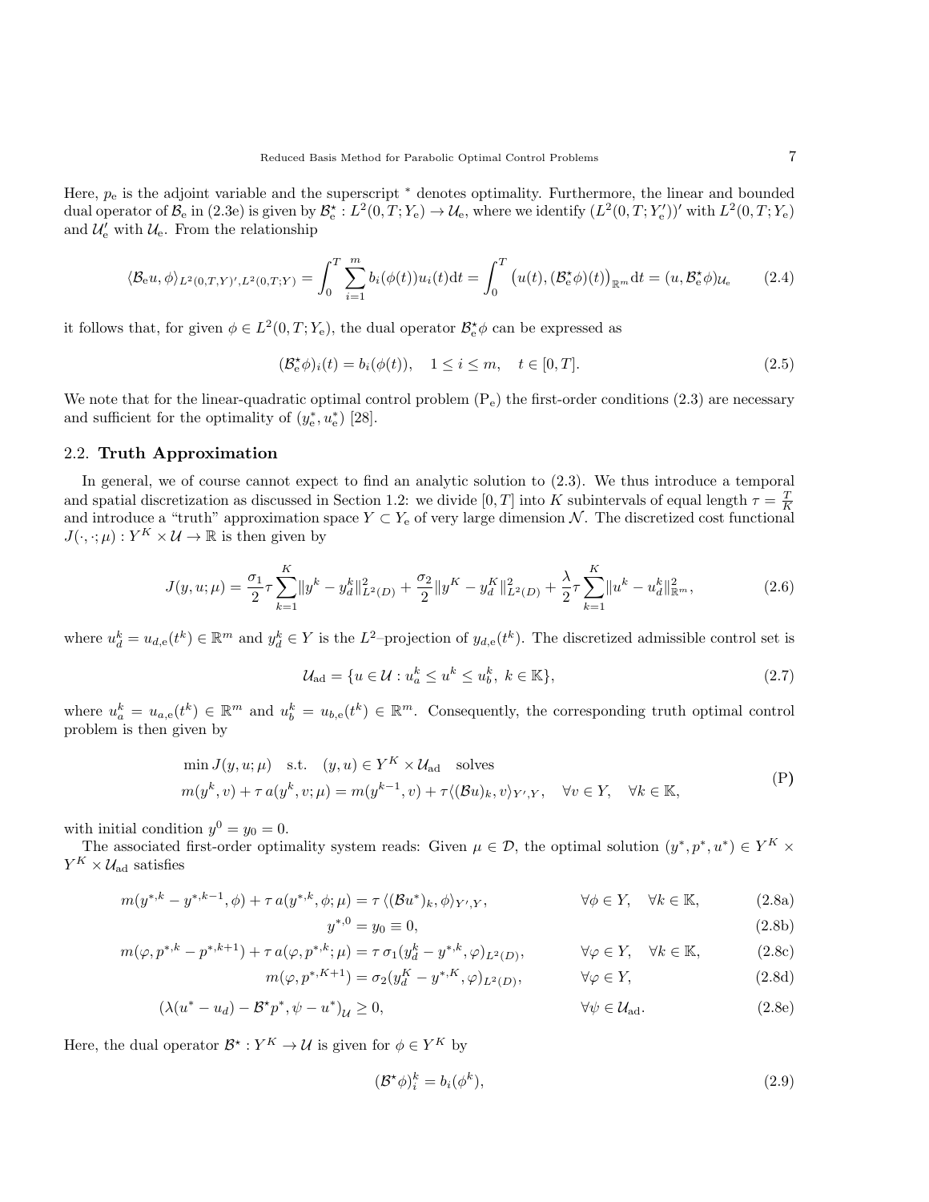Here, $p_{\rm e}$ is the adjoint variable and the superscript $^*$ denotes optimality. Furthermore, the linear and bounded dual operator of $\mathcal{B}_{\rm e}$ in (2.3e) is given by $\mathcal{B}_{\rm e}^\star : L^2(0,T;Y_{\rm e}) \to \mathcal{U}_{\rm e}$, where we identify $(L^2(0,T;Y_{\rm e}'))'$ with $L^2(0,T;Y_{\rm e})$ and $\mathcal{U}_{\rm e}'$ with $\mathcal{U}_{\rm e}$. From the relationship

$$\langle \mathcal{B}_{\rm e} u, \phi\rangle_{L^2(0,T,Y)', L^2(0,T;Y)} = \int_0^T \sum_{i=1}^m b_i(\phi(t)) u_i(t) \mathrm{d}t = \int_0^T \big(u(t), (\mathcal{B}_{\rm e}^\star \phi)(t)\big)_{\mathbb{R}^m} \mathrm{d}t = (u, \mathcal{B}_{\rm e}^\star \phi)_{\mathcal{U}_{\rm e}} \tag{2.4}$$

it follows that, for given $\phi \in L^2(0,T;Y_{\rm e})$, the dual operator $\mathcal{B}_{\rm e}^\star \phi$ can be expressed as

$$(\mathcal{B}_{\rm e}^\star \phi)_i(t) = b_i(\phi(t)), \quad 1 \le i \le m, \quad t \in [0,T]. \tag{2.5}$$

We note that for the linear-quadratic optimal control problem ($\mathrm{P_e}$) the first-order conditions (2.3) are necessary and sufficient for the optimality of $(y_{\rm e}^*, u_{\rm e}^*)$ [28].

## 2.2. Truth Approximation

In general, we of course cannot expect to find an analytic solution to (2.3). We thus introduce a temporal and spatial discretization as discussed in Section 1.2: we divide $[0,T]$ into $K$ subintervals of equal length $\tau = \frac{T}{K}$ and introduce a "truth" approximation space $Y \subset Y_{\rm e}$ of very large dimension $\mathcal{N}$. The discretized cost functional $J(\cdot,\cdot;\mu) : Y^K \times \mathcal{U} \to \mathbb{R}$ is then given by

$$J(y,u;\mu) = \frac{\sigma_1}{2}\tau \sum_{k=1}^K \|y^k - y_d^k\|^2_{L^2(D)} + \frac{\sigma_2}{2}\|y^K - y_d^K\|^2_{L^2(D)} + \frac{\lambda}{2}\tau \sum_{k=1}^K \|u^k - u_d^k\|^2_{\mathbb{R}^m}, \tag{2.6}$$

where $u_d^k = u_{d,{\rm e}}(t^k) \in \mathbb{R}^m$ and $y_d^k \in Y$ is the $L^2$–projection of $y_{d,{\rm e}}(t^k)$. The discretized admissible control set is

$$\mathcal{U}_{\rm ad} = \{u \in \mathcal{U} : u_a^k \le u^k \le u_b^k,\ k \in \mathbb{K}\}, \tag{2.7}$$

where $u_a^k = u_{a,{\rm e}}(t^k) \in \mathbb{R}^m$ and $u_b^k = u_{b,{\rm e}}(t^k) \in \mathbb{R}^m$. Consequently, the corresponding truth optimal control problem is then given by

$$\begin{aligned} &\min J(y,u;\mu) \quad \text{s.t.} \quad (y,u) \in Y^K \times \mathcal{U}_{\rm ad} \quad \text{solves} \\ &m(y^k, v) + \tau\, a(y^k, v;\mu) = m(y^{k-1}, v) + \tau \langle (\mathcal{B}u)_k, v\rangle_{Y',Y}, \quad \forall v \in Y, \quad \forall k \in \mathbb{K}, \end{aligned} \tag{P}$$

with initial condition $y^0 = y_0 = 0$.

The associated first-order optimality system reads: Given $\mu \in \mathcal{D}$, the optimal solution $(y^*, p^*, u^*) \in Y^K \times Y^K \times \mathcal{U}_{\rm ad}$ satisfies

$$m(y^{*,k} - y^{*,k-1}, \phi) + \tau\, a(y^{*,k}, \phi;\mu) = \tau\, \langle (\mathcal{B}u^*)_k, \phi\rangle_{Y',Y}, \qquad \forall \phi \in Y, \quad \forall k \in \mathbb{K}, \tag{2.8a}$$

$$y^{*,0} = y_0 \equiv 0, \tag{2.8b}$$

$$m(\varphi, p^{*,k} - p^{*,k+1}) + \tau\, a(\varphi, p^{*,k};\mu) = \tau\, \sigma_1 (y_d^k - y^{*,k}, \varphi)_{L^2(D)}, \qquad \forall \varphi \in Y, \quad \forall k \in \mathbb{K}, \tag{2.8c}$$

$$m(\varphi, p^{*,K+1}) = \sigma_2 (y_d^K - y^{*,K}, \varphi)_{L^2(D)}, \qquad \forall \varphi \in Y, \tag{2.8d}$$

$$(\lambda(u^* - u_d) - \mathcal{B}^\star p^*, \psi - u^*)_{\mathcal{U}} \ge 0, \qquad \forall \psi \in \mathcal{U}_{\rm ad}. \tag{2.8e}$$

Here, the dual operator $\mathcal{B}^\star : Y^K \to \mathcal{U}$ is given for $\phi \in Y^K$ by

$$(\mathcal{B}^\star \phi)_i^k = b_i(\phi^k), \tag{2.9}$$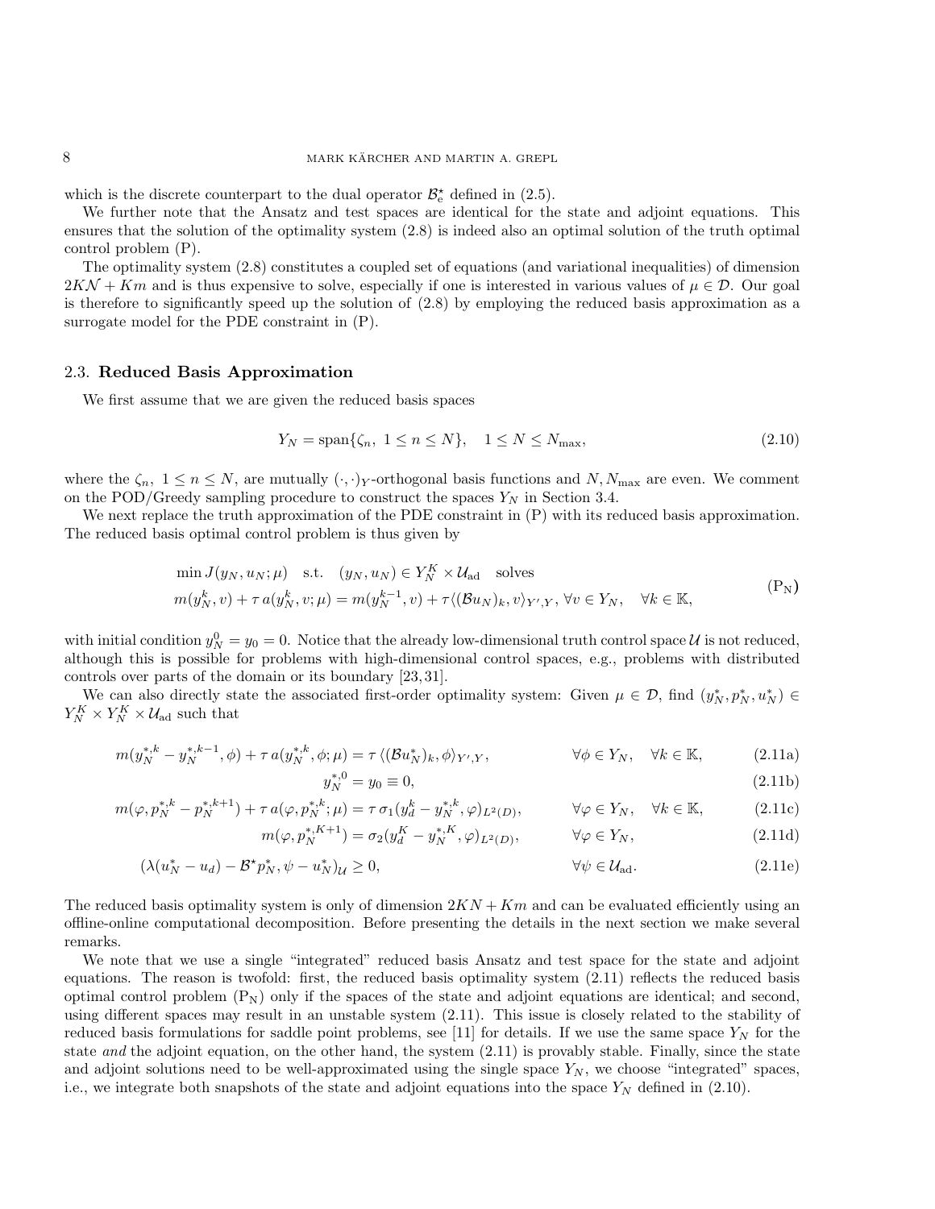which is the discrete counterpart to the dual operator $\mathcal{B}_e^\star$ defined in (2.5).

We further note that the Ansatz and test spaces are identical for the state and adjoint equations. This ensures that the solution of the optimality system (2.8) is indeed also an optimal solution of the truth optimal control problem (P).

The optimality system (2.8) constitutes a coupled set of equations (and variational inequalities) of dimension $2K\mathcal{N} + Km$ and is thus expensive to solve, especially if one is interested in various values of $\mu \in \mathcal{D}$. Our goal is therefore to significantly speed up the solution of (2.8) by employing the reduced basis approximation as a surrogate model for the PDE constraint in (P).

### 2.3. **Reduced Basis Approximation**

We first assume that we are given the reduced basis spaces

$$Y_N = \operatorname{span}\{\zeta_n,\ 1 \le n \le N\}, \quad 1 \le N \le N_{\max}, \tag{2.10}$$

where the $\zeta_n$, $1 \le n \le N$, are mutually $(\cdot,\cdot)_Y$-orthogonal basis functions and $N, N_{\max}$ are even. We comment on the POD/Greedy sampling procedure to construct the spaces $Y_N$ in Section 3.4.

We next replace the truth approximation of the PDE constraint in (P) with its reduced basis approximation. The reduced basis optimal control problem is thus given by

$$\begin{aligned}
&\min J(y_N, u_N; \mu) \quad \text{s.t.} \quad (y_N, u_N) \in Y_N^K \times \mathcal{U}_{\text{ad}} \quad \text{solves} \\
&m(y_N^k, v) + \tau\, a(y_N^k, v; \mu) = m(y_N^{k-1}, v) + \tau \langle (\mathcal{B} u_N)_k, v\rangle_{Y',Y},\ \forall v \in Y_N, \quad \forall k \in \mathbb{K},
\end{aligned} \tag{$\text{P}_\text{N}$}$$

with initial condition $y_N^0 = y_0 = 0$. Notice that the already low-dimensional truth control space $\mathcal{U}$ is not reduced, although this is possible for problems with high-dimensional control spaces, e.g., problems with distributed controls over parts of the domain or its boundary [23, 31].

We can also directly state the associated first-order optimality system: Given $\mu \in \mathcal{D}$, find $(y_N^*, p_N^*, u_N^*) \in Y_N^K \times Y_N^K \times \mathcal{U}_{\text{ad}}$ such that

$$m(y_N^{*,k} - y_N^{*,k-1}, \phi) + \tau\, a(y_N^{*,k}, \phi; \mu) = \tau \langle (\mathcal{B} u_N^*)_k, \phi\rangle_{Y',Y}, \qquad \forall \phi \in Y_N, \quad \forall k \in \mathbb{K}, \tag{2.11a}$$

$$y_N^{*,0} = y_0 \equiv 0, \tag{2.11b}$$

$$m(\varphi, p_N^{*,k} - p_N^{*,k+1}) + \tau\, a(\varphi, p_N^{*,k}; \mu) = \tau\, \sigma_1 (y_d^k - y_N^{*,k}, \varphi)_{L^2(D)}, \qquad \forall \varphi \in Y_N, \quad \forall k \in \mathbb{K}, \tag{2.11c}$$

$$m(\varphi, p_N^{*,K+1}) = \sigma_2 (y_d^K - y_N^{*,K}, \varphi)_{L^2(D)}, \qquad \forall \varphi \in Y_N, \tag{2.11d}$$

$$(\lambda(u_N^* - u_d) - \mathcal{B}^\star p_N^*, \psi - u_N^*)_{\mathcal{U}} \ge 0, \qquad \forall \psi \in \mathcal{U}_{\text{ad}}. \tag{2.11e}$$

The reduced basis optimality system is only of dimension $2KN + Km$ and can be evaluated efficiently using an offline-online computational decomposition. Before presenting the details in the next section we make several remarks.

We note that we use a single "integrated" reduced basis Ansatz and test space for the state and adjoint equations. The reason is twofold: first, the reduced basis optimality system (2.11) reflects the reduced basis optimal control problem ($\text{P}_\text{N}$) only if the spaces of the state and adjoint equations are identical; and second, using different spaces may result in an unstable system (2.11). This issue is closely related to the stability of reduced basis formulations for saddle point problems, see [11] for details. If we use the same space $Y_N$ for the state *and* the adjoint equation, on the other hand, the system (2.11) is provably stable. Finally, since the state and adjoint solutions need to be well-approximated using the single space $Y_N$, we choose "integrated" spaces, i.e., we integrate both snapshots of the state and adjoint equations into the space $Y_N$ defined in (2.10).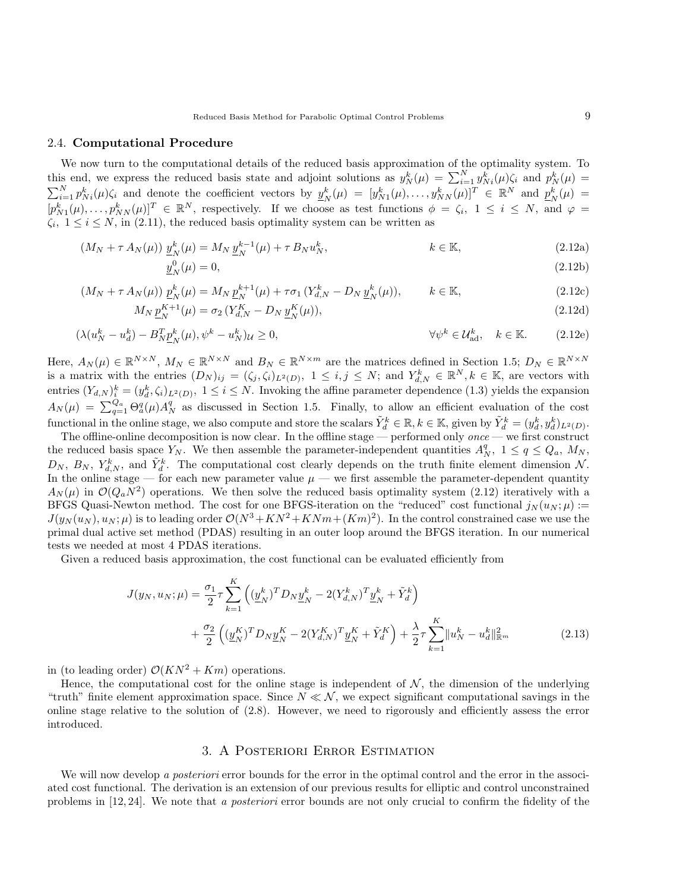## 2.4. **Computational Procedure**

We now turn to the computational details of the reduced basis approximation of the optimality system. To this end, we express the reduced basis state and adjoint solutions as $y_N^k(\mu) = \sum_{i=1}^N y_{Ni}^k(\mu)\zeta_i$ and $p_N^k(\mu) = \sum_{i=1}^N p_{Ni}^k(\mu)\zeta_i$ and denote the coefficient vectors by $\underline{y}_N^k(\mu) = [y_{N1}^k(\mu), \ldots, y_{NN}^k(\mu)]^T \in \mathbb{R}^N$ and $\underline{p}_N^k(\mu) = [p_{N1}^k(\mu), \ldots, p_{NN}^k(\mu)]^T \in \mathbb{R}^N$, respectively. If we choose as test functions $\phi = \zeta_i$, $1 \le i \le N$, and $\varphi = \zeta_i$, $1 \le i \le N$, in (2.11), the reduced basis optimality system can be written as

$$(M_N + \tau A_N(\mu))\, \underline{y}_N^k(\mu) = M_N\, \underline{y}_N^{k-1}(\mu) + \tau B_N u_N^k, \qquad k \in \mathbb{K}, \tag{2.12a}$$

$$\underline{y}_N^0(\mu) = 0, \tag{2.12b}$$

$$(M_N + \tau A_N(\mu))\, \underline{p}_N^k(\mu) = M_N\, \underline{p}_N^{k+1}(\mu) + \tau\sigma_1\, (Y_{d,N}^k - D_N\, \underline{y}_N^k(\mu)), \qquad k \in \mathbb{K}, \tag{2.12c}$$

$$M_N\, \underline{p}_N^{K+1}(\mu) = \sigma_2\, (Y_{d,N}^K - D_N\, \underline{y}_N^K(\mu)), \tag{2.12d}$$

$$(\lambda(u_N^k - u_d^k) - B_N^T \underline{p}_N^k(\mu), \psi^k - u_N^k)_{\mathcal{U}} \ge 0, \qquad \forall \psi^k \in \mathcal{U}_{\rm ad}^k, \quad k \in \mathbb{K}. \tag{2.12e}$$

Here, $A_N(\mu) \in \mathbb{R}^{N\times N}$, $M_N \in \mathbb{R}^{N\times N}$ and $B_N \in \mathbb{R}^{N\times m}$ are the matrices defined in Section 1.5; $D_N \in \mathbb{R}^{N\times N}$ is a matrix with the entries $(D_N)_{ij} = (\zeta_j, \zeta_i)_{L^2(D)}$, $1 \le i,j \le N$; and $Y_{d,N}^k \in \mathbb{R}^N, k \in \mathbb{K}$, are vectors with entries $(Y_{d,N})_i^k = (y_d^k, \zeta_i)_{L^2(D)}$, $1 \le i \le N$. Invoking the affine parameter dependence (1.3) yields the expansion $A_N(\mu) = \sum_{q=1}^{Q_a} \Theta_a^q(\mu) A_N^q$ as discussed in Section 1.5. Finally, to allow an efficient evaluation of the cost functional in the online stage, we also compute and store the scalars $\tilde{Y}_d^k \in \mathbb{R}, k \in \mathbb{K}$, given by $\tilde{Y}_d^k = (y_d^k, y_d^k)_{L^2(D)}$.

The offline-online decomposition is now clear. In the offline stage — performed only *once* — we first construct the reduced basis space $Y_N$. We then assemble the parameter-independent quantities $A_N^q$, $1 \le q \le Q_a$, $M_N$, $D_N$, $B_N$, $Y_{d,N}^k$, and $\tilde{Y}_d^k$. The computational cost clearly depends on the truth finite element dimension $\mathcal{N}$. In the online stage — for each new parameter value $\mu$ — we first assemble the parameter-dependent quantity $A_N(\mu)$ in $\mathcal{O}(Q_a N^2)$ operations. We then solve the reduced basis optimality system (2.12) iteratively with a BFGS Quasi-Newton method. The cost for one BFGS-iteration on the "reduced" cost functional $j_N(u_N;\mu) := J(y_N(u_N), u_N;\mu)$ is to leading order $\mathcal{O}(N^3 + KN^2 + KNm + (Km)^2)$. In the control constrained case we use the primal dual active set method (PDAS) resulting in an outer loop around the BFGS iteration. In our numerical tests we needed at most 4 PDAS iterations.

Given a reduced basis approximation, the cost functional can be evaluated efficiently from

$$\begin{aligned} J(y_N, u_N; \mu) = {} & \frac{\sigma_1}{2}\tau \sum_{k=1}^K \left( (\underline{y}_N^k)^T D_N \underline{y}_N^k - 2(Y_{d,N}^k)^T \underline{y}_N^k + \tilde{Y}_d^k \right) \\ & + \frac{\sigma_2}{2} \left( (\underline{y}_N^K)^T D_N \underline{y}_N^K - 2(Y_{d,N}^K)^T \underline{y}_N^K + \tilde{Y}_d^K \right) + \frac{\lambda}{2}\tau \sum_{k=1}^K \| u_N^k - u_d^k \|_{\mathbb{R}^m}^2 \end{aligned} \tag{2.13}$$

in (to leading order) $\mathcal{O}(KN^2 + Km)$ operations.

Hence, the computational cost for the online stage is independent of $\mathcal{N}$, the dimension of the underlying "truth" finite element approximation space. Since $N \ll \mathcal{N}$, we expect significant computational savings in the online stage relative to the solution of (2.8). However, we need to rigorously and efficiently assess the error introduced.

# 3. A Posteriori Error Estimation

We will now develop *a posteriori* error bounds for the error in the optimal control and the error in the associated cost functional. The derivation is an extension of our previous results for elliptic and control unconstrained problems in [12, 24]. We note that *a posteriori* error bounds are not only crucial to confirm the fidelity of the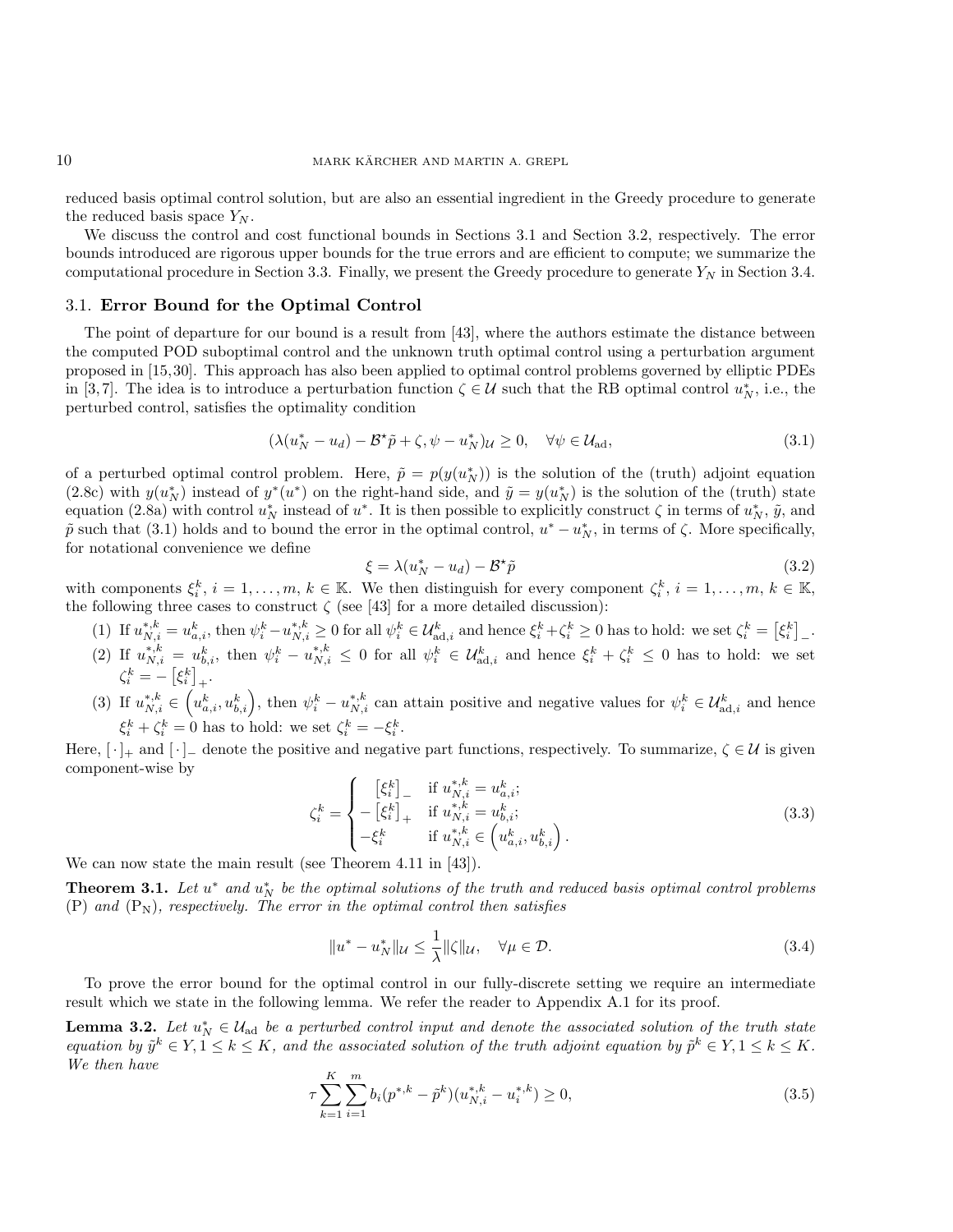reduced basis optimal control solution, but are also an essential ingredient in the Greedy procedure to generate the reduced basis space $Y_N$.

We discuss the control and cost functional bounds in Sections 3.1 and Section 3.2, respectively. The error bounds introduced are rigorous upper bounds for the true errors and are efficient to compute; we summarize the computational procedure in Section 3.3. Finally, we present the Greedy procedure to generate $Y_N$ in Section 3.4.

### 3.1. **Error Bound for the Optimal Control**

The point of departure for our bound is a result from [43], where the authors estimate the distance between the computed POD suboptimal control and the unknown truth optimal control using a perturbation argument proposed in [15,30]. This approach has also been applied to optimal control problems governed by elliptic PDEs in [3,7]. The idea is to introduce a perturbation function $\zeta \in \mathcal{U}$ such that the RB optimal control $u_N^*$, i.e., the perturbed control, satisfies the optimality condition

$$(\lambda(u_N^* - u_d) - \mathcal{B}^\star \tilde{p} + \zeta, \psi - u_N^*)_{\mathcal{U}} \geq 0, \quad \forall \psi \in \mathcal{U}_{\rm ad}, \tag{3.1}$$

of a perturbed optimal control problem. Here, $\tilde{p} = p(y(u_N^*))$ is the solution of the (truth) adjoint equation (2.8c) with $y(u_N^*)$ instead of $y^*(u^*)$ on the right-hand side, and $\tilde{y} = y(u_N^*)$ is the solution of the (truth) state equation (2.8a) with control $u_N^*$ instead of $u^*$. It is then possible to explicitly construct $\zeta$ in terms of $u_N^*$, $\tilde{y}$, and $\tilde{p}$ such that (3.1) holds and to bound the error in the optimal control, $u^* - u_N^*$, in terms of $\zeta$. More specifically, for notational convenience we define

$$\xi = \lambda(u_N^* - u_d) - \mathcal{B}^\star \tilde{p} \tag{3.2}$$

with components $\xi_i^k$, $i = 1, \ldots, m$, $k \in \mathbb{K}$. We then distinguish for every component $\zeta_i^k$, $i = 1, \ldots, m$, $k \in \mathbb{K}$, the following three cases to construct $\zeta$ (see [43] for a more detailed discussion):

(1) If $u_{N,i}^{*,k} = u_{a,i}^k$, then $\psi_i^k - u_{N,i}^{*,k} \geq 0$ for all $\psi_i^k \in \mathcal{U}_{{\rm ad},i}^k$ and hence $\xi_i^k + \zeta_i^k \geq 0$ has to hold: we set $\zeta_i^k = \left[\xi_i^k\right]_-$.

(2) If $u_{N,i}^{*,k} = u_{b,i}^k$, then $\psi_i^k - u_{N,i}^{*,k} \leq 0$ for all $\psi_i^k \in \mathcal{U}_{{\rm ad},i}^k$ and hence $\xi_i^k + \zeta_i^k \leq 0$ has to hold: we set $\zeta_i^k = -\left[\xi_i^k\right]_+$.

(3) If $u_{N,i}^{*,k} \in \left(u_{a,i}^k, u_{b,i}^k\right)$, then $\psi_i^k - u_{N,i}^{*,k}$ can attain positive and negative values for $\psi_i^k \in \mathcal{U}_{{\rm ad},i}^k$ and hence $\xi_i^k + \zeta_i^k = 0$ has to hold: we set $\zeta_i^k = -\xi_i^k$.

Here, $[\cdot]_+$ and $[\cdot]_-$ denote the positive and negative part functions, respectively. To summarize, $\zeta \in \mathcal{U}$ is given component-wise by

$$\zeta_i^k = \begin{cases} \left[\xi_i^k\right]_- & \text{if } u_{N,i}^{*,k} = u_{a,i}^k; \\ -\left[\xi_i^k\right]_+ & \text{if } u_{N,i}^{*,k} = u_{b,i}^k; \\ -\xi_i^k & \text{if } u_{N,i}^{*,k} \in \left(u_{a,i}^k, u_{b,i}^k\right). \end{cases} \tag{3.3}$$

We can now state the main result (see Theorem 4.11 in [43]).

**Theorem 3.1.** *Let $u^*$ and $u_N^*$ be the optimal solutions of the truth and reduced basis optimal control problems* (P) *and* (P$_{\rm N}$)*, respectively. The error in the optimal control then satisfies*

$$\|u^* - u_N^*\|_{\mathcal{U}} \leq \frac{1}{\lambda} \|\zeta\|_{\mathcal{U}}, \quad \forall \mu \in \mathcal{D}. \tag{3.4}$$

To prove the error bound for the optimal control in our fully-discrete setting we require an intermediate result which we state in the following lemma. We refer the reader to Appendix A.1 for its proof.

**Lemma 3.2.** *Let $u_N^* \in \mathcal{U}_{\rm ad}$ be a perturbed control input and denote the associated solution of the truth state equation by $\tilde{y}^k \in Y, 1 \leq k \leq K$, and the associated solution of the truth adjoint equation by $\tilde{p}^k \in Y, 1 \leq k \leq K$. We then have*

$$\tau \sum_{k=1}^{K} \sum_{i=1}^{m} b_i(p^{*,k} - \tilde{p}^k)(u_{N,i}^{*,k} - u_i^{*,k}) \geq 0, \tag{3.5}$$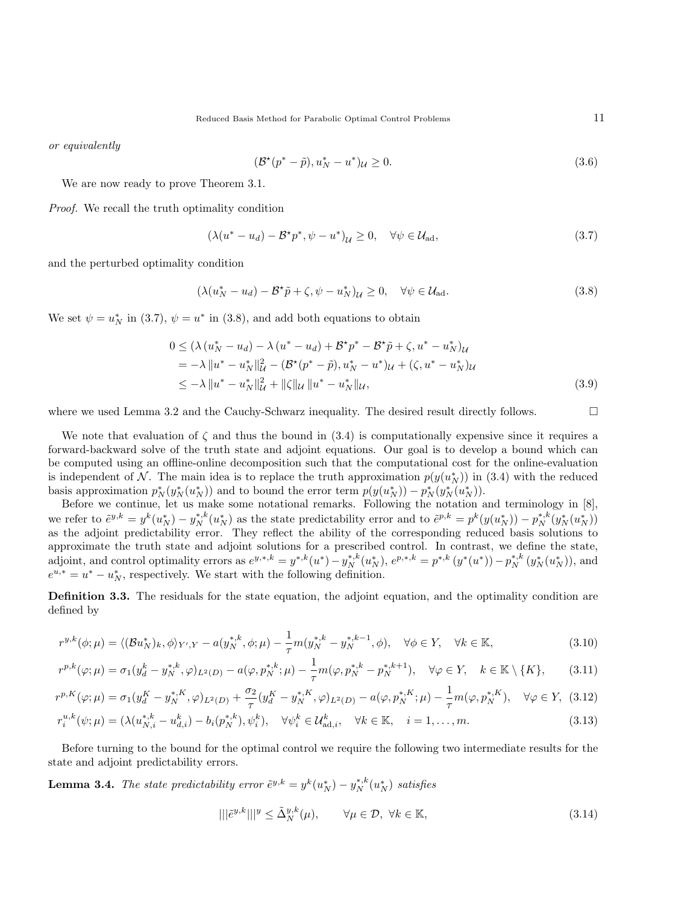*or equivalently*

$$(\mathcal{B}^\star(p^* - \tilde{p}), u_N^* - u^*)_{\mathcal{U}} \geq 0. \tag{3.6}$$

We are now ready to prove Theorem 3.1.

*Proof.* We recall the truth optimality condition

$$(\lambda(u^* - u_d) - \mathcal{B}^\star p^*, \psi - u^*)_{\mathcal{U}} \geq 0, \quad \forall \psi \in \mathcal{U}_{\rm ad}, \tag{3.7}$$

and the perturbed optimality condition

$$(\lambda(u_N^* - u_d) - \mathcal{B}^\star \tilde{p} + \zeta, \psi - u_N^*)_{\mathcal{U}} \geq 0, \quad \forall \psi \in \mathcal{U}_{\rm ad}. \tag{3.8}$$

We set $\psi = u_N^*$ in (3.7), $\psi = u^*$ in (3.8), and add both equations to obtain

$$\begin{aligned}
0 &\leq (\lambda\,(u_N^* - u_d) - \lambda\,(u^* - u_d) + \mathcal{B}^\star p^* - \mathcal{B}^\star \tilde{p} + \zeta, u^* - u_N^*)_{\mathcal{U}} \\
&= -\lambda\,\|u^* - u_N^*\|_{\mathcal{U}}^2 - (\mathcal{B}^\star(p^* - \tilde{p}), u_N^* - u^*)_{\mathcal{U}} + (\zeta, u^* - u_N^*)_{\mathcal{U}} \\
&\leq -\lambda\,\|u^* - u_N^*\|_{\mathcal{U}}^2 + \|\zeta\|_{\mathcal{U}}\,\|u^* - u_N^*\|_{\mathcal{U}},
\end{aligned} \tag{3.9}$$

where we used Lemma 3.2 and the Cauchy-Schwarz inequality. The desired result directly follows. $\square$

We note that evaluation of $\zeta$ and thus the bound in (3.4) is computationally expensive since it requires a forward-backward solve of the truth state and adjoint equations. Our goal is to develop a bound which can be computed using an offline-online decomposition such that the computational cost for the online-evaluation is independent of $\mathcal{N}$. The main idea is to replace the truth approximation $p(y(u_N^*))$ in (3.4) with the reduced basis approximation $p_N^*(y_N^*(u_N^*))$ and to bound the error term $p(y(u_N^*)) - p_N^*(y_N^*(u_N^*))$.

Before we continue, let us make some notational remarks. Following the notation and terminology in [8], we refer to $\tilde{e}^{y,k} = y^k(u_N^*) - y_N^{*,k}(u_N^*)$ as the state predictability error and to $\tilde{e}^{p,k} = p^k(y(u_N^*)) - p_N^{*,k}(y_N^*(u_N^*))$ as the adjoint predictability error. They reflect the ability of the corresponding reduced basis solutions to approximate the truth state and adjoint solutions for a prescribed control. In contrast, we define the state, adjoint, and control optimality errors as $e^{y,*,k} = y^{*,k}(u^*) - y_N^{*,k}(u_N^*)$, $e^{p,*,k} = p^{*,k}\left(y^*(u^*)\right) - p_N^{*,k}\left(y_N^*(u_N^*)\right)$, and $e^{u,*} = u^* - u_N^*$, respectively. We start with the following definition.

**Definition 3.3.** The residuals for the state equation, the adjoint equation, and the optimality condition are defined by

$$r^{y,k}(\phi;\mu) = \langle (\mathcal{B}u_N^*)_k, \phi\rangle_{Y',Y} - a(y_N^{*,k}, \phi;\mu) - \frac{1}{\tau} m(y_N^{*,k} - y_N^{*,k-1}, \phi), \quad \forall \phi \in Y, \quad \forall k \in \mathbb{K}, \tag{3.10}$$

$$r^{p,k}(\varphi;\mu) = \sigma_1(y_d^k - y_N^{*,k}, \varphi)_{L^2(D)} - a(\varphi, p_N^{*,k};\mu) - \frac{1}{\tau} m(\varphi, p_N^{*,k} - p_N^{*,k+1}), \quad \forall \varphi \in Y, \quad k \in \mathbb{K} \setminus \{K\}, \tag{3.11}$$

$$r^{p,K}(\varphi;\mu) = \sigma_1(y_d^K - y_N^{*,K}, \varphi)_{L^2(D)} + \frac{\sigma_2}{\tau}(y_d^K - y_N^{*,K}, \varphi)_{L^2(D)} - a(\varphi, p_N^{*,K};\mu) - \frac{1}{\tau} m(\varphi, p_N^{*,K}), \quad \forall \varphi \in Y, \tag{3.12}$$

$$r_i^{u,k}(\psi;\mu) = (\lambda(u_{N,i}^{*,k} - u_{d,i}^k) - b_i(p_N^{*,k}), \psi_i^k), \quad \forall \psi_i^k \in \mathcal{U}_{{\rm ad},i}^k, \quad \forall k \in \mathbb{K}, \quad i = 1, \ldots, m. \tag{3.13}$$

Before turning to the bound for the optimal control we require the following two intermediate results for the state and adjoint predictability errors.

**Lemma 3.4.** *The state predictability error $\tilde{e}^{y,k} = y^k(u_N^*) - y_N^{*,k}(u_N^*)$ satisfies*

$$|||\tilde{e}^{y,k}|||^y \leq \tilde{\Delta}_N^{y,k}(\mu), \qquad \forall \mu \in \mathcal{D},\ \forall k \in \mathbb{K}, \tag{3.14}$$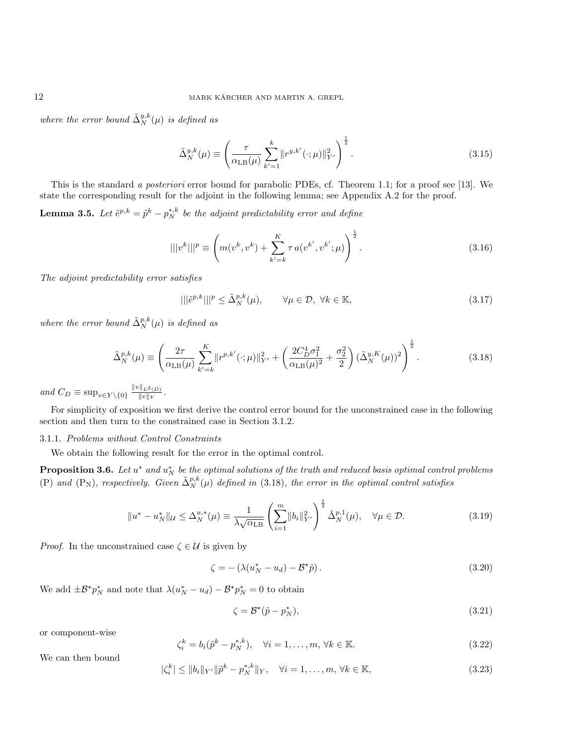*where the error bound* $\tilde{\Delta}_N^{y,k}(\mu)$ *is defined as*

$$\tilde{\Delta}_N^{y,k}(\mu) \equiv \left( \frac{\tau}{\alpha_{\mathrm{LB}}(\mu)} \sum_{k'=1}^{k} \|r^{y,k'}(\cdot;\mu)\|_{Y'}^2 \right)^{\frac{1}{2}}. \tag{3.15}$$

This is the standard *a posteriori* error bound for parabolic PDEs, cf. Theorem 1.1; for a proof see [13]. We state the corresponding result for the adjoint in the following lemma; see Appendix A.2 for the proof.

**Lemma 3.5.** *Let* $\tilde{e}^{p,k} = \tilde{p}^k - p_N^{*,k}$ *be the adjoint predictability error and define*

$$|||v^k|||^p \equiv \left( m(v^k, v^k) + \sum_{k'=k}^{K} \tau\, a(v^{k'}, v^{k'}; \mu) \right)^{\frac{1}{2}}. \tag{3.16}$$

*The adjoint predictability error satisfies*

$$|||\tilde{e}^{p,k}|||^p \leq \tilde{\Delta}_N^{p,k}(\mu), \qquad \forall \mu \in \mathcal{D},\ \forall k \in \mathbb{K}, \tag{3.17}$$

*where the error bound* $\tilde{\Delta}_N^{p,k}(\mu)$ *is defined as*

$$\tilde{\Delta}_N^{p,k}(\mu) \equiv \left( \frac{2\tau}{\alpha_{\mathrm{LB}}(\mu)} \sum_{k'=k}^{K} \|r^{p,k'}(\cdot;\mu)\|_{Y'}^2 + \left( \frac{2C_D^4 \sigma_1^2}{\alpha_{\mathrm{LB}}(\mu)^2} + \frac{\sigma_2^2}{2} \right) (\tilde{\Delta}_N^{y,K}(\mu))^2 \right)^{\frac{1}{2}}. \tag{3.18}$$

*and* $C_D \equiv \sup_{v \in Y \setminus \{0\}} \frac{\|v\|_{L^2(D)}}{\|v\|_Y}$.

For simplicity of exposition we first derive the control error bound for the unconstrained case in the following section and then turn to the constrained case in Section 3.1.2.

### 3.1.1. *Problems without Control Constraints*

We obtain the following result for the error in the optimal control.

**Proposition 3.6.** *Let* $u^*$ *and* $u_N^*$ *be the optimal solutions of the truth and reduced basis optimal control problems* (P) *and* ($\mathrm{P_N}$)*, respectively. Given* $\tilde{\Delta}_N^{p,k}(\mu)$ *defined in* (3.18)*, the error in the optimal control satisfies*

$$\|u^* - u_N^*\|_{\mathcal{U}} \leq \Delta_N^{u,*}(\mu) \equiv \frac{1}{\lambda\sqrt{\alpha_{\mathrm{LB}}}} \left( \sum_{i=1}^{m} \|b_i\|_{Y'}^2 \right)^{\frac{1}{2}} \tilde{\Delta}_N^{p,1}(\mu), \quad \forall \mu \in \mathcal{D}. \tag{3.19}$$

*Proof.* In the unconstrained case $\zeta \in \mathcal{U}$ is given by

$$\zeta = -\left(\lambda(u_N^* - u_d) - \mathcal{B}^\star \tilde{p}\right). \tag{3.20}$$

We add $\pm \mathcal{B}^\star p_N^*$ and note that $\lambda(u_N^* - u_d) - \mathcal{B}^\star p_N^* = 0$ to obtain

$$\zeta = \mathcal{B}^\star (\tilde{p} - p_N^*), \tag{3.21}$$

or component-wise

$$\zeta_i^k = b_i(\tilde{p}^k - p_N^{*,k}), \quad \forall i = 1, \ldots, m,\ \forall k \in \mathbb{K}. \tag{3.22}$$

We can then bound

$$|\zeta_i^k| \leq \|b_i\|_{Y'} \|\tilde{p}^k - p_N^{*,k}\|_Y, \quad \forall i = 1, \ldots, m,\ \forall k \in \mathbb{K}, \tag{3.23}$$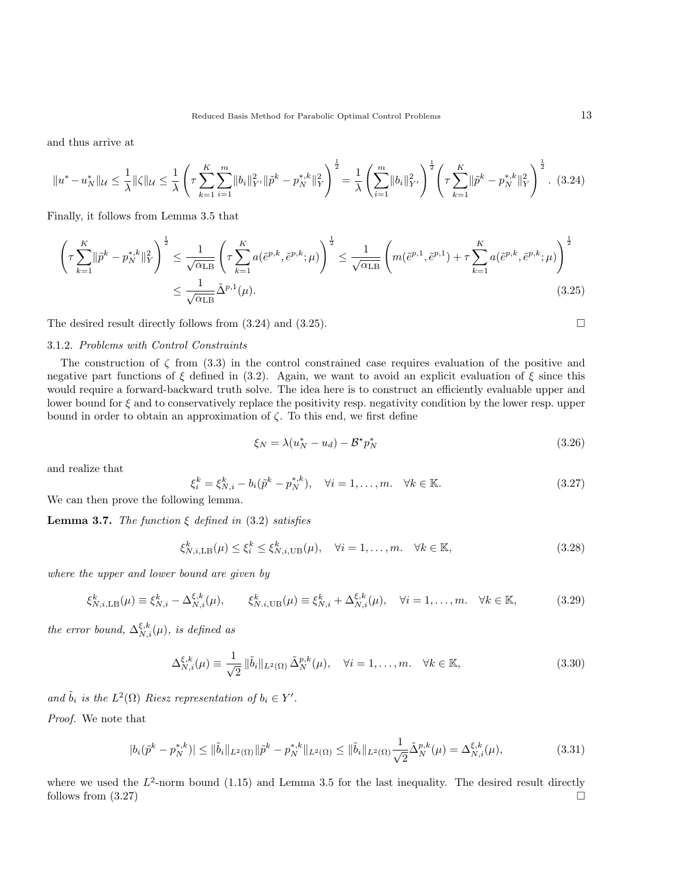and thus arrive at

$$\|u^* - u_N^*\|_{\mathcal{U}} \le \frac{1}{\lambda}\|\zeta\|_{\mathcal{U}} \le \frac{1}{\lambda}\left(\tau\sum_{k=1}^{K}\sum_{i=1}^{m}\|b_i\|_{Y'}^2\|\tilde{p}^k - p_N^{*,k}\|_Y^2\right)^{\frac{1}{2}} = \frac{1}{\lambda}\left(\sum_{i=1}^{m}\|b_i\|_{Y'}^2\right)^{\frac{1}{2}}\left(\tau\sum_{k=1}^{K}\|\tilde{p}^k - p_N^{*,k}\|_Y^2\right)^{\frac{1}{2}}. \quad (3.24)$$

Finally, it follows from Lemma 3.5 that

$$\begin{aligned}\left(\tau\sum_{k=1}^{K}\|\tilde{p}^k - p_N^{*,k}\|_Y^2\right)^{\frac{1}{2}} &\le \frac{1}{\sqrt{\alpha_{\rm LB}}}\left(\tau\sum_{k=1}^{K}a(\tilde{e}^{p,k},\tilde{e}^{p,k};\mu)\right)^{\frac{1}{2}} \le \frac{1}{\sqrt{\alpha_{\rm LB}}}\left(m(\tilde{e}^{p,1},\tilde{e}^{p,1}) + \tau\sum_{k=1}^{K}a(\tilde{e}^{p,k},\tilde{e}^{p,k};\mu)\right)^{\frac{1}{2}}\\ &\le \frac{1}{\sqrt{\alpha_{\rm LB}}}\tilde{\Delta}^{p,1}(\mu).\end{aligned} \quad (3.25)$$

The desired result directly follows from (3.24) and (3.25). ☐

#### 3.1.2. *Problems with Control Constraints*

The construction of $\zeta$ from (3.3) in the control constrained case requires evaluation of the positive and negative part functions of $\xi$ defined in (3.2). Again, we want to avoid an explicit evaluation of $\xi$ since this would require a forward-backward truth solve. The idea here is to construct an efficiently evaluable upper and lower bound for $\xi$ and to conservatively replace the positivity resp. negativity condition by the lower resp. upper bound in order to obtain an approximation of $\zeta$. To this end, we first define

$$\xi_N = \lambda(u_N^* - u_d) - \mathcal{B}^\star p_N^* \quad (3.26)$$

and realize that

$$\xi_i^k = \xi_{N,i}^k - b_i(\tilde{p}^k - p_N^{*,k}), \quad \forall i = 1,\ldots,m. \quad \forall k \in \mathbb{K}. \quad (3.27)$$

We can then prove the following lemma.

**Lemma 3.7.** *The function $\xi$ defined in (3.2) satisfies*

$$\xi_{N,i,\rm LB}^k(\mu) \le \xi_i^k \le \xi_{N,i,\rm UB}^k(\mu), \quad \forall i = 1,\ldots,m. \quad \forall k \in \mathbb{K}, \quad (3.28)$$

*where the upper and lower bound are given by*

$$\xi_{N,i,\rm LB}^k(\mu) \equiv \xi_{N,i}^k - \Delta_{N,i}^{\xi,k}(\mu), \qquad \xi_{N.i,\rm UB}^k(\mu) \equiv \xi_{N,i}^k + \Delta_{N,i}^{\xi,k}(\mu), \quad \forall i = 1,\ldots,m. \quad \forall k \in \mathbb{K}, \quad (3.29)$$

*the error bound, $\Delta_{N,i}^{\xi,k}(\mu)$, is defined as*

$$\Delta_{N,i}^{\xi,k}(\mu) \equiv \frac{1}{\sqrt{2}}\|\tilde{b}_i\|_{L^2(\Omega)}\tilde{\Delta}_N^{p,k}(\mu), \quad \forall i = 1,\ldots,m. \quad \forall k \in \mathbb{K}, \quad (3.30)$$

*and $\tilde{b}_i$ is the $L^2(\Omega)$ Riesz representation of $b_i \in Y'$.*

*Proof.* We note that

$$|b_i(\tilde{p}^k - p_N^{*,k})| \le \|\tilde{b}_i\|_{L^2(\Omega)}\|\tilde{p}^k - p_N^{*,k}\|_{L^2(\Omega)} \le \|\tilde{b}_i\|_{L^2(\Omega)}\frac{1}{\sqrt{2}}\tilde{\Delta}_N^{p,k}(\mu) = \Delta_{N,i}^{\xi,k}(\mu), \quad (3.31)$$

where we used the $L^2$-norm bound (1.15) and Lemma 3.5 for the last inequality. The desired result directly follows from (3.27) ☐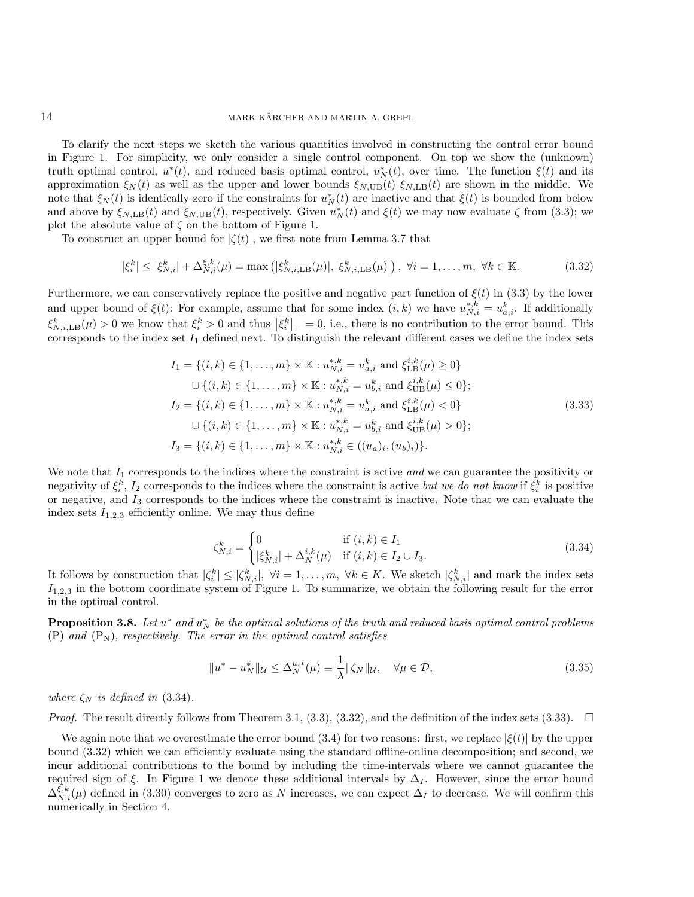To clarify the next steps we sketch the various quantities involved in constructing the control error bound in Figure 1. For simplicity, we only consider a single control component. On top we show the (unknown) truth optimal control, $u^*(t)$, and reduced basis optimal control, $u_N^*(t)$, over time. The function $\xi(t)$ and its approximation $\xi_N(t)$ as well as the upper and lower bounds $\xi_{N,\mathrm{UB}}(t)$ $\xi_{N,\mathrm{LB}}(t)$ are shown in the middle. We note that $\xi_N(t)$ is identically zero if the constraints for $u_N^*(t)$ are inactive and that $\xi(t)$ is bounded from below and above by $\xi_{N,\mathrm{LB}}(t)$ and $\xi_{N,\mathrm{UB}}(t)$, respectively. Given $u_N^*(t)$ and $\xi(t)$ we may now evaluate $\zeta$ from (3.3); we plot the absolute value of $\zeta$ on the bottom of Figure 1.

To construct an upper bound for $|\zeta(t)|$, we first note from Lemma 3.7 that

$$|\xi_i^k| \leq |\xi_{N,i}^k| + \Delta_{N,i}^{\xi,k}(\mu) = \max\left(|\xi_{N,i,\mathrm{LB}}^k(\mu)|, |\xi_{N,i,\mathrm{LB}}^k(\mu)|\right), \ \forall i = 1,\ldots,m, \ \forall k \in \mathbb{K}. \tag{3.32}$$

Furthermore, we can conservatively replace the positive and negative part function of $\xi(t)$ in (3.3) by the lower and upper bound of $\xi(t)$: For example, assume that for some index $(i,k)$ we have $u_{N,i}^{*,k} = u_{a,i}^k$. If additionally $\xi_{N,i,\mathrm{LB}}^k(\mu) > 0$ we know that $\xi_i^k > 0$ and thus $\left[\xi_i^k\right]_- = 0$, i.e., there is no contribution to the error bound. This corresponds to the index set $I_1$ defined next. To distinguish the relevant different cases we define the index sets

$$\begin{aligned}
I_1 &= \{(i,k) \in \{1,\ldots,m\} \times \mathbb{K} : u_{N,i}^{*,k} = u_{a,i}^k \text{ and } \xi_{\mathrm{LB}}^{i,k}(\mu) \geq 0\} \\
&\quad \cup \{(i,k) \in \{1,\ldots,m\} \times \mathbb{K} : u_{N,i}^{*,k} = u_{b,i}^k \text{ and } \xi_{\mathrm{UB}}^{i,k}(\mu) \leq 0\}; \\
I_2 &= \{(i,k) \in \{1,\ldots,m\} \times \mathbb{K} : u_{N,i}^{*,k} = u_{a,i}^k \text{ and } \xi_{\mathrm{LB}}^{i,k}(\mu) < 0\} \\
&\quad \cup \{(i,k) \in \{1,\ldots,m\} \times \mathbb{K} : u_{N,i}^{*,k} = u_{b,i}^k \text{ and } \xi_{\mathrm{UB}}^{i,k}(\mu) > 0\}; \\
I_3 &= \{(i,k) \in \{1,\ldots,m\} \times \mathbb{K} : u_{N,i}^{*,k} \in ((u_a)_i, (u_b)_i)\}.
\end{aligned} \tag{3.33}$$

We note that $I_1$ corresponds to the indices where the constraint is active *and* we can guarantee the positivity or negativity of $\xi_i^k$, $I_2$ corresponds to the indices where the constraint is active *but we do not know* if $\xi_i^k$ is positive or negative, and $I_3$ corresponds to the indices where the constraint is inactive. Note that we can evaluate the index sets $I_{1,2,3}$ efficiently online. We may thus define

$$\zeta_{N,i}^k = \begin{cases} 0 & \text{if } (i,k) \in I_1 \\ |\xi_{N,i}^k| + \Delta_N^{i,k}(\mu) & \text{if } (i,k) \in I_2 \cup I_3. \end{cases} \tag{3.34}$$

It follows by construction that $|\zeta_i^k| \leq |\zeta_{N,i}^k|$, $\forall i = 1,\ldots,m$, $\forall k \in K$. We sketch $|\zeta_{N,i}^k|$ and mark the index sets $I_{1,2,3}$ in the bottom coordinate system of Figure 1. To summarize, we obtain the following result for the error in the optimal control.

**Proposition 3.8.** *Let $u^*$ and $u_N^*$ be the optimal solutions of the truth and reduced basis optimal control problems* (P) *and* ($\mathrm{P_N}$)*, respectively. The error in the optimal control satisfies*

$$\|u^* - u_N^*\|_{\mathcal{U}} \leq \Delta_N^{u,*}(\mu) \equiv \frac{1}{\lambda}\|\zeta_N\|_{\mathcal{U}}, \quad \forall \mu \in \mathcal{D}, \tag{3.35}$$

*where $\zeta_N$ is defined in* (3.34)*.*

*Proof.* The result directly follows from Theorem 3.1, (3.3), (3.32), and the definition of the index sets (3.33). $\square$

We again note that we overestimate the error bound (3.4) for two reasons: first, we replace $|\xi(t)|$ by the upper bound (3.32) which we can efficiently evaluate using the standard offline-online decomposition; and second, we incur additional contributions to the bound by including the time-intervals where we cannot guarantee the required sign of $\xi$. In Figure 1 we denote these additional intervals by $\Delta_I$. However, since the error bound $\Delta_{N,i}^{\xi,k}(\mu)$ defined in (3.30) converges to zero as $N$ increases, we can expect $\Delta_I$ to decrease. We will confirm this numerically in Section 4.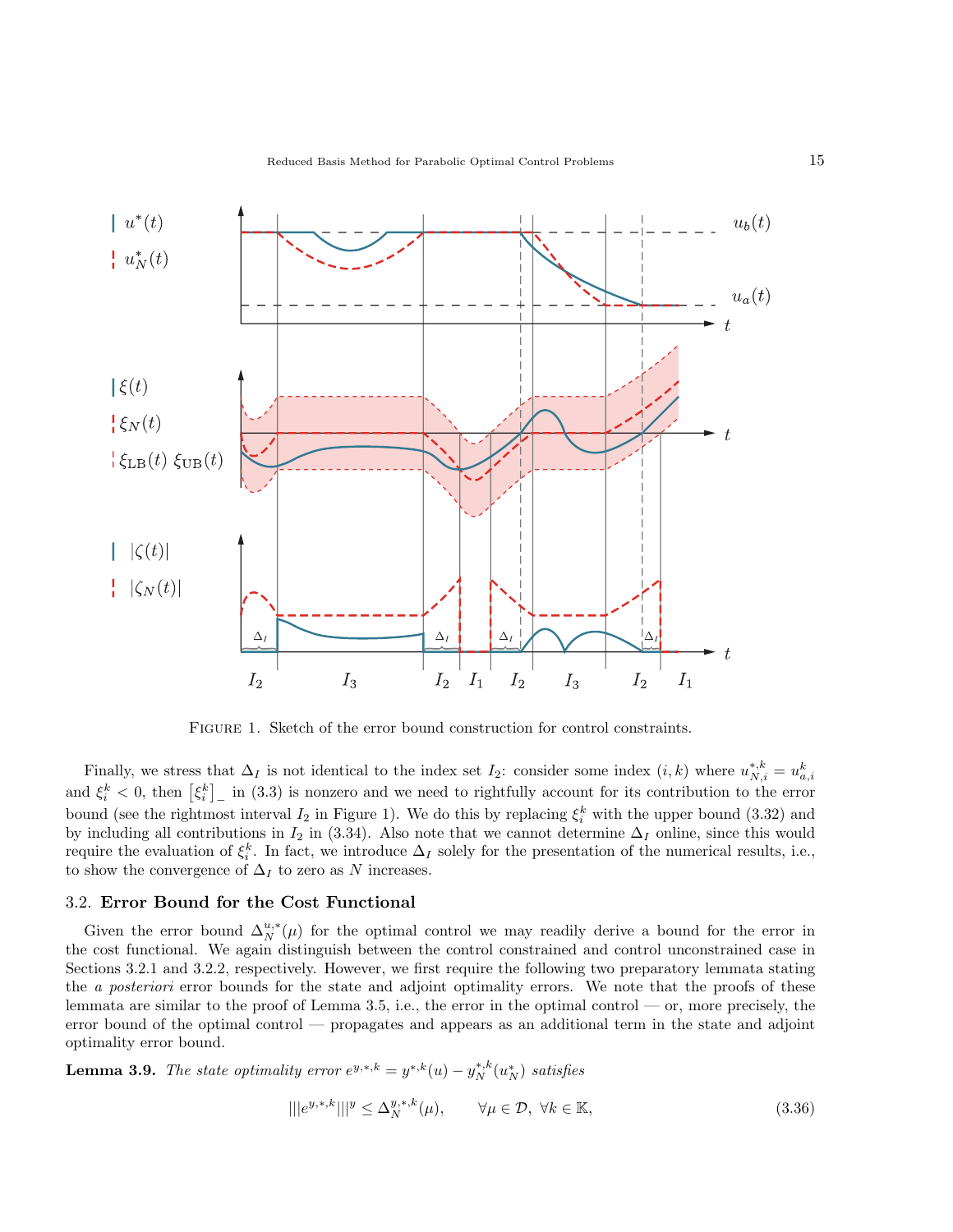$u^*(t)$

$u_N^*(t)$

$u_b(t)$

$u_a(t)$

$t$

$\xi(t)$

$\xi_N(t)$

$\xi_{\mathrm{LB}}(t)$ $\xi_{\mathrm{UB}}(t)$

$t$

$|\zeta(t)|$

$|\zeta_N(t)|$

$\Delta_I$ $\Delta_I$ $\Delta_I$ $\Delta_I$

$t$

$I_2$ $I_3$ $I_2$ $I_1$ $I_2$ $I_3$ $I_2$ $I_1$

Figure 1. Sketch of the error bound construction for control constraints.

Finally, we stress that $\Delta_I$ is not identical to the index set $I_2$: consider some index $(i,k)$ where $u_{N,i}^{*,k} = u_{a,i}^k$ and $\xi_i^k < 0$, then $\left[\xi_i^k\right]_-$ in (3.3) is nonzero and we need to rightfully account for its contribution to the error bound (see the rightmost interval $I_2$ in Figure 1). We do this by replacing $\xi_i^k$ with the upper bound (3.32) and by including all contributions in $I_2$ in (3.34). Also note that we cannot determine $\Delta_I$ online, since this would require the evaluation of $\xi_i^k$. In fact, we introduce $\Delta_I$ solely for the presentation of the numerical results, i.e., to show the convergence of $\Delta_I$ to zero as $N$ increases.

### 3.2. Error Bound for the Cost Functional

Given the error bound $\Delta_N^{u,*}(\mu)$ for the optimal control we may readily derive a bound for the error in the cost functional. We again distinguish between the control constrained and control unconstrained case in Sections 3.2.1 and 3.2.2, respectively. However, we first require the following two preparatory lemmata stating the *a posteriori* error bounds for the state and adjoint optimality errors. We note that the proofs of these lemmata are similar to the proof of Lemma 3.5, i.e., the error in the optimal control — or, more precisely, the error bound of the optimal control — propagates and appears as an additional term in the state and adjoint optimality error bound.

**Lemma 3.9.** *The state optimality error $e^{y,*,k} = y^{*,k}(u) - y_N^{*,k}(u_N^*)$ satisfies*

$$|||e^{y,*,k}|||^y \leq \Delta_N^{y,*,k}(\mu), \qquad \forall \mu \in \mathcal{D},\ \forall k \in \mathbb{K}, \tag{3.36}$$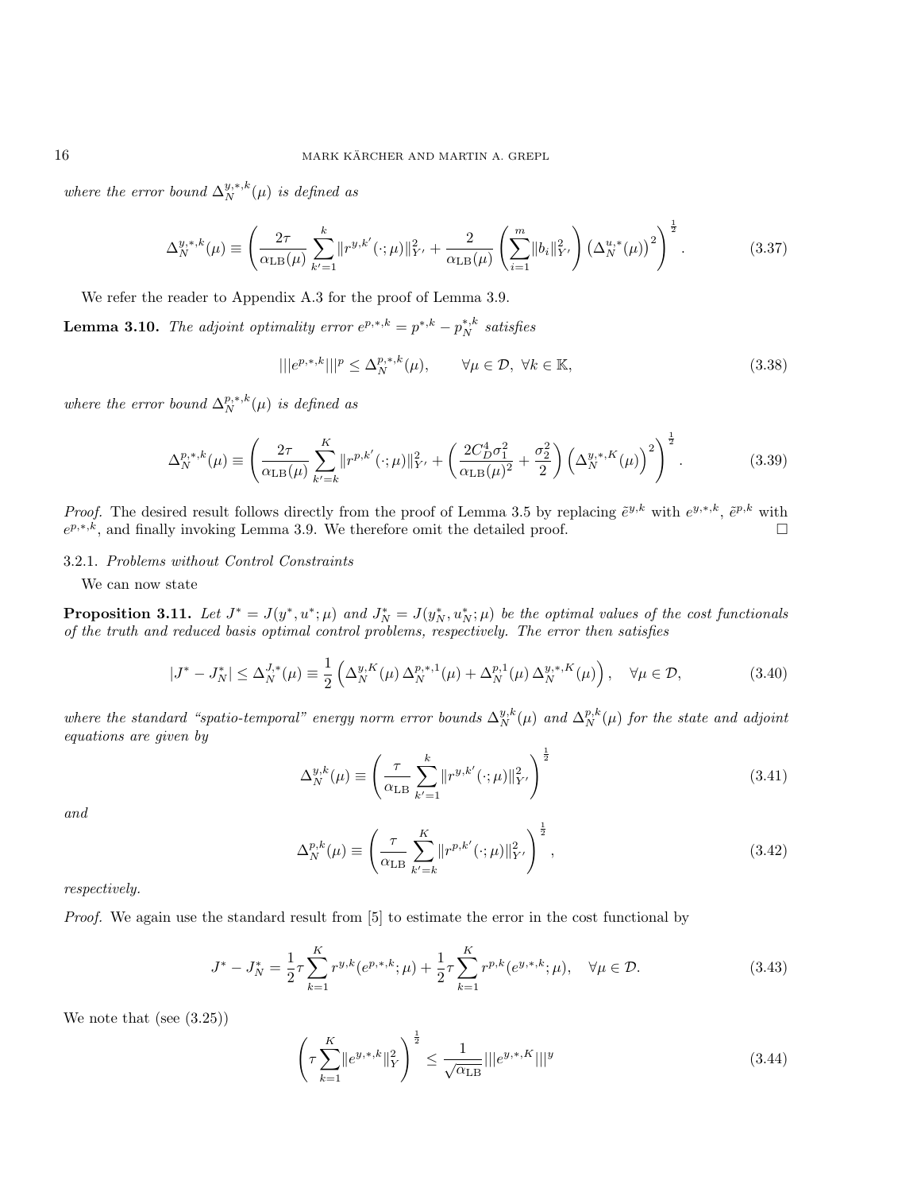*where the error bound* $\Delta_N^{y,*,k}(\mu)$ *is defined as*

$$\Delta_N^{y,*,k}(\mu) \equiv \left( \frac{2\tau}{\alpha_{\rm LB}(\mu)} \sum_{k'=1}^{k} \|r^{y,k'}(\cdot;\mu)\|_{Y'}^2 + \frac{2}{\alpha_{\rm LB}(\mu)} \left( \sum_{i=1}^{m} \|b_i\|_{Y'}^2 \right) \left( \Delta_N^{u,*}(\mu) \right)^2 \right)^{\frac{1}{2}}. \tag{3.37}$$

We refer the reader to Appendix A.3 for the proof of Lemma 3.9.

**Lemma 3.10.** *The adjoint optimality error* $e^{p,*,k} = p^{*,k} - p_N^{*,k}$ *satisfies*

$$|||e^{p,*,k}|||^p \leq \Delta_N^{p,*,k}(\mu), \qquad \forall \mu \in \mathcal{D}, \ \forall k \in \mathbb{K}, \tag{3.38}$$

*where the error bound* $\Delta_N^{p,*,k}(\mu)$ *is defined as*

$$\Delta_N^{p,*,k}(\mu) \equiv \left( \frac{2\tau}{\alpha_{\rm LB}(\mu)} \sum_{k'=k}^{K} \|r^{p,k'}(\cdot;\mu)\|_{Y'}^2 + \left( \frac{2C_D^4 \sigma_1^2}{\alpha_{\rm LB}(\mu)^2} + \frac{\sigma_2^2}{2} \right) \left( \Delta_N^{y,*,K}(\mu) \right)^2 \right)^{\frac{1}{2}}. \tag{3.39}$$

*Proof.* The desired result follows directly from the proof of Lemma 3.5 by replacing $\tilde{e}^{y,k}$ with $e^{y,*,k}$, $\tilde{e}^{p,k}$ with $e^{p,*,k}$, and finally invoking Lemma 3.9. We therefore omit the detailed proof. □

### 3.2.1. *Problems without Control Constraints*

We can now state

**Proposition 3.11.** *Let* $J^* = J(y^*, u^*; \mu)$ *and* $J_N^* = J(y_N^*, u_N^*; \mu)$ *be the optimal values of the cost functionals of the truth and reduced basis optimal control problems, respectively. The error then satisfies*

$$|J^* - J_N^*| \leq \Delta_N^{J,*}(\mu) \equiv \frac{1}{2} \left( \Delta_N^{y,K}(\mu)\, \Delta_N^{p,*,1}(\mu) + \Delta_N^{p,1}(\mu)\, \Delta_N^{y,*,K}(\mu) \right), \quad \forall \mu \in \mathcal{D}, \tag{3.40}$$

*where the standard "spatio-temporal" energy norm error bounds* $\Delta_N^{y,k}(\mu)$ *and* $\Delta_N^{p,k}(\mu)$ *for the state and adjoint equations are given by*

$$\Delta_N^{y,k}(\mu) \equiv \left( \frac{\tau}{\alpha_{\rm LB}} \sum_{k'=1}^{k} \|r^{y,k'}(\cdot;\mu)\|_{Y'}^2 \right)^{\frac{1}{2}} \tag{3.41}$$

*and*

$$\Delta_N^{p,k}(\mu) \equiv \left( \frac{\tau}{\alpha_{\rm LB}} \sum_{k'=k}^{K} \|r^{p,k'}(\cdot;\mu)\|_{Y'}^2 \right)^{\frac{1}{2}}, \tag{3.42}$$

*respectively.*

*Proof.* We again use the standard result from [5] to estimate the error in the cost functional by

$$J^* - J_N^* = \frac{1}{2} \tau \sum_{k=1}^{K} r^{y,k}(e^{p,*,k};\mu) + \frac{1}{2} \tau \sum_{k=1}^{K} r^{p,k}(e^{y,*,k};\mu), \quad \forall \mu \in \mathcal{D}. \tag{3.43}$$

We note that (see (3.25))

$$\left( \tau \sum_{k=1}^{K} \|e^{y,*,k}\|_Y^2 \right)^{\frac{1}{2}} \leq \frac{1}{\sqrt{\alpha_{\rm LB}}} |||e^{y,*,K}|||^y \tag{3.44}$$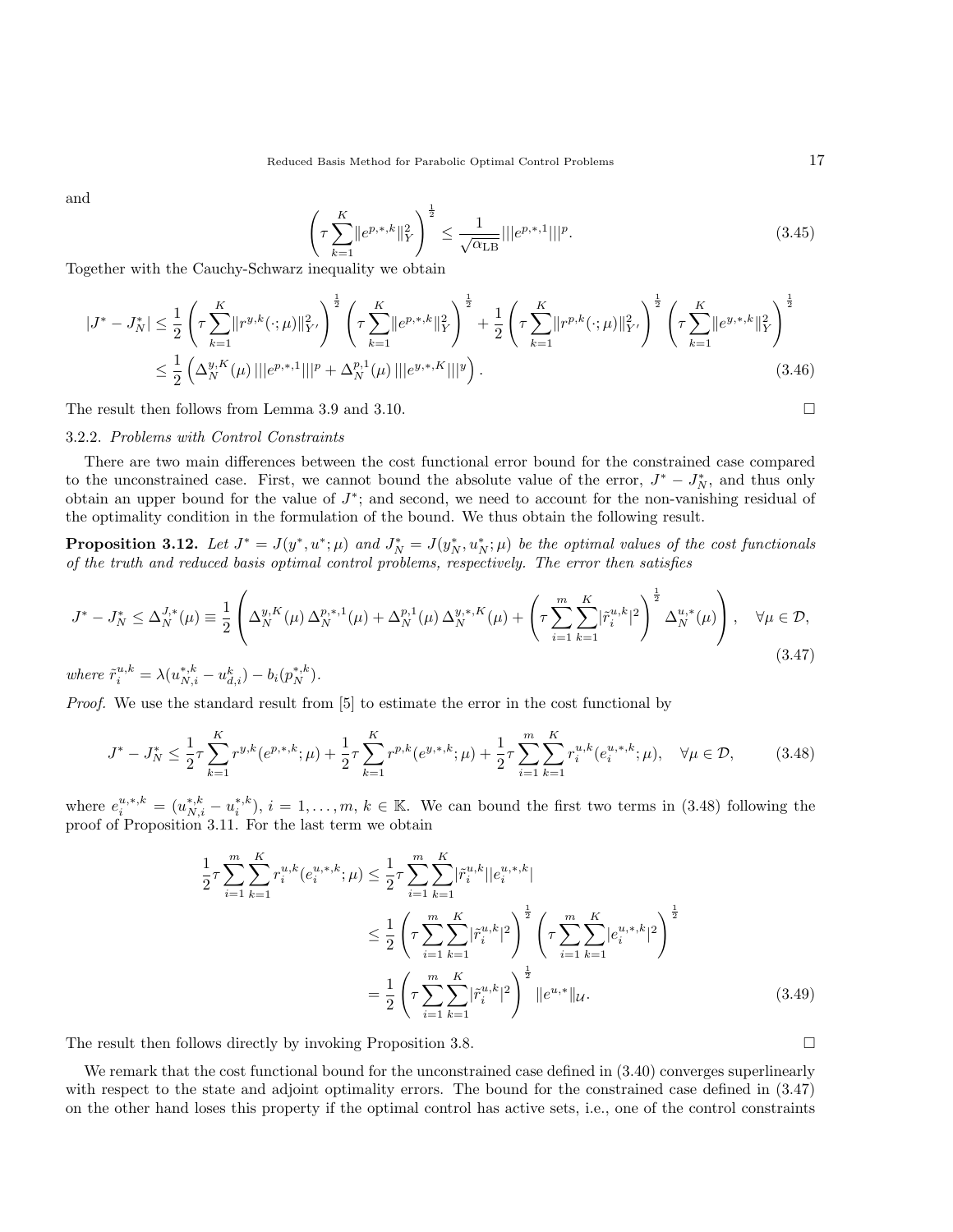and

$$
\left( \tau \sum_{k=1}^{K} \| e^{p,*,k} \|_Y^2 \right)^{\frac{1}{2}} \leq \frac{1}{\sqrt{\alpha_{\rm LB}}} |||e^{p,*,1}|||^p. \tag{3.45}
$$

Together with the Cauchy-Schwarz inequality we obtain

$$
\begin{aligned}
|J^* - J_N^*| &\leq \frac{1}{2} \left( \tau \sum_{k=1}^{K} \| r^{y,k}(\cdot;\mu) \|_{Y'}^2 \right)^{\frac{1}{2}} \left( \tau \sum_{k=1}^{K} \| e^{p,*,k} \|_Y^2 \right)^{\frac{1}{2}} + \frac{1}{2} \left( \tau \sum_{k=1}^{K} \| r^{p,k}(\cdot;\mu) \|_{Y'}^2 \right)^{\frac{1}{2}} \left( \tau \sum_{k=1}^{K} \| e^{y,*,k} \|_Y^2 \right)^{\frac{1}{2}} \\
&\leq \frac{1}{2} \left( \Delta_N^{y,K}(\mu)\, |||e^{p,*,1}|||^p + \Delta_N^{p,1}(\mu)\, |||e^{y,*,K}|||^y \right).
\end{aligned} \tag{3.46}
$$

The result then follows from Lemma 3.9 and 3.10. $\square$

### 3.2.2. *Problems with Control Constraints*

There are two main differences between the cost functional error bound for the constrained case compared to the unconstrained case. First, we cannot bound the absolute value of the error, $J^* - J_N^*$, and thus only obtain an upper bound for the value of $J^*$; and second, we need to account for the non-vanishing residual of the optimality condition in the formulation of the bound. We thus obtain the following result.

**Proposition 3.12.** *Let $J^* = J(y^*, u^*; \mu)$ and $J_N^* = J(y_N^*, u_N^*; \mu)$ be the optimal values of the cost functionals of the truth and reduced basis optimal control problems, respectively. The error then satisfies*

$$
J^* - J_N^* \leq \Delta_N^{J,*}(\mu) \equiv \frac{1}{2} \left( \Delta_N^{y,K}(\mu)\, \Delta_N^{p,*,1}(\mu) + \Delta_N^{p,1}(\mu)\, \Delta_N^{y,*,K}(\mu) + \left( \tau \sum_{i=1}^{m} \sum_{k=1}^{K} |\tilde{r}_i^{u,k}|^2 \right)^{\frac{1}{2}} \Delta_N^{u,*}(\mu) \right), \quad \forall \mu \in \mathcal{D}, \tag{3.47}
$$

*where $\tilde{r}_i^{u,k} = \lambda(u_{N,i}^{*,k} - u_{d,i}^k) - b_i(p_N^{*,k})$.*

*Proof.* We use the standard result from [5] to estimate the error in the cost functional by

$$
J^* - J_N^* \leq \frac{1}{2} \tau \sum_{k=1}^{K} r^{y,k}(e^{p,*,k};\mu) + \frac{1}{2} \tau \sum_{k=1}^{K} r^{p,k}(e^{y,*,k};\mu) + \frac{1}{2} \tau \sum_{i=1}^{m} \sum_{k=1}^{K} r_i^{u,k}(e_i^{u,*,k};\mu), \quad \forall \mu \in \mathcal{D}, \tag{3.48}
$$

where $e_i^{u,*,k} = (u_{N,i}^{*,k} - u_i^{*,k})$, $i = 1, \ldots, m$, $k \in \mathbb{K}$. We can bound the first two terms in (3.48) following the proof of Proposition 3.11. For the last term we obtain

$$
\begin{aligned}
\frac{1}{2} \tau \sum_{i=1}^{m} \sum_{k=1}^{K} r_i^{u,k}(e_i^{u,*,k};\mu) &\leq \frac{1}{2} \tau \sum_{i=1}^{m} \sum_{k=1}^{K} |\tilde{r}_i^{u,k}| |e_i^{u,*,k}| \\
&\leq \frac{1}{2} \left( \tau \sum_{i=1}^{m} \sum_{k=1}^{K} |\tilde{r}_i^{u,k}|^2 \right)^{\frac{1}{2}} \left( \tau \sum_{i=1}^{m} \sum_{k=1}^{K} |e_i^{u,*,k}|^2 \right)^{\frac{1}{2}} \\
&= \frac{1}{2} \left( \tau \sum_{i=1}^{m} \sum_{k=1}^{K} |\tilde{r}_i^{u,k}|^2 \right)^{\frac{1}{2}} \| e^{u,*} \|_{\mathcal{U}}.
\end{aligned} \tag{3.49}
$$

The result then follows directly by invoking Proposition 3.8. $\square$

We remark that the cost functional bound for the unconstrained case defined in (3.40) converges superlinearly with respect to the state and adjoint optimality errors. The bound for the constrained case defined in (3.47) on the other hand loses this property if the optimal control has active sets, i.e., one of the control constraints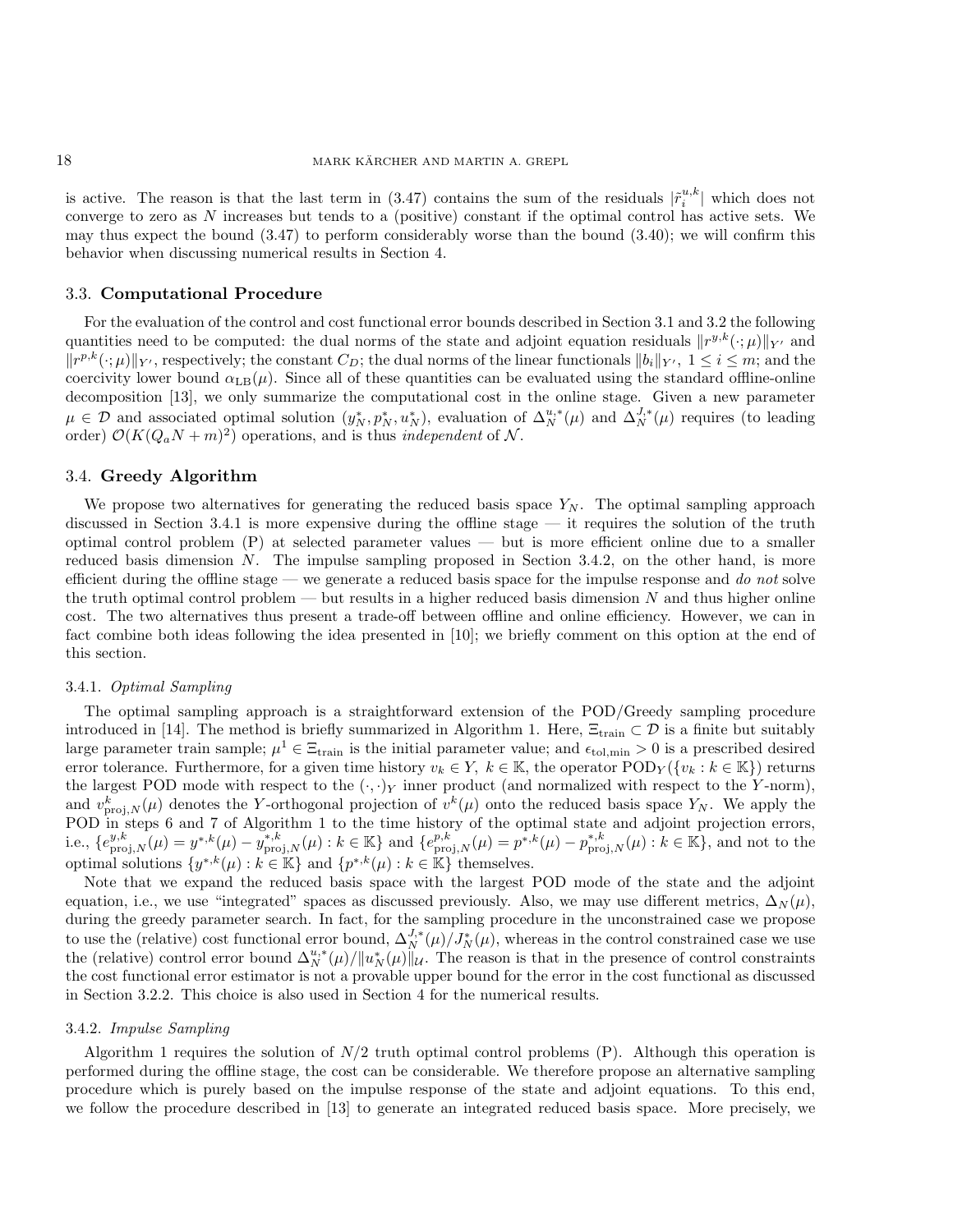is active. The reason is that the last term in (3.47) contains the sum of the residuals $|\tilde{r}_i^{u,k}|$ which does not converge to zero as $N$ increases but tends to a (positive) constant if the optimal control has active sets. We may thus expect the bound (3.47) to perform considerably worse than the bound (3.40); we will confirm this behavior when discussing numerical results in Section 4.

## 3.3. **Computational Procedure**

For the evaluation of the control and cost functional error bounds described in Section 3.1 and 3.2 the following quantities need to be computed: the dual norms of the state and adjoint equation residuals $\|r^{y,k}(\cdot;\mu)\|_{Y'}$ and $\|r^{p,k}(\cdot;\mu)\|_{Y'}$, respectively; the constant $C_D$; the dual norms of the linear functionals $\|b_i\|_{Y'}$, $1 \le i \le m$; and the coercivity lower bound $\alpha_{\rm LB}(\mu)$. Since all of these quantities can be evaluated using the standard offline-online decomposition [13], we only summarize the computational cost in the online stage. Given a new parameter $\mu \in \mathcal{D}$ and associated optimal solution $(y_N^*, p_N^*, u_N^*)$, evaluation of $\Delta_N^{u,*}(\mu)$ and $\Delta_N^{J,*}(\mu)$ requires (to leading order) $\mathcal{O}(K(Q_a N + m)^2)$ operations, and is thus *independent* of $\mathcal{N}$.

## 3.4. **Greedy Algorithm**

We propose two alternatives for generating the reduced basis space $Y_N$. The optimal sampling approach discussed in Section 3.4.1 is more expensive during the offline stage — it requires the solution of the truth optimal control problem (P) at selected parameter values — but is more efficient online due to a smaller reduced basis dimension $N$. The impulse sampling proposed in Section 3.4.2, on the other hand, is more efficient during the offline stage — we generate a reduced basis space for the impulse response and *do not* solve the truth optimal control problem — but results in a higher reduced basis dimension $N$ and thus higher online cost. The two alternatives thus present a trade-off between offline and online efficiency. However, we can in fact combine both ideas following the idea presented in [10]; we briefly comment on this option at the end of this section.

### 3.4.1. *Optimal Sampling*

The optimal sampling approach is a straightforward extension of the POD/Greedy sampling procedure introduced in [14]. The method is briefly summarized in Algorithm 1. Here, $\Xi_{\rm train} \subset \mathcal{D}$ is a finite but suitably large parameter train sample; $\mu^1 \in \Xi_{\rm train}$ is the initial parameter value; and $\epsilon_{\rm tol,min} > 0$ is a prescribed desired error tolerance. Furthermore, for a given time history $v_k \in Y$, $k \in \mathbb{K}$, the operator ${\rm POD}_Y(\{v_k : k \in \mathbb{K}\})$ returns the largest POD mode with respect to the $(\cdot,\cdot)_Y$ inner product (and normalized with respect to the $Y$-norm), and $v^k_{{\rm proj},N}(\mu)$ denotes the $Y$-orthogonal projection of $v^k(\mu)$ onto the reduced basis space $Y_N$. We apply the POD in steps 6 and 7 of Algorithm 1 to the time history of the optimal state and adjoint projection errors, i.e., $\{e^{y,k}_{{\rm proj},N}(\mu) = y^{*,k}(\mu) - y^{*,k}_{{\rm proj},N}(\mu) : k \in \mathbb{K}\}$ and $\{e^{p,k}_{{\rm proj},N}(\mu) = p^{*,k}(\mu) - p^{*,k}_{{\rm proj},N}(\mu) : k \in \mathbb{K}\}$, and not to the optimal solutions $\{y^{*,k}(\mu) : k \in \mathbb{K}\}$ and $\{p^{*,k}(\mu) : k \in \mathbb{K}\}$ themselves.

Note that we expand the reduced basis space with the largest POD mode of the state and the adjoint equation, i.e., we use "integrated" spaces as discussed previously. Also, we may use different metrics, $\Delta_N(\mu)$, during the greedy parameter search. In fact, for the sampling procedure in the unconstrained case we propose to use the (relative) cost functional error bound, $\Delta_N^{J,*}(\mu)/J_N^*(\mu)$, whereas in the control constrained case we use the (relative) control error bound $\Delta_N^{u,*}(\mu)/\|u_N^*(\mu)\|_{\mathcal{U}}$. The reason is that in the presence of control constraints the cost functional error estimator is not a provable upper bound for the error in the cost functional as discussed in Section 3.2.2. This choice is also used in Section 4 for the numerical results.

### 3.4.2. *Impulse Sampling*

Algorithm 1 requires the solution of $N/2$ truth optimal control problems (P). Although this operation is performed during the offline stage, the cost can be considerable. We therefore propose an alternative sampling procedure which is purely based on the impulse response of the state and adjoint equations. To this end, we follow the procedure described in [13] to generate an integrated reduced basis space. More precisely, we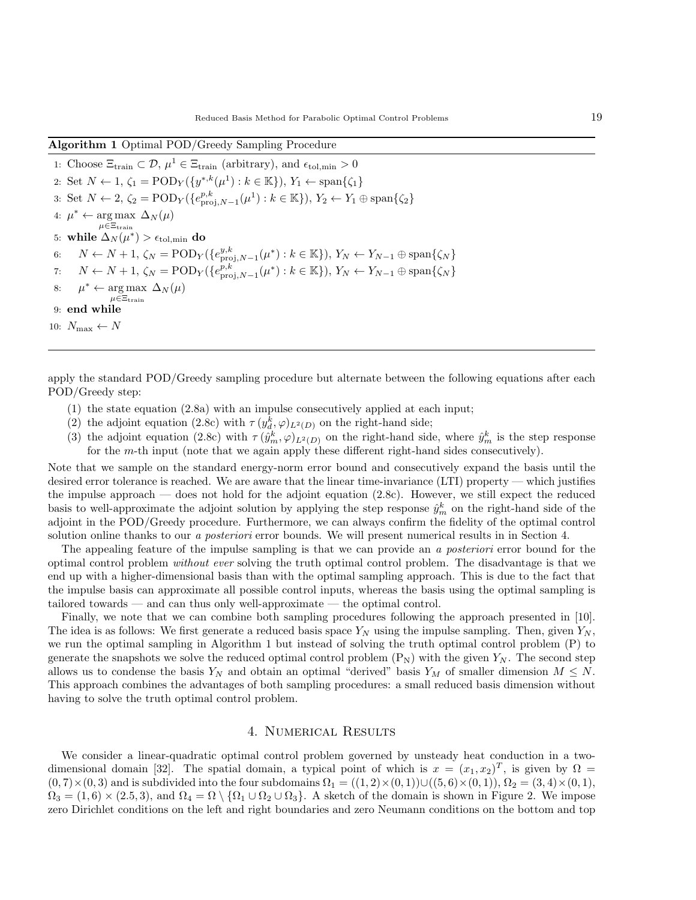**Algorithm 1** Optimal POD/Greedy Sampling Procedure

1: Choose $\Xi_{\text{train}} \subset \mathcal{D}$, $\mu^1 \in \Xi_{\text{train}}$ (arbitrary), and $\epsilon_{\text{tol,min}} > 0$
2: Set $N \leftarrow 1$, $\zeta_1 = \text{POD}_Y(\{y^{*,k}(\mu^1) : k \in \mathbb{K}\})$, $Y_1 \leftarrow \text{span}\{\zeta_1\}$
3: Set $N \leftarrow 2$, $\zeta_2 = \text{POD}_Y(\{e^{p,k}_{\text{proj},N-1}(\mu^1) : k \in \mathbb{K}\})$, $Y_2 \leftarrow Y_1 \oplus \text{span}\{\zeta_2\}$
4: $\mu^* \leftarrow \underset{\mu \in \Xi_{\text{train}}}{\arg\max}\ \Delta_N(\mu)$
5: **while** $\Delta_N(\mu^*) > \epsilon_{\text{tol,min}}$ **do**
6: $\quad N \leftarrow N+1$, $\zeta_N = \text{POD}_Y(\{e^{y,k}_{\text{proj},N-1}(\mu^*) : k \in \mathbb{K}\})$, $Y_N \leftarrow Y_{N-1} \oplus \text{span}\{\zeta_N\}$
7: $\quad N \leftarrow N+1$, $\zeta_N = \text{POD}_Y(\{e^{p,k}_{\text{proj},N-1}(\mu^*) : k \in \mathbb{K}\})$, $Y_N \leftarrow Y_{N-1} \oplus \text{span}\{\zeta_N\}$
8: $\quad \mu^* \leftarrow \underset{\mu \in \Xi_{\text{train}}}{\arg\max}\ \Delta_N(\mu)$
9: **end while**
10: $N_{\max} \leftarrow N$

apply the standard POD/Greedy sampling procedure but alternate between the following equations after each POD/Greedy step:

(1) the state equation (2.8a) with an impulse consecutively applied at each input;
(2) the adjoint equation (2.8c) with $\tau\,(y_d^k, \varphi)_{L^2(D)}$ on the right-hand side;
(3) the adjoint equation (2.8c) with $\tau\,(\hat{y}_m^k, \varphi)_{L^2(D)}$ on the right-hand side, where $\hat{y}_m^k$ is the step response for the $m$-th input (note that we again apply these different right-hand sides consecutively).

Note that we sample on the standard energy-norm error bound and consecutively expand the basis until the desired error tolerance is reached. We are aware that the linear time-invariance (LTI) property — which justifies the impulse approach — does not hold for the adjoint equation (2.8c). However, we still expect the reduced basis to well-approximate the adjoint solution by applying the step response $\hat{y}_m^k$ on the right-hand side of the adjoint in the POD/Greedy procedure. Furthermore, we can always confirm the fidelity of the optimal control solution online thanks to our *a posteriori* error bounds. We will present numerical results in in Section 4.

The appealing feature of the impulse sampling is that we can provide an *a posteriori* error bound for the optimal control problem *without ever* solving the truth optimal control problem. The disadvantage is that we end up with a higher-dimensional basis than with the optimal sampling approach. This is due to the fact that the impulse basis can approximate all possible control inputs, whereas the basis using the optimal sampling is tailored towards — and can thus only well-approximate — the optimal control.

Finally, we note that we can combine both sampling procedures following the approach presented in [10]. The idea is as follows: We first generate a reduced basis space $Y_N$ using the impulse sampling. Then, given $Y_N$, we run the optimal sampling in Algorithm 1 but instead of solving the truth optimal control problem (P) to generate the snapshots we solve the reduced optimal control problem ($\text{P}_\text{N}$) with the given $Y_N$. The second step allows us to condense the basis $Y_N$ and obtain an optimal "derived" basis $Y_M$ of smaller dimension $M \leq N$. This approach combines the advantages of both sampling procedures: a small reduced basis dimension without having to solve the truth optimal control problem.

## 4. Numerical Results

We consider a linear-quadratic optimal control problem governed by unsteady heat conduction in a two-dimensional domain [32]. The spatial domain, a typical point of which is $x = (x_1, x_2)^T$, is given by $\Omega = (0,7) \times (0,3)$ and is subdivided into the four subdomains $\Omega_1 = ((1,2) \times (0,1)) \cup ((5,6) \times (0,1))$, $\Omega_2 = (3,4) \times (0,1)$, $\Omega_3 = (1,6) \times (2.5,3)$, and $\Omega_4 = \Omega \setminus \{\Omega_1 \cup \Omega_2 \cup \Omega_3\}$. A sketch of the domain is shown in Figure 2. We impose zero Dirichlet conditions on the left and right boundaries and zero Neumann conditions on the bottom and top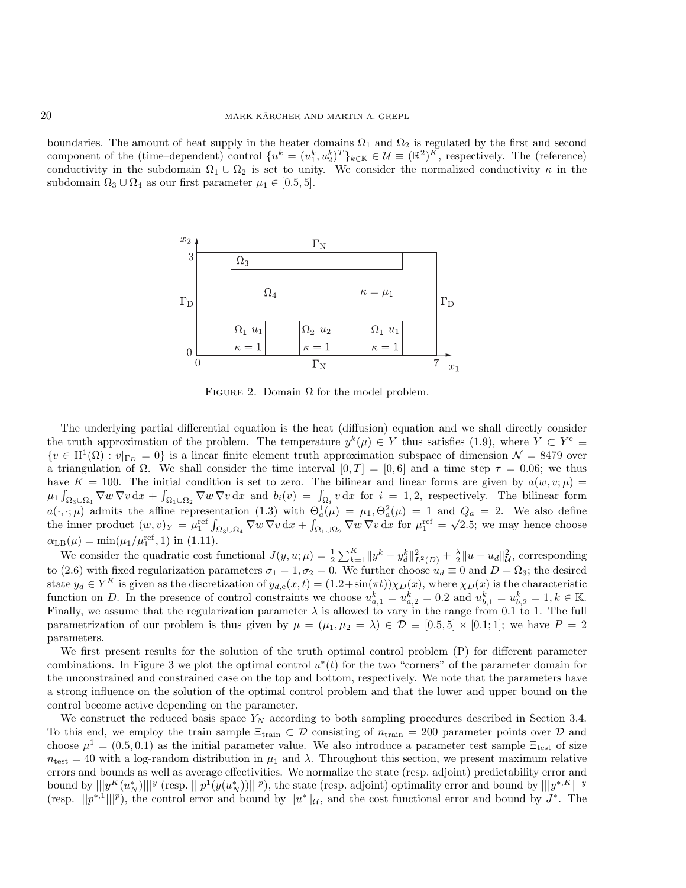boundaries. The amount of heat supply in the heater domains $\Omega_1$ and $\Omega_2$ is regulated by the first and second component of the (time–dependent) control $\{u^k = (u_1^k, u_2^k)^T\}_{k\in\mathbb{K}} \in \mathcal{U} \equiv (\mathbb{R}^2)^K$, respectively. The (reference) conductivity in the subdomain $\Omega_1 \cup \Omega_2$ is set to unity. We consider the normalized conductivity $\kappa$ in the subdomain $\Omega_3 \cup \Omega_4$ as our first parameter $\mu_1 \in [0.5, 5]$.

$x_2$
3
$\Gamma_N$
$\Omega_3$
$\Omega_4$
$\kappa = \mu_1$
$\Gamma_D$
$\Gamma_D$
$\Omega_1$ $u_1$
$\kappa = 1$
$\Omega_2$ $u_2$
$\kappa = 1$
$\Omega_1$ $u_1$
$\kappa = 1$
0
0
$\Gamma_N$
7
$x_1$

Figure 2. Domain $\Omega$ for the model problem.

The underlying partial differential equation is the heat (diffusion) equation and we shall directly consider the truth approximation of the problem. The temperature $y^k(\mu) \in Y$ thus satisfies (1.9), where $Y \subset Y^{\mathrm{e}} \equiv \{v \in \mathrm{H}^1(\Omega) : v|_{\Gamma_D} = 0\}$ is a linear finite element truth approximation subspace of dimension $\mathcal{N} = 8479$ over a triangulation of $\Omega$. We shall consider the time interval $[0,T] = [0,6]$ and a time step $\tau = 0.06$; we thus have $K = 100$. The initial condition is set to zero. The bilinear and linear forms are given by $a(w,v;\mu) = \mu_1 \int_{\Omega_3\cup\Omega_4} \nabla w \nabla v \,\mathrm{d}x + \int_{\Omega_1\cup\Omega_2} \nabla w \nabla v \,\mathrm{d}x$ and $b_i(v) = \int_{\Omega_i} v \,\mathrm{d}x$ for $i = 1, 2$, respectively. The bilinear form $a(\cdot,\cdot;\mu)$ admits the affine representation (1.3) with $\Theta_a^1(\mu) = \mu_1, \Theta_a^2(\mu) = 1$ and $Q_a = 2$. We also define the inner product $(w,v)_Y = \mu_1^{\mathrm{ref}} \int_{\Omega_3\cup\Omega_4} \nabla w \nabla v \,\mathrm{d}x + \int_{\Omega_1\cup\Omega_2} \nabla w \nabla v \,\mathrm{d}x$ for $\mu_1^{\mathrm{ref}} = \sqrt{2.5}$; we may hence choose $\alpha_{\mathrm{LB}}(\mu) = \min(\mu_1/\mu_1^{\mathrm{ref}}, 1)$ in (1.11).

We consider the quadratic cost functional $J(y,u;\mu) = \frac{1}{2}\sum_{k=1}^K \|y^k - y_d^k\|^2_{L^2(D)} + \frac{\lambda}{2}\|u - u_d\|^2_{\mathcal{U}}$, corresponding to (2.6) with fixed regularization parameters $\sigma_1 = 1, \sigma_2 = 0$. We further choose $u_d \equiv 0$ and $D = \Omega_3$; the desired state $y_d \in Y^K$ is given as the discretization of $y_{d,\mathrm{e}}(x,t) = (1.2+\sin(\pi t))\chi_D(x)$, where $\chi_D(x)$ is the characteristic function on $D$. In the presence of control constraints we choose $u_{a,1}^k = u_{a,2}^k = 0.2$ and $u_{b,1}^k = u_{b,2}^k = 1, k \in \mathbb{K}$. Finally, we assume that the regularization parameter $\lambda$ is allowed to vary in the range from 0.1 to 1. The full parametrization of our problem is thus given by $\mu = (\mu_1, \mu_2 = \lambda) \in \mathcal{D} \equiv [0.5, 5] \times [0.1; 1]$; we have $P = 2$ parameters.

We first present results for the solution of the truth optimal control problem (P) for different parameter combinations. In Figure 3 we plot the optimal control $u^*(t)$ for the two "corners" of the parameter domain for the unconstrained and constrained case on the top and bottom, respectively. We note that the parameters have a strong influence on the solution of the optimal control problem and that the lower and upper bound on the control become active depending on the parameter.

We construct the reduced basis space $Y_N$ according to both sampling procedures described in Section 3.4. To this end, we employ the train sample $\Xi_{\mathrm{train}} \subset \mathcal{D}$ consisting of $n_{\mathrm{train}} = 200$ parameter points over $\mathcal{D}$ and choose $\mu^1 = (0.5, 0.1)$ as the initial parameter value. We also introduce a parameter test sample $\Xi_{\mathrm{test}}$ of size $n_{\mathrm{test}} = 40$ with a log-random distribution in $\mu_1$ and $\lambda$. Throughout this section, we present maximum relative errors and bounds as well as average effectivities. We normalize the state (resp. adjoint) predictability error and bound by $|||y^K(u_N^*)|||^y$ (resp. $|||p^1(y(u_N^*))|||^p$), the state (resp. adjoint) optimality error and bound by $|||y^{*,K}|||^y$ (resp. $|||p^{*,1}|||^p$), the control error and bound by $\|u^*\|_{\mathcal{U}}$, and the cost functional error and bound by $J^*$. The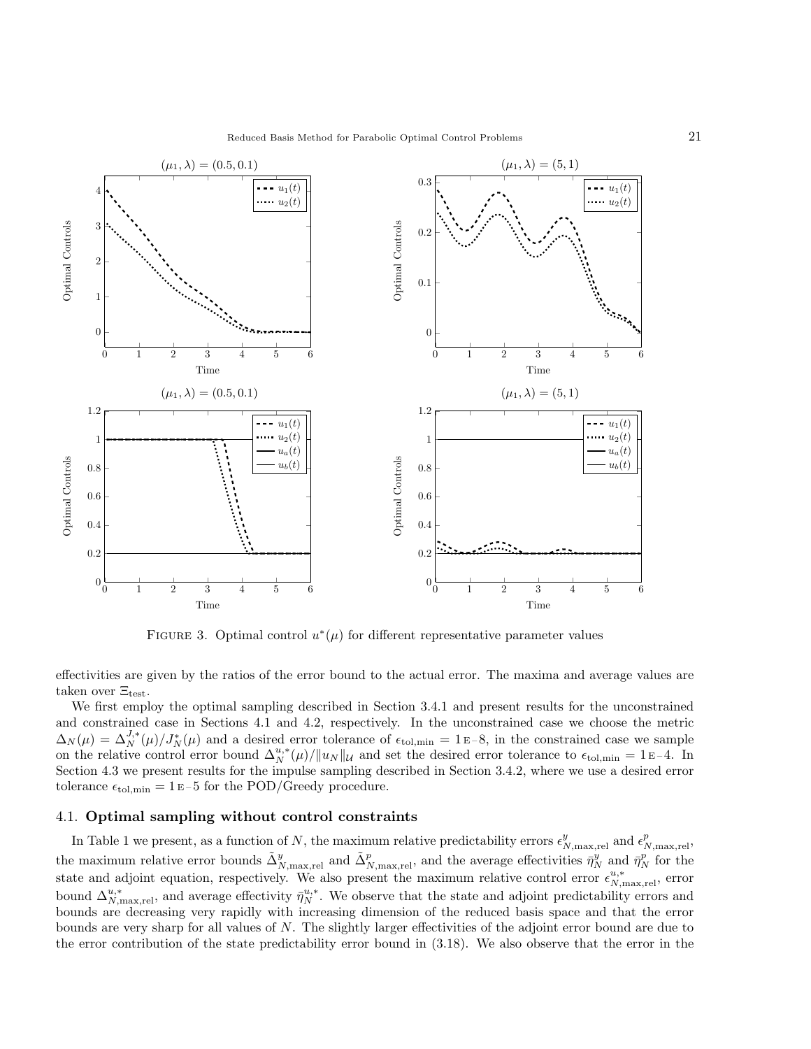$(\mu_1, \lambda) = (0.5, 0.1)$

$u_1(t)$
$u_2(t)$

Optimal Controls

0
1
2
3
4

0 1 2 3 4 5 6

Time

$(\mu_1, \lambda) = (5, 1)$

$u_1(t)$
$u_2(t)$

Optimal Controls

0
0.1
0.2
0.3

0 1 2 3 4 5 6

Time

$(\mu_1, \lambda) = (0.5, 0.1)$

$u_1(t)$
$u_2(t)$
$u_a(t)$
$u_b(t)$

Optimal Controls

0
0.2
0.4
0.6
0.8
1
1.2

0 1 2 3 4 5 6

Time

$(\mu_1, \lambda) = (5, 1)$

$u_1(t)$
$u_2(t)$
$u_a(t)$
$u_b(t)$

Optimal Controls

0
0.2
0.4
0.6
0.8
1
1.2

0 1 2 3 4 5 6

Time

FIGURE 3. Optimal control $u^*(\mu)$ for different representative parameter values

effectivities are given by the ratios of the error bound to the actual error. The maxima and average values are taken over $\Xi_{\text{test}}$.

We first employ the optimal sampling described in Section 3.4.1 and present results for the unconstrained and constrained case in Sections 4.1 and 4.2, respectively. In the unconstrained case we choose the metric $\Delta_N(\mu) = \Delta_N^{J,*}(\mu)/J_N^*(\mu)$ and a desired error tolerance of $\epsilon_{\text{tol,min}} = 1\text{E}{-}8$, in the constrained case we sample on the relative control error bound $\Delta_N^{u,*}(\mu)/\|u_N\|_{\mathcal{U}}$ and set the desired error tolerance to $\epsilon_{\text{tol,min}} = 1\text{E}{-}4$. In Section 4.3 we present results for the impulse sampling described in Section 3.4.2, where we use a desired error tolerance $\epsilon_{\text{tol,min}} = 1\text{E}{-}5$ for the POD/Greedy procedure.

### 4.1. **Optimal sampling without control constraints**

In Table 1 we present, as a function of $N$, the maximum relative predictability errors $\epsilon^y_{N,\max,\text{rel}}$ and $\epsilon^p_{N,\max,\text{rel}}$, the maximum relative error bounds $\tilde{\Delta}^y_{N,\max,\text{rel}}$ and $\tilde{\Delta}^p_{N,\max,\text{rel}}$, and the average effectivities $\bar{\eta}^y_N$ and $\bar{\eta}^p_N$ for the state and adjoint equation, respectively. We also present the maximum relative control error $\epsilon^{u,*}_{N,\max,\text{rel}}$, error bound $\Delta^{u,*}_{N,\max,\text{rel}}$, and average effectivity $\bar{\eta}^{u,*}_N$. We observe that the state and adjoint predictability errors and bounds are decreasing very rapidly with increasing dimension of the reduced basis space and that the error bounds are very sharp for all values of $N$. The slightly larger effectivities of the adjoint error bound are due to the error contribution of the state predictability error bound in (3.18). We also observe that the error in the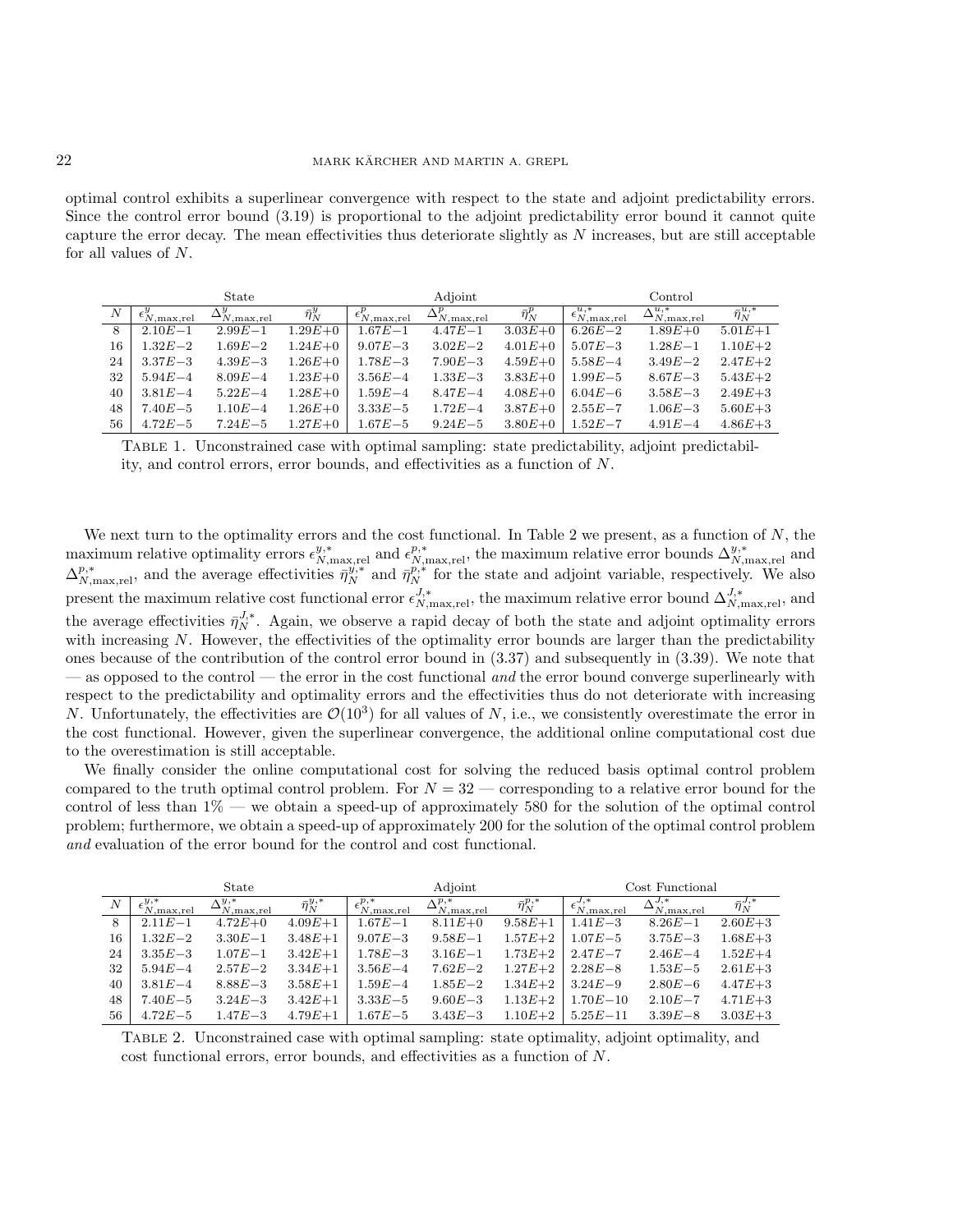optimal control exhibits a superlinear convergence with respect to the state and adjoint predictability errors. Since the control error bound (3.19) is proportional to the adjoint predictability error bound it cannot quite capture the error decay. The mean effectivities thus deteriorate slightly as $N$ increases, but are still acceptable for all values of $N$.

| | State | | | Adjoint | | | Control | | |
|---|---|---|---|---|---|---|---|---|---|
| $N$ | $\epsilon^{y}_{N,\max,\mathrm{rel}}$ | $\Delta^{y}_{N,\max,\mathrm{rel}}$ | $\bar{\eta}^{y}_{N}$ | $\epsilon^{p}_{N,\max,\mathrm{rel}}$ | $\Delta^{p}_{N,\max,\mathrm{rel}}$ | $\bar{\eta}^{p}_{N}$ | $\epsilon^{u,*}_{N,\max,\mathrm{rel}}$ | $\Delta^{u,*}_{N,\max,\mathrm{rel}}$ | $\bar{\eta}^{u,*}_{N}$ |
| 8 | 2.10E−1 | 2.99E−1 | 1.29E+0 | 1.67E−1 | 4.47E−1 | 3.03E+0 | 6.26E−2 | 1.89E+0 | 5.01E+1 |
| 16 | 1.32E−2 | 1.69E−2 | 1.24E+0 | 9.07E−3 | 3.02E−2 | 4.01E+0 | 5.07E−3 | 1.28E−1 | 1.10E+2 |
| 24 | 3.37E−3 | 4.39E−3 | 1.26E+0 | 1.78E−3 | 7.90E−3 | 4.59E+0 | 5.58E−4 | 3.49E−2 | 2.47E+2 |
| 32 | 5.94E−4 | 8.09E−4 | 1.23E+0 | 3.56E−4 | 1.33E−3 | 3.83E+0 | 1.99E−5 | 8.67E−3 | 5.43E+2 |
| 40 | 3.81E−4 | 5.22E−4 | 1.28E+0 | 1.59E−4 | 8.47E−4 | 4.08E+0 | 6.04E−6 | 3.58E−3 | 2.49E+3 |
| 48 | 7.40E−5 | 1.10E−4 | 1.26E+0 | 3.33E−5 | 1.72E−4 | 3.87E+0 | 2.55E−7 | 1.06E−3 | 5.60E+3 |
| 56 | 4.72E−5 | 7.24E−5 | 1.27E+0 | 1.67E−5 | 9.24E−5 | 3.80E+0 | 1.52E−7 | 4.91E−4 | 4.86E+3 |

TABLE 1. Unconstrained case with optimal sampling: state predictability, adjoint predictability, and control errors, error bounds, and effectivities as a function of $N$.

We next turn to the optimality errors and the cost functional. In Table 2 we present, as a function of $N$, the maximum relative optimality errors $\epsilon^{y,*}_{N,\max,\mathrm{rel}}$ and $\epsilon^{p,*}_{N,\max,\mathrm{rel}}$, the maximum relative error bounds $\Delta^{y,*}_{N,\max,\mathrm{rel}}$ and $\Delta^{p,*}_{N,\max,\mathrm{rel}}$, and the average effectivities $\bar{\eta}^{y,*}_{N}$ and $\bar{\eta}^{p,*}_{N}$ for the state and adjoint variable, respectively. We also present the maximum relative cost functional error $\epsilon^{J,*}_{N,\max,\mathrm{rel}}$, the maximum relative error bound $\Delta^{J,*}_{N,\max,\mathrm{rel}}$, and the average effectivities $\bar{\eta}^{J,*}_{N}$. Again, we observe a rapid decay of both the state and adjoint optimality errors with increasing $N$. However, the effectivities of the optimality error bounds are larger than the predictability ones because of the contribution of the control error bound in (3.37) and subsequently in (3.39). We note that — as opposed to the control — the error in the cost functional *and* the error bound converge superlinearly with respect to the predictability and optimality errors and the effectivities thus do not deteriorate with increasing $N$. Unfortunately, the effectivities are $\mathcal{O}(10^3)$ for all values of $N$, i.e., we consistently overestimate the error in the cost functional. However, given the superlinear convergence, the additional online computational cost due to the overestimation is still acceptable.

We finally consider the online computational cost for solving the reduced basis optimal control problem compared to the truth optimal control problem. For $N = 32$ — corresponding to a relative error bound for the control of less than 1% — we obtain a speed-up of approximately 580 for the solution of the optimal control problem; furthermore, we obtain a speed-up of approximately 200 for the solution of the optimal control problem *and* evaluation of the error bound for the control and cost functional.

| | State | | | Adjoint | | | Cost Functional | | |
|---|---|---|---|---|---|---|---|---|---|
| $N$ | $\epsilon^{y,*}_{N,\max,\mathrm{rel}}$ | $\Delta^{y,*}_{N,\max,\mathrm{rel}}$ | $\bar{\eta}^{y,*}_{N}$ | $\epsilon^{p,*}_{N,\max,\mathrm{rel}}$ | $\Delta^{p,*}_{N,\max,\mathrm{rel}}$ | $\bar{\eta}^{p,*}_{N}$ | $\epsilon^{J,*}_{N,\max,\mathrm{rel}}$ | $\Delta^{J,*}_{N,\max,\mathrm{rel}}$ | $\bar{\eta}^{J,*}_{N}$ |
| 8 | 2.11E−1 | 4.72E+0 | 4.09E+1 | 1.67E−1 | 8.11E+0 | 9.58E+1 | 1.41E−3 | 8.26E−1 | 2.60E+3 |
| 16 | 1.32E−2 | 3.30E−1 | 3.48E+1 | 9.07E−3 | 9.58E−1 | 1.57E+2 | 1.07E−5 | 3.75E−3 | 1.68E+3 |
| 24 | 3.35E−3 | 1.07E−1 | 3.42E+1 | 1.78E−3 | 3.16E−1 | 1.73E+2 | 2.47E−7 | 2.46E−4 | 1.52E+4 |
| 32 | 5.94E−4 | 2.57E−2 | 3.34E+1 | 3.56E−4 | 7.62E−2 | 1.27E+2 | 2.28E−8 | 1.53E−5 | 2.61E+3 |
| 40 | 3.81E−4 | 8.88E−3 | 3.58E+1 | 1.59E−4 | 1.85E−2 | 1.34E+2 | 3.24E−9 | 2.80E−6 | 4.47E+3 |
| 48 | 7.40E−5 | 3.24E−3 | 3.42E+1 | 3.33E−5 | 9.60E−3 | 1.13E+2 | 1.70E−10 | 2.10E−7 | 4.71E+3 |
| 56 | 4.72E−5 | 1.47E−3 | 4.79E+1 | 1.67E−5 | 3.43E−3 | 1.10E+2 | 5.25E−11 | 3.39E−8 | 3.03E+3 |

TABLE 2. Unconstrained case with optimal sampling: state optimality, adjoint optimality, and cost functional errors, error bounds, and effectivities as a function of $N$.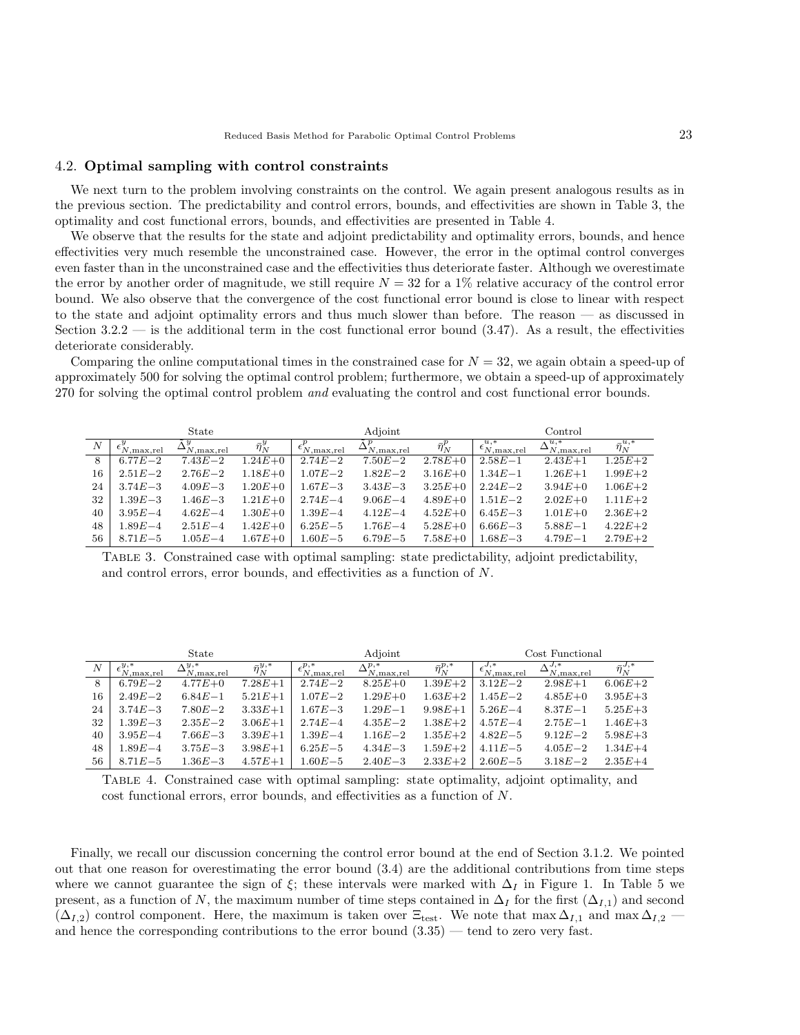## 4.2. **Optimal sampling with control constraints**

We next turn to the problem involving constraints on the control. We again present analogous results as in the previous section. The predictability and control errors, bounds, and effectivities are shown in Table 3, the optimality and cost functional errors, bounds, and effectivities are presented in Table 4.

We observe that the results for the state and adjoint predictability and optimality errors, bounds, and hence effectivities very much resemble the unconstrained case. However, the error in the optimal control converges even faster than in the unconstrained case and the effectivities thus deteriorate faster. Although we overestimate the error by another order of magnitude, we still require $N = 32$ for a 1% relative accuracy of the control error bound. We also observe that the convergence of the cost functional error bound is close to linear with respect to the state and adjoint optimality errors and thus much slower than before. The reason — as discussed in Section 3.2.2 — is the additional term in the cost functional error bound (3.47). As a result, the effectivities deteriorate considerably.

Comparing the online computational times in the constrained case for $N = 32$, we again obtain a speed-up of approximately 500 for solving the optimal control problem; furthermore, we obtain a speed-up of approximately 270 for solving the optimal control problem *and* evaluating the control and cost functional error bounds.

| | State | | | Adjoint | | | Control | | |
|---|---|---|---|---|---|---|---|---|---|
| $N$ | $\epsilon^y_{N,\max,\mathrm{rel}}$ | $\tilde{\Delta}^y_{N,\max,\mathrm{rel}}$ | $\bar{\eta}^y_N$ | $\epsilon^p_{N,\max,\mathrm{rel}}$ | $\tilde{\Delta}^p_{N,\max,\mathrm{rel}}$ | $\bar{\eta}^p_N$ | $\epsilon^{u,*}_{N,\max,\mathrm{rel}}$ | $\Delta^{u,*}_{N,\max,\mathrm{rel}}$ | $\bar{\eta}^{u,*}_N$ |
| 8 | $6.77E{-2}$ | $7.43E{-2}$ | $1.24E{+0}$ | $2.74E{-2}$ | $7.50E{-2}$ | $2.78E{+0}$ | $2.58E{-1}$ | $2.43E{+1}$ | $1.25E{+2}$ |
| 16 | $2.51E{-2}$ | $2.76E{-2}$ | $1.18E{+0}$ | $1.07E{-2}$ | $1.82E{-2}$ | $3.16E{+0}$ | $1.34E{-1}$ | $1.26E{+1}$ | $1.99E{+2}$ |
| 24 | $3.74E{-3}$ | $4.09E{-3}$ | $1.20E{+0}$ | $1.67E{-3}$ | $3.43E{-3}$ | $3.25E{+0}$ | $2.24E{-2}$ | $3.94E{+0}$ | $1.06E{+2}$ |
| 32 | $1.39E{-3}$ | $1.46E{-3}$ | $1.21E{+0}$ | $2.74E{-4}$ | $9.06E{-4}$ | $4.89E{+0}$ | $1.51E{-2}$ | $2.02E{+0}$ | $1.11E{+2}$ |
| 40 | $3.95E{-4}$ | $4.62E{-4}$ | $1.30E{+0}$ | $1.39E{-4}$ | $4.12E{-4}$ | $4.52E{+0}$ | $6.45E{-3}$ | $1.01E{+0}$ | $2.36E{+2}$ |
| 48 | $1.89E{-4}$ | $2.51E{-4}$ | $1.42E{+0}$ | $6.25E{-5}$ | $1.76E{-4}$ | $5.28E{+0}$ | $6.66E{-3}$ | $5.88E{-1}$ | $4.22E{+2}$ |
| 56 | $8.71E{-5}$ | $1.05E{-4}$ | $1.67E{+0}$ | $1.60E{-5}$ | $6.79E{-5}$ | $7.58E{+0}$ | $1.68E{-3}$ | $4.79E{-1}$ | $2.79E{+2}$ |

Table 3. Constrained case with optimal sampling: state predictability, adjoint predictability, and control errors, error bounds, and effectivities as a function of $N$.

| | State | | | Adjoint | | | Cost Functional | | |
|---|---|---|---|---|---|---|---|---|---|
| $N$ | $\epsilon^{y,*}_{N,\max,\mathrm{rel}}$ | $\Delta^{y,*}_{N,\max,\mathrm{rel}}$ | $\bar{\eta}^{y,*}_N$ | $\epsilon^{p,*}_{N,\max,\mathrm{rel}}$ | $\Delta^{p,*}_{N,\max,\mathrm{rel}}$ | $\bar{\eta}^{p,*}_N$ | $\epsilon^{J,*}_{N,\max,\mathrm{rel}}$ | $\Delta^{J,*}_{N,\max,\mathrm{rel}}$ | $\bar{\eta}^{J,*}_N$ |
| 8 | $6.79E{-2}$ | $4.77E{+0}$ | $7.28E{+1}$ | $2.74E{-2}$ | $8.25E{+0}$ | $1.39E{+2}$ | $3.12E{-2}$ | $2.98E{+1}$ | $6.06E{+2}$ |
| 16 | $2.49E{-2}$ | $6.84E{-1}$ | $5.21E{+1}$ | $1.07E{-2}$ | $1.29E{+0}$ | $1.63E{+2}$ | $1.45E{-2}$ | $4.85E{+0}$ | $3.95E{+3}$ |
| 24 | $3.74E{-3}$ | $7.80E{-2}$ | $3.33E{+1}$ | $1.67E{-3}$ | $1.29E{-1}$ | $9.98E{+1}$ | $5.26E{-4}$ | $8.37E{-1}$ | $5.25E{+3}$ |
| 32 | $1.39E{-3}$ | $2.35E{-2}$ | $3.06E{+1}$ | $2.74E{-4}$ | $4.35E{-2}$ | $1.38E{+2}$ | $4.57E{-4}$ | $2.75E{-1}$ | $1.46E{+3}$ |
| 40 | $3.95E{-4}$ | $7.66E{-3}$ | $3.39E{+1}$ | $1.39E{-4}$ | $1.16E{-2}$ | $1.35E{+2}$ | $4.82E{-5}$ | $9.12E{-2}$ | $5.98E{+3}$ |
| 48 | $1.89E{-4}$ | $3.75E{-3}$ | $3.98E{+1}$ | $6.25E{-5}$ | $4.34E{-3}$ | $1.59E{+2}$ | $4.11E{-5}$ | $4.05E{-2}$ | $1.34E{+4}$ |
| 56 | $8.71E{-5}$ | $1.36E{-3}$ | $4.57E{+1}$ | $1.60E{-5}$ | $2.40E{-3}$ | $2.33E{+2}$ | $2.60E{-5}$ | $3.18E{-2}$ | $2.35E{+4}$ |

Table 4. Constrained case with optimal sampling: state optimality, adjoint optimality, and cost functional errors, error bounds, and effectivities as a function of $N$.

Finally, we recall our discussion concerning the control error bound at the end of Section 3.1.2. We pointed out that one reason for overestimating the error bound (3.4) are the additional contributions from time steps where we cannot guarantee the sign of $\xi$; these intervals were marked with $\Delta_I$ in Figure 1. In Table 5 we present, as a function of $N$, the maximum number of time steps contained in $\Delta_I$ for the first ($\Delta_{I,1}$) and second ($\Delta_{I,2}$) control component. Here, the maximum is taken over $\Xi_{\mathrm{test}}$. We note that $\max \Delta_{I,1}$ and $\max \Delta_{I,2}$ — and hence the corresponding contributions to the error bound (3.35) — tend to zero very fast.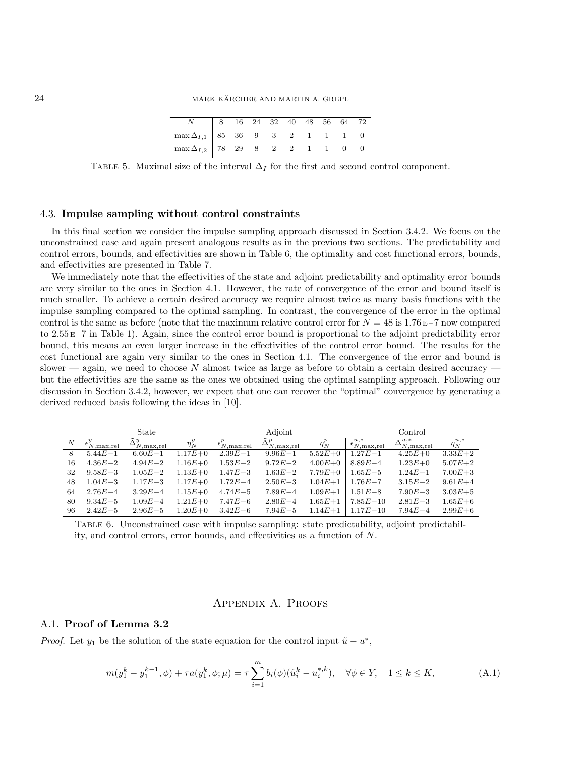| $N$ | 8 | 16 | 24 | 32 | 40 | 48 | 56 | 64 | 72 |
|---|---|---|---|---|---|---|---|---|---|
| $\max \Delta_{I,1}$ | 85 | 36 | 9 | 3 | 2 | 1 | 1 | 1 | 0 |
| $\max \Delta_{I,2}$ | 78 | 29 | 8 | 2 | 2 | 1 | 1 | 0 | 0 |

TABLE 5. Maximal size of the interval $\Delta_I$ for the first and second control component.

### 4.3. **Impulse sampling without control constraints**

In this final section we consider the impulse sampling approach discussed in Section 3.4.2. We focus on the unconstrained case and again present analogous results as in the previous two sections. The predictability and control errors, bounds, and effectivities are shown in Table 6, the optimality and cost functional errors, bounds, and effectivities are presented in Table 7.

We immediately note that the effectivities of the state and adjoint predictability and optimality error bounds are very similar to the ones in Section 4.1. However, the rate of convergence of the error and bound itself is much smaller. To achieve a certain desired accuracy we require almost twice as many basis functions with the impulse sampling compared to the optimal sampling. In contrast, the convergence of the error in the optimal control is the same as before (note that the maximum relative control error for $N = 48$ is $1.76\,\text{E}{-7}$ now compared to $2.55\,\text{E}{-7}$ in Table 1). Again, since the control error bound is proportional to the adjoint predictability error bound, this means an even larger increase in the effectivities of the control error bound. The results for the cost functional are again very similar to the ones in Section 4.1. The convergence of the error and bound is slower — again, we need to choose $N$ almost twice as large as before to obtain a certain desired accuracy — but the effectivities are the same as the ones we obtained using the optimal sampling approach. Following our discussion in Section 3.4.2, however, we expect that one can recover the "optimal" convergence by generating a derived reduced basis following the ideas in [10].

| | State | | | Adjoint | | | Control | | |
|---|---|---|---|---|---|---|---|---|---|
| $N$ | $\epsilon^y_{N,\max,\text{rel}}$ | $\Delta^y_{N,\max,\text{rel}}$ | $\bar{\eta}^y_N$ | $\epsilon^p_{N,\max,\text{rel}}$ | $\Delta^p_{N,\max,\text{rel}}$ | $\bar{\eta}^p_N$ | $\epsilon^{u,*}_{N,\max,\text{rel}}$ | $\Delta^{u,*}_{N,\max,\text{rel}}$ | $\bar{\eta}^{u,*}_N$ |
| 8 | $5.44E{-1}$ | $6.60E{-1}$ | $1.17E{+0}$ | $2.39E{-1}$ | $9.96E{-1}$ | $5.52E{+0}$ | $1.27E{-1}$ | $4.25E{+0}$ | $3.33E{+2}$ |
| 16 | $4.36E{-2}$ | $4.94E{-2}$ | $1.16E{+0}$ | $1.53E{-2}$ | $9.72E{-2}$ | $4.00E{+0}$ | $8.89E{-4}$ | $1.23E{+0}$ | $5.07E{+2}$ |
| 32 | $9.58E{-3}$ | $1.05E{-2}$ | $1.13E{+0}$ | $1.47E{-3}$ | $1.63E{-2}$ | $7.79E{+0}$ | $1.65E{-5}$ | $1.24E{-1}$ | $7.00E{+3}$ |
| 48 | $1.04E{-3}$ | $1.17E{-3}$ | $1.17E{+0}$ | $1.72E{-4}$ | $2.50E{-3}$ | $1.04E{+1}$ | $1.76E{-7}$ | $3.15E{-2}$ | $9.61E{+4}$ |
| 64 | $2.76E{-4}$ | $3.29E{-4}$ | $1.15E{+0}$ | $4.74E{-5}$ | $7.89E{-4}$ | $1.09E{+1}$ | $1.51E{-8}$ | $7.90E{-3}$ | $3.03E{+5}$ |
| 80 | $9.34E{-5}$ | $1.09E{-4}$ | $1.21E{+0}$ | $7.47E{-6}$ | $2.80E{-4}$ | $1.65E{+1}$ | $7.85E{-10}$ | $2.81E{-3}$ | $1.65E{+6}$ |
| 96 | $2.42E{-5}$ | $2.96E{-5}$ | $1.20E{+0}$ | $3.42E{-6}$ | $7.94E{-5}$ | $1.14E{+1}$ | $1.17E{-10}$ | $7.94E{-4}$ | $2.99E{+6}$ |

TABLE 6. Unconstrained case with impulse sampling: state predictability, adjoint predictability, and control errors, error bounds, and effectivities as a function of $N$.

## Appendix A. Proofs

### A.1. **Proof of Lemma 3.2**

*Proof.* Let $y_1$ be the solution of the state equation for the control input $\tilde{u} - u^*$,

$$m(y_1^k - y_1^{k-1}, \phi) + \tau a(y_1^k, \phi; \mu) = \tau \sum_{i=1}^{m} b_i(\phi)(\tilde{u}_i^k - u_i^{*,k}), \quad \forall \phi \in Y, \quad 1 \le k \le K, \tag{A.1}$$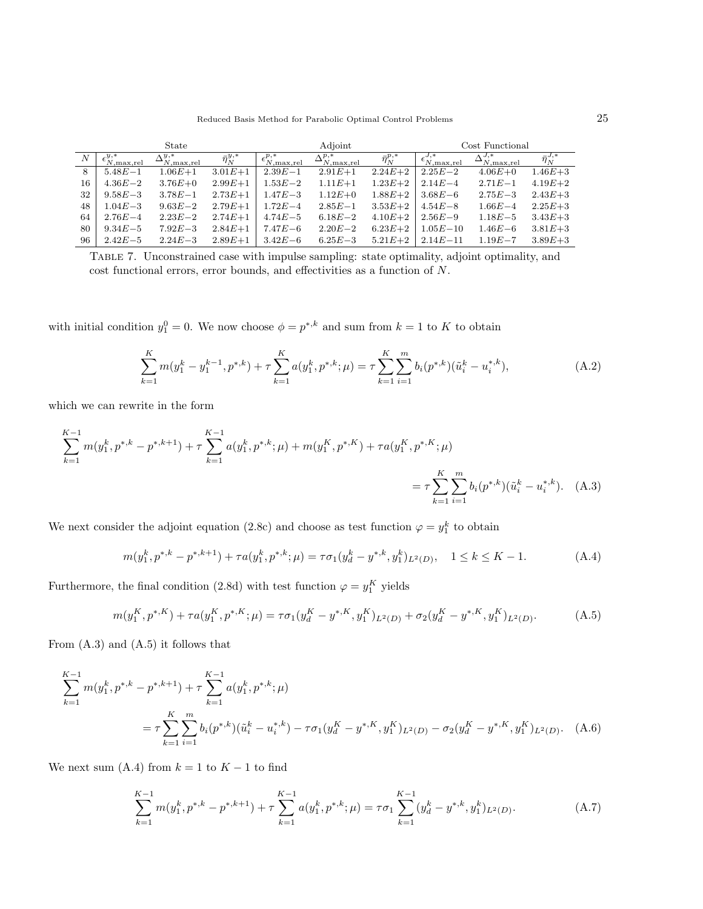| | State | | | Adjoint | | | Cost Functional | | |
|---|---|---|---|---|---|---|---|---|---|
| $N$ | $\epsilon^{y,*}_{N,\max,\mathrm{rel}}$ | $\Delta^{y,*}_{N,\max,\mathrm{rel}}$ | $\bar{\eta}^{y,*}_N$ | $\epsilon^{p,*}_{N,\max,\mathrm{rel}}$ | $\Delta^{p,*}_{N,\max,\mathrm{rel}}$ | $\bar{\eta}^{p,*}_N$ | $\epsilon^{J,*}_{N,\max,\mathrm{rel}}$ | $\Delta^{J,*}_{N,\max,\mathrm{rel}}$ | $\bar{\eta}^{J,*}_N$ |
| 8 | $5.48E{-1}$ | $1.06E{+1}$ | $3.01E{+1}$ | $2.39E{-1}$ | $2.91E{+1}$ | $2.24E{+2}$ | $2.25E{-2}$ | $4.06E{+0}$ | $1.46E{+3}$ |
| 16 | $4.36E{-2}$ | $3.76E{+0}$ | $2.99E{+1}$ | $1.53E{-2}$ | $1.11E{+1}$ | $1.23E{+2}$ | $2.14E{-4}$ | $2.71E{-1}$ | $4.19E{+2}$ |
| 32 | $9.58E{-3}$ | $3.78E{-1}$ | $2.73E{+1}$ | $1.47E{-3}$ | $1.12E{+0}$ | $1.88E{+2}$ | $3.68E{-6}$ | $2.75E{-3}$ | $2.43E{+3}$ |
| 48 | $1.04E{-3}$ | $9.63E{-2}$ | $2.79E{+1}$ | $1.72E{-4}$ | $2.85E{-1}$ | $3.53E{+2}$ | $4.54E{-8}$ | $1.66E{-4}$ | $2.25E{+3}$ |
| 64 | $2.76E{-4}$ | $2.23E{-2}$ | $2.74E{+1}$ | $4.74E{-5}$ | $6.18E{-2}$ | $4.10E{+2}$ | $2.56E{-9}$ | $1.18E{-5}$ | $3.43E{+3}$ |
| 80 | $9.34E{-5}$ | $7.92E{-3}$ | $2.84E{+1}$ | $7.47E{-6}$ | $2.20E{-2}$ | $6.23E{+2}$ | $1.05E{-10}$ | $1.46E{-6}$ | $3.81E{+3}$ |
| 96 | $2.42E{-5}$ | $2.24E{-3}$ | $2.89E{+1}$ | $3.42E{-6}$ | $6.25E{-3}$ | $5.21E{+2}$ | $2.14E{-11}$ | $1.19E{-7}$ | $3.89E{+3}$ |

TABLE 7. Unconstrained case with impulse sampling: state optimality, adjoint optimality, and cost functional errors, error bounds, and effectivities as a function of $N$.

with initial condition $y_1^0 = 0$. We now choose $\phi = p^{*,k}$ and sum from $k = 1$ to $K$ to obtain

$$\sum_{k=1}^{K} m(y_1^k - y_1^{k-1}, p^{*,k}) + \tau \sum_{k=1}^{K} a(y_1^k, p^{*,k}; \mu) = \tau \sum_{k=1}^{K} \sum_{i=1}^{m} b_i(p^{*,k})(\tilde{u}_i^k - u_i^{*,k}), \tag{A.2}$$

which we can rewrite in the form

$$\sum_{k=1}^{K-1} m(y_1^k, p^{*,k} - p^{*,k+1}) + \tau \sum_{k=1}^{K-1} a(y_1^k, p^{*,k}; \mu) + m(y_1^K, p^{*,K}) + \tau a(y_1^K, p^{*,K}; \mu) = \tau \sum_{k=1}^{K} \sum_{i=1}^{m} b_i(p^{*,k})(\tilde{u}_i^k - u_i^{*,k}). \tag{A.3}$$

We next consider the adjoint equation (2.8c) and choose as test function $\varphi = y_1^k$ to obtain

$$m(y_1^k, p^{*,k} - p^{*,k+1}) + \tau a(y_1^k, p^{*,k}; \mu) = \tau \sigma_1 (y_d^k - y^{*,k}, y_1^k)_{L^2(D)}, \quad 1 \le k \le K-1. \tag{A.4}$$

Furthermore, the final condition (2.8d) with test function $\varphi = y_1^K$ yields

$$m(y_1^K, p^{*,K}) + \tau a(y_1^K, p^{*,K}; \mu) = \tau \sigma_1 (y_d^K - y^{*,K}, y_1^K)_{L^2(D)} + \sigma_2 (y_d^K - y^{*,K}, y_1^K)_{L^2(D)}. \tag{A.5}$$

From (A.3) and (A.5) it follows that

$$\sum_{k=1}^{K-1} m(y_1^k, p^{*,k} - p^{*,k+1}) + \tau \sum_{k=1}^{K-1} a(y_1^k, p^{*,k}; \mu) = \tau \sum_{k=1}^{K} \sum_{i=1}^{m} b_i(p^{*,k})(\tilde{u}_i^k - u_i^{*,k}) - \tau \sigma_1 (y_d^K - y^{*,K}, y_1^K)_{L^2(D)} - \sigma_2 (y_d^K - y^{*,K}, y_1^K)_{L^2(D)}. \tag{A.6}$$

We next sum (A.4) from $k = 1$ to $K - 1$ to find

$$\sum_{k=1}^{K-1} m(y_1^k, p^{*,k} - p^{*,k+1}) + \tau \sum_{k=1}^{K-1} a(y_1^k, p^{*,k}; \mu) = \tau \sigma_1 \sum_{k=1}^{K-1} (y_d^k - y^{*,k}, y_1^k)_{L^2(D)}. \tag{A.7}$$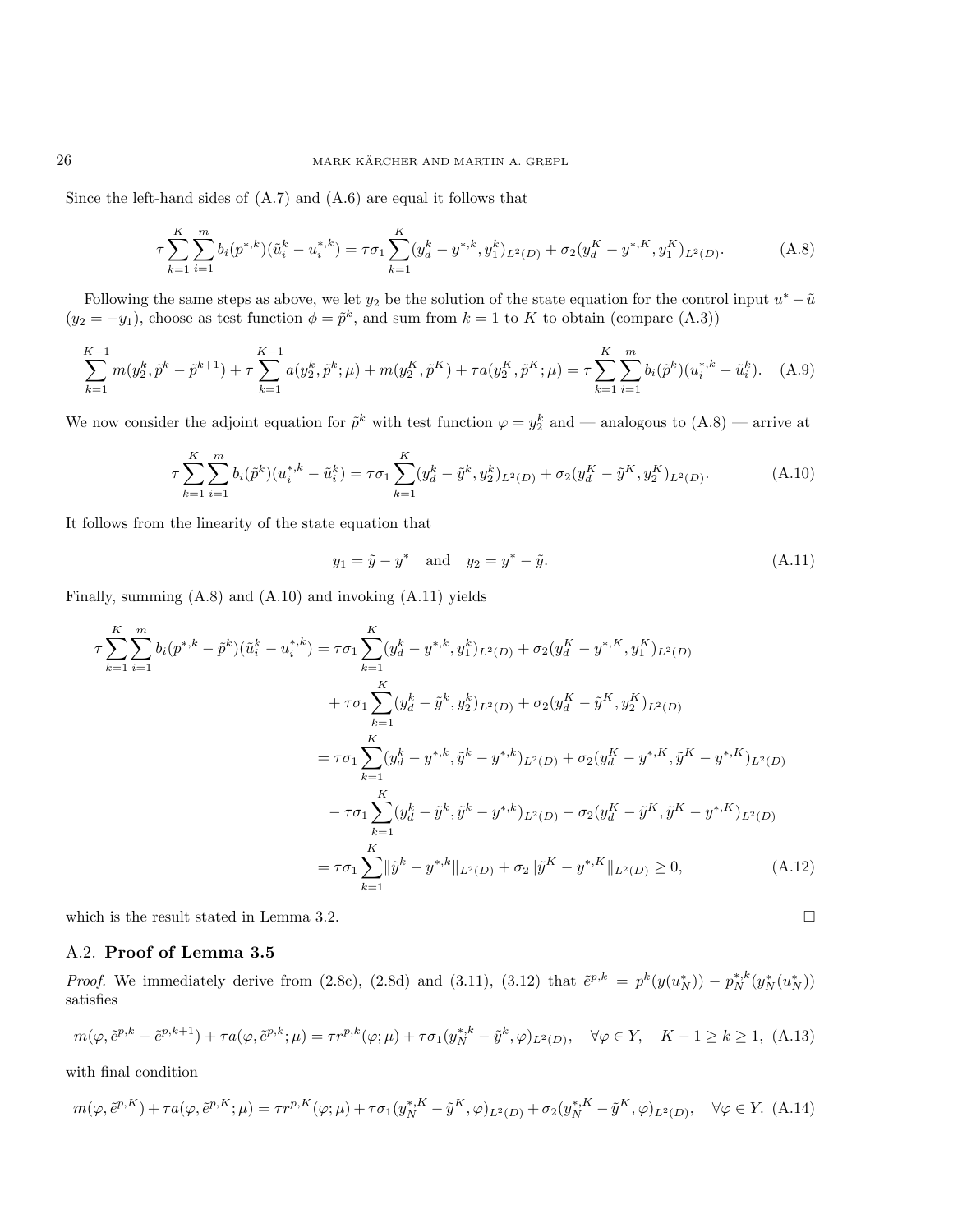Since the left-hand sides of (A.7) and (A.6) are equal it follows that

$$\tau \sum_{k=1}^{K} \sum_{i=1}^{m} b_i(p^{*,k})(\tilde{u}_i^k - u_i^{*,k}) = \tau\sigma_1 \sum_{k=1}^{K} (y_d^k - y^{*,k}, y_1^k)_{L^2(D)} + \sigma_2 (y_d^K - y^{*,K}, y_1^K)_{L^2(D)}. \tag{A.8}$$

Following the same steps as above, we let $y_2$ be the solution of the state equation for the control input $u^* - \tilde{u}$ ($y_2 = -y_1$), choose as test function $\phi = \tilde{p}^k$, and sum from $k = 1$ to $K$ to obtain (compare (A.3))

$$\sum_{k=1}^{K-1} m(y_2^k, \tilde{p}^k - \tilde{p}^{k+1}) + \tau \sum_{k=1}^{K-1} a(y_2^k, \tilde{p}^k; \mu) + m(y_2^K, \tilde{p}^K) + \tau a(y_2^K, \tilde{p}^K; \mu) = \tau \sum_{k=1}^{K} \sum_{i=1}^{m} b_i(\tilde{p}^k)(u_i^{*,k} - \tilde{u}_i^k). \tag{A.9}$$

We now consider the adjoint equation for $\tilde{p}^k$ with test function $\varphi = y_2^k$ and — analogous to (A.8) — arrive at

$$\tau \sum_{k=1}^{K} \sum_{i=1}^{m} b_i(\tilde{p}^k)(u_i^{*,k} - \tilde{u}_i^k) = \tau\sigma_1 \sum_{k=1}^{K} (y_d^k - \tilde{y}^k, y_2^k)_{L^2(D)} + \sigma_2 (y_d^K - \tilde{y}^K, y_2^K)_{L^2(D)}. \tag{A.10}$$

It follows from the linearity of the state equation that

$$y_1 = \tilde{y} - y^* \quad \text{and} \quad y_2 = y^* - \tilde{y}. \tag{A.11}$$

Finally, summing (A.8) and (A.10) and invoking (A.11) yields

$$\begin{aligned}
\tau \sum_{k=1}^{K} \sum_{i=1}^{m} b_i(p^{*,k} - \tilde{p}^k)(\tilde{u}_i^k - u_i^{*,k}) &= \tau\sigma_1 \sum_{k=1}^{K} (y_d^k - y^{*,k}, y_1^k)_{L^2(D)} + \sigma_2 (y_d^K - y^{*,K}, y_1^K)_{L^2(D)} \\
&\quad + \tau\sigma_1 \sum_{k=1}^{K} (y_d^k - \tilde{y}^k, y_2^k)_{L^2(D)} + \sigma_2 (y_d^K - \tilde{y}^K, y_2^K)_{L^2(D)} \\
&= \tau\sigma_1 \sum_{k=1}^{K} (y_d^k - y^{*,k}, \tilde{y}^k - y^{*,k})_{L^2(D)} + \sigma_2 (y_d^K - y^{*,K}, \tilde{y}^K - y^{*,K})_{L^2(D)} \\
&\quad - \tau\sigma_1 \sum_{k=1}^{K} (y_d^k - \tilde{y}^k, \tilde{y}^k - y^{*,k})_{L^2(D)} - \sigma_2 (y_d^K - \tilde{y}^K, \tilde{y}^K - y^{*,K})_{L^2(D)} \\
&= \tau\sigma_1 \sum_{k=1}^{K} \|\tilde{y}^k - y^{*,k}\|_{L^2(D)} + \sigma_2 \|\tilde{y}^K - y^{*,K}\|_{L^2(D)} \geq 0,
\end{aligned} \tag{A.12}$$

which is the result stated in Lemma 3.2. □

## A.2. **Proof of Lemma 3.5**

*Proof.* We immediately derive from (2.8c), (2.8d) and (3.11), (3.12) that $\tilde{e}^{p,k} = p^k(y(u_N^*)) - p_N^{*,k}(y_N^*(u_N^*))$ satisfies

$$m(\varphi, \tilde{e}^{p,k} - \tilde{e}^{p,k+1}) + \tau a(\varphi, \tilde{e}^{p,k}; \mu) = \tau r^{p,k}(\varphi; \mu) + \tau\sigma_1 (y_N^{*,k} - \tilde{y}^k, \varphi)_{L^2(D)}, \quad \forall \varphi \in Y, \quad K-1 \geq k \geq 1, \tag{A.13}$$

with final condition

$$m(\varphi, \tilde{e}^{p,K}) + \tau a(\varphi, \tilde{e}^{p,K}; \mu) = \tau r^{p,K}(\varphi; \mu) + \tau\sigma_1 (y_N^{*,K} - \tilde{y}^K, \varphi)_{L^2(D)} + \sigma_2 (y_N^{*,K} - \tilde{y}^K, \varphi)_{L^2(D)}, \quad \forall \varphi \in Y. \tag{A.14}$$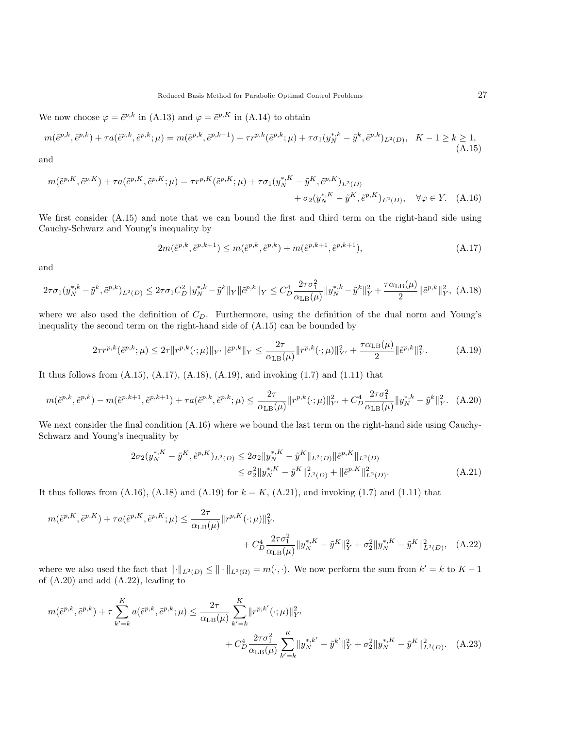We now choose $\varphi = \tilde{e}^{p,k}$ in (A.13) and $\varphi = \tilde{e}^{p,K}$ in (A.14) to obtain

$$m(\tilde{e}^{p,k}, \tilde{e}^{p,k}) + \tau a(\tilde{e}^{p,k}, \tilde{e}^{p,k}; \mu) = m(\tilde{e}^{p,k}, \tilde{e}^{p,k+1}) + \tau r^{p,k}(\tilde{e}^{p,k}; \mu) + \tau \sigma_1 (y_N^{*,k} - \tilde{y}^k, \tilde{e}^{p,k})_{L^2(D)}, \quad K-1 \geq k \geq 1, \tag{A.15}$$

and

$$\begin{aligned} m(\tilde{e}^{p,K}, \tilde{e}^{p,K}) + \tau a(\tilde{e}^{p,K}, \tilde{e}^{p,K}; \mu) = \tau r^{p,K}(\tilde{e}^{p,K}; \mu) + \tau \sigma_1 (y_N^{*,K} - \tilde{y}^K, \tilde{e}^{p,K})_{L^2(D)} \\ + \sigma_2 (y_N^{*,K} - \tilde{y}^K, \tilde{e}^{p,K})_{L^2(D)}, \quad \forall \varphi \in Y. \end{aligned} \tag{A.16}$$

We first consider (A.15) and note that we can bound the first and third term on the right-hand side using Cauchy-Schwarz and Young's inequality by

$$2m(\tilde{e}^{p,k}, \tilde{e}^{p,k+1}) \leq m(\tilde{e}^{p,k}, \tilde{e}^{p,k}) + m(\tilde{e}^{p,k+1}, \tilde{e}^{p,k+1}), \tag{A.17}$$

and

$$2\tau\sigma_1 (y_N^{*,k} - \tilde{y}^k, \tilde{e}^{p,k})_{L^2(D)} \leq 2\tau\sigma_1 C_D^2 \|y_N^{*,k} - \tilde{y}^k\|_Y \|\tilde{e}^{p,k}\|_Y \leq C_D^4 \frac{2\tau\sigma_1^2}{\alpha_{\mathrm{LB}}(\mu)} \|y_N^{*,k} - \tilde{y}^k\|_Y^2 + \frac{\tau \alpha_{\mathrm{LB}}(\mu)}{2} \|\tilde{e}^{p,k}\|_Y^2, \tag{A.18}$$

where we also used the definition of $C_D$. Furthermore, using the definition of the dual norm and Young's inequality the second term on the right-hand side of (A.15) can be bounded by

$$2\tau r^{p,k}(\tilde{e}^{p,k}; \mu) \leq 2\tau \|r^{p,k}(\cdot; \mu)\|_{Y'} \|\tilde{e}^{p,k}\|_Y \leq \frac{2\tau}{\alpha_{\mathrm{LB}}(\mu)} \|r^{p,k}(\cdot; \mu)\|_{Y'}^2 + \frac{\tau \alpha_{\mathrm{LB}}(\mu)}{2} \|\tilde{e}^{p,k}\|_Y^2. \tag{A.19}$$

It thus follows from (A.15), (A.17), (A.18), (A.19), and invoking (1.7) and (1.11) that

$$m(\tilde{e}^{p,k}, \tilde{e}^{p,k}) - m(\tilde{e}^{p,k+1}, \tilde{e}^{p,k+1}) + \tau a(\tilde{e}^{p,k}, \tilde{e}^{p,k}; \mu) \leq \frac{2\tau}{\alpha_{\mathrm{LB}}(\mu)} \|r^{p,k}(\cdot; \mu)\|_{Y'}^2 + C_D^4 \frac{2\tau\sigma_1^2}{\alpha_{\mathrm{LB}}(\mu)} \|y_N^{*,k} - \tilde{y}^k\|_Y^2. \tag{A.20}$$

We next consider the final condition (A.16) where we bound the last term on the right-hand side using Cauchy-Schwarz and Young's inequality by

$$\begin{aligned} 2\sigma_2 (y_N^{*,K} - \tilde{y}^K, \tilde{e}^{p,K})_{L^2(D)} &\leq 2\sigma_2 \|y_N^{*,K} - \tilde{y}^K\|_{L^2(D)} \|\tilde{e}^{p,K}\|_{L^2(D)} \\ &\leq \sigma_2^2 \|y_N^{*,K} - \tilde{y}^K\|_{L^2(D)}^2 + \|\tilde{e}^{p,K}\|_{L^2(D)}^2. \end{aligned} \tag{A.21}$$

It thus follows from (A.16), (A.18) and (A.19) for $k = K$, (A.21), and invoking (1.7) and (1.11) that

$$\begin{aligned} m(\tilde{e}^{p,K}, \tilde{e}^{p,K}) + \tau a(\tilde{e}^{p,K}, \tilde{e}^{p,K}; \mu) \leq \frac{2\tau}{\alpha_{\mathrm{LB}}(\mu)} \|r^{p,K}(\cdot; \mu)\|_{Y'}^2 \\ + C_D^4 \frac{2\tau\sigma_1^2}{\alpha_{\mathrm{LB}}(\mu)} \|y_N^{*,K} - \tilde{y}^K\|_Y^2 + \sigma_2^2 \|y_N^{*,K} - \tilde{y}^K\|_{L^2(D)}^2, \end{aligned} \tag{A.22}$$

where we also used the fact that $\|\cdot\|_{L^2(D)} \leq \|\cdot\|_{L^2(\Omega)} = m(\cdot, \cdot)$. We now perform the sum from $k' = k$ to $K-1$ of (A.20) and add (A.22), leading to

$$\begin{aligned} m(\tilde{e}^{p,k}, \tilde{e}^{p,k}) + \tau \sum_{k'=k}^{K} a(\tilde{e}^{p,k}, \tilde{e}^{p,k}; \mu) \leq \frac{2\tau}{\alpha_{\mathrm{LB}}(\mu)} \sum_{k'=k}^{K} \|r^{p,k'}(\cdot; \mu)\|_{Y'}^2 \\ + C_D^4 \frac{2\tau\sigma_1^2}{\alpha_{\mathrm{LB}}(\mu)} \sum_{k'=k}^{K} \|y_N^{*,k'} - \tilde{y}^{k'}\|_Y^2 + \sigma_2^2 \|y_N^{*,K} - \tilde{y}^K\|_{L^2(D)}^2. \end{aligned} \tag{A.23}$$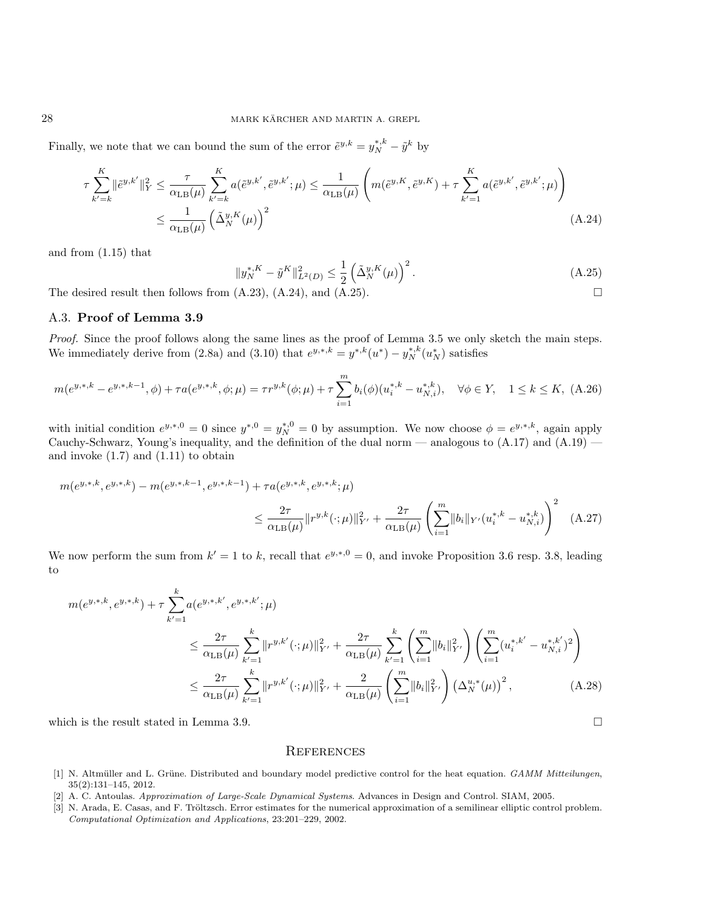Finally, we note that we can bound the sum of the error $\tilde{e}^{y,k} = y_N^{*,k} - \tilde{y}^k$ by

$$
\begin{aligned}
\tau \sum_{k'=k}^{K} \|\tilde{e}^{y,k'}\|_Y^2 &\leq \frac{\tau}{\alpha_{\mathrm{LB}}(\mu)} \sum_{k'=k}^{K} a(\tilde{e}^{y,k'}, \tilde{e}^{y,k'}; \mu) \leq \frac{1}{\alpha_{\mathrm{LB}}(\mu)} \left( m(\tilde{e}^{y,K}, \tilde{e}^{y,K}) + \tau \sum_{k'=1}^{K} a(\tilde{e}^{y,k'}, \tilde{e}^{y,k'}; \mu) \right) \\
&\leq \frac{1}{\alpha_{\mathrm{LB}}(\mu)} \left( \tilde{\Delta}_N^{y,K}(\mu) \right)^2
\end{aligned}
\tag{A.24}
$$

and from (1.15) that

$$
\|y_N^{*,K} - \tilde{y}^K\|_{L^2(D)}^2 \leq \frac{1}{2} \left( \tilde{\Delta}_N^{y,K}(\mu) \right)^2. \tag{A.25}
$$

The desired result then follows from (A.23), (A.24), and (A.25). $\square$

### A.3. Proof of Lemma 3.9

*Proof.* Since the proof follows along the same lines as the proof of Lemma 3.5 we only sketch the main steps. We immediately derive from (2.8a) and (3.10) that $e^{y,*,k} = y^{*,k}(u^*) - y_N^{*,k}(u_N^*)$ satisfies

$$
m(e^{y,*,k} - e^{y,*,k-1}, \phi) + \tau a(e^{y,*,k}, \phi; \mu) = \tau r^{y,k}(\phi; \mu) + \tau \sum_{i=1}^{m} b_i(\phi)(u_i^{*,k} - u_{N,i}^{*,k}), \quad \forall \phi \in Y, \quad 1 \leq k \leq K, \tag{A.26}
$$

with initial condition $e^{y,*,0} = 0$ since $y^{*,0} = y_N^{*,0} = 0$ by assumption. We now choose $\phi = e^{y,*,k}$, again apply Cauchy-Schwarz, Young's inequality, and the definition of the dual norm — analogous to (A.17) and (A.19) — and invoke (1.7) and (1.11) to obtain

$$
\begin{aligned}
m(e^{y,*,k}, e^{y,*,k}) - m(e^{y,*,k-1}, e^{y,*,k-1}) &+ \tau a(e^{y,*,k}, e^{y,*,k}; \mu) \\
&\leq \frac{2\tau}{\alpha_{\mathrm{LB}}(\mu)} \|r^{y,k}(\cdot; \mu)\|_{Y'}^2 + \frac{2\tau}{\alpha_{\mathrm{LB}}(\mu)} \left( \sum_{i=1}^{m} \|b_i\|_{Y'} (u_i^{*,k} - u_{N,i}^{*,k}) \right)^2
\end{aligned}
\tag{A.27}
$$

We now perform the sum from $k' = 1$ to $k$, recall that $e^{y,*,0} = 0$, and invoke Proposition 3.6 resp. 3.8, leading to

$$
\begin{aligned}
m(e^{y,*,k}, e^{y,*,k}) &+ \tau \sum_{k'=1}^{k} a(e^{y,*,k'}, e^{y,*,k'}; \mu) \\
&\leq \frac{2\tau}{\alpha_{\mathrm{LB}}(\mu)} \sum_{k'=1}^{k} \|r^{y,k'}(\cdot; \mu)\|_{Y'}^2 + \frac{2\tau}{\alpha_{\mathrm{LB}}(\mu)} \sum_{k'=1}^{k} \left( \sum_{i=1}^{m} \|b_i\|_{Y'}^2 \right) \left( \sum_{i=1}^{m} (u_i^{*,k'} - u_{N,i}^{*,k'})^2 \right) \\
&\leq \frac{2\tau}{\alpha_{\mathrm{LB}}(\mu)} \sum_{k'=1}^{k} \|r^{y,k'}(\cdot; \mu)\|_{Y'}^2 + \frac{2}{\alpha_{\mathrm{LB}}(\mu)} \left( \sum_{i=1}^{m} \|b_i\|_{Y'}^2 \right) \left( \Delta_N^{u,*}(\mu) \right)^2,
\end{aligned}
\tag{A.28}
$$

which is the result stated in Lemma 3.9. $\square$

## References

[1] N. Altmüller and L. Grüne. Distributed and boundary model predictive control for the heat equation. *GAMM Mitteilungen*, 35(2):131–145, 2012.

[2] A. C. Antoulas. *Approximation of Large-Scale Dynamical Systems*. Advances in Design and Control. SIAM, 2005.

[3] N. Arada, E. Casas, and F. Tröltzsch. Error estimates for the numerical approximation of a semilinear elliptic control problem. *Computational Optimization and Applications*, 23:201–229, 2002.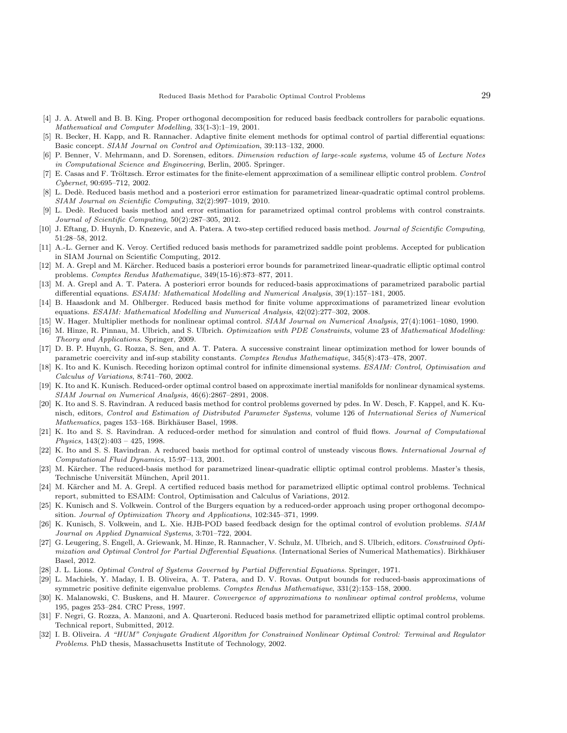[4] J. A. Atwell and B. B. King. Proper orthogonal decomposition for reduced basis feedback controllers for parabolic equations. *Mathematical and Computer Modelling*, 33(1-3):1–19, 2001.

[5] R. Becker, H. Kapp, and R. Rannacher. Adaptive finite element methods for optimal control of partial differential equations: Basic concept. *SIAM Journal on Control and Optimization*, 39:113–132, 2000.

[6] P. Benner, V. Mehrmann, and D. Sorensen, editors. *Dimension reduction of large-scale systems*, volume 45 of *Lecture Notes in Computational Science and Engineering*, Berlin, 2005. Springer.

[7] E. Casas and F. Tröltzsch. Error estimates for the finite-element approximation of a semilinear elliptic control problem. *Control Cybernet*, 90:695–712, 2002.

[8] L. Dedè. Reduced basis method and a posteriori error estimation for parametrized linear-quadratic optimal control problems. *SIAM Journal on Scientific Computing*, 32(2):997–1019, 2010.

[9] L. Dedè. Reduced basis method and error estimation for parametrized optimal control problems with control constraints. *Journal of Scientific Computing*, 50(2):287–305, 2012.

[10] J. Eftang, D. Huynh, D. Knezevic, and A. Patera. A two-step certified reduced basis method. *Journal of Scientific Computing*, 51:28–58, 2012.

[11] A.-L. Gerner and K. Veroy. Certified reduced basis methods for parametrized saddle point problems. Accepted for publication in SIAM Journal on Scientific Computing, 2012.

[12] M. A. Grepl and M. Kärcher. Reduced basis a posteriori error bounds for parametrized linear-quadratic elliptic optimal control problems. *Comptes Rendus Mathematique*, 349(15-16):873–877, 2011.

[13] M. A. Grepl and A. T. Patera. A posteriori error bounds for reduced-basis approximations of parametrized parabolic partial differential equations. *ESAIM: Mathematical Modelling and Numerical Analysis*, 39(1):157–181, 2005.

[14] B. Haasdonk and M. Ohlberger. Reduced basis method for finite volume approximations of parametrized linear evolution equations. *ESAIM: Mathematical Modelling and Numerical Analysis*, 42(02):277–302, 2008.

[15] W. Hager. Multiplier methods for nonlinear optimal control. *SIAM Journal on Numerical Analysis*, 27(4):1061–1080, 1990.

[16] M. Hinze, R. Pinnau, M. Ulbrich, and S. Ulbrich. *Optimization with PDE Constraints*, volume 23 of *Mathematical Modelling: Theory and Applications*. Springer, 2009.

[17] D. B. P. Huynh, G. Rozza, S. Sen, and A. T. Patera. A successive constraint linear optimization method for lower bounds of parametric coercivity and inf-sup stability constants. *Comptes Rendus Mathematique*, 345(8):473–478, 2007.

[18] K. Ito and K. Kunisch. Receding horizon optimal control for infinite dimensional systems. *ESAIM: Control, Optimisation and Calculus of Variations*, 8:741–760, 2002.

[19] K. Ito and K. Kunisch. Reduced-order optimal control based on approximate inertial manifolds for nonlinear dynamical systems. *SIAM Journal on Numerical Analysis*, 46(6):2867–2891, 2008.

[20] K. Ito and S. S. Ravindran. A reduced basis method for control problems governed by pdes. In W. Desch, F. Kappel, and K. Kunisch, editors, *Control and Estimation of Distributed Parameter Systems*, volume 126 of *International Series of Numerical Mathematics*, pages 153–168. Birkhäuser Basel, 1998.

[21] K. Ito and S. S. Ravindran. A reduced-order method for simulation and control of fluid flows. *Journal of Computational Physics*, 143(2):403 – 425, 1998.

[22] K. Ito and S. S. Ravindran. A reduced basis method for optimal control of unsteady viscous flows. *International Journal of Computational Fluid Dynamics*, 15:97–113, 2001.

[23] M. Kärcher. The reduced-basis method for parametrized linear-quadratic elliptic optimal control problems. Master's thesis, Technische Universität München, April 2011.

[24] M. Kärcher and M. A. Grepl. A certified reduced basis method for parametrized elliptic optimal control problems. Technical report, submitted to ESAIM: Control, Optimisation and Calculus of Variations, 2012.

[25] K. Kunisch and S. Volkwein. Control of the Burgers equation by a reduced-order approach using proper orthogonal decomposition. *Journal of Optimization Theory and Applications*, 102:345–371, 1999.

[26] K. Kunisch, S. Volkwein, and L. Xie. HJB-POD based feedback design for the optimal control of evolution problems. *SIAM Journal on Applied Dynamical Systems*, 3:701–722, 2004.

[27] G. Leugering, S. Engell, A. Griewank, M. Hinze, R. Rannacher, V. Schulz, M. Ulbrich, and S. Ulbrich, editors. *Constrained Optimization and Optimal Control for Partial Differential Equations.* (International Series of Numerical Mathematics). Birkhäuser Basel, 2012.

[28] J. L. Lions. *Optimal Control of Systems Governed by Partial Differential Equations*. Springer, 1971.

[29] L. Machiels, Y. Maday, I. B. Oliveira, A. T. Patera, and D. V. Rovas. Output bounds for reduced-basis approximations of symmetric positive definite eigenvalue problems. *Comptes Rendus Mathematique*, 331(2):153–158, 2000.

[30] K. Malanowski, C. Buskens, and H. Maurer. *Convergence of approximations to nonlinear optimal control problems*, volume 195, pages 253–284. CRC Press, 1997.

[31] F. Negri, G. Rozza, A. Manzoni, and A. Quarteroni. Reduced basis method for parametrized elliptic optimal control problems. Technical report, Submitted, 2012.

[32] I. B. Oliveira. *A "HUM" Conjugate Gradient Algorithm for Constrained Nonlinear Optimal Control: Terminal and Regulator Problems*. PhD thesis, Massachusetts Institute of Technology, 2002.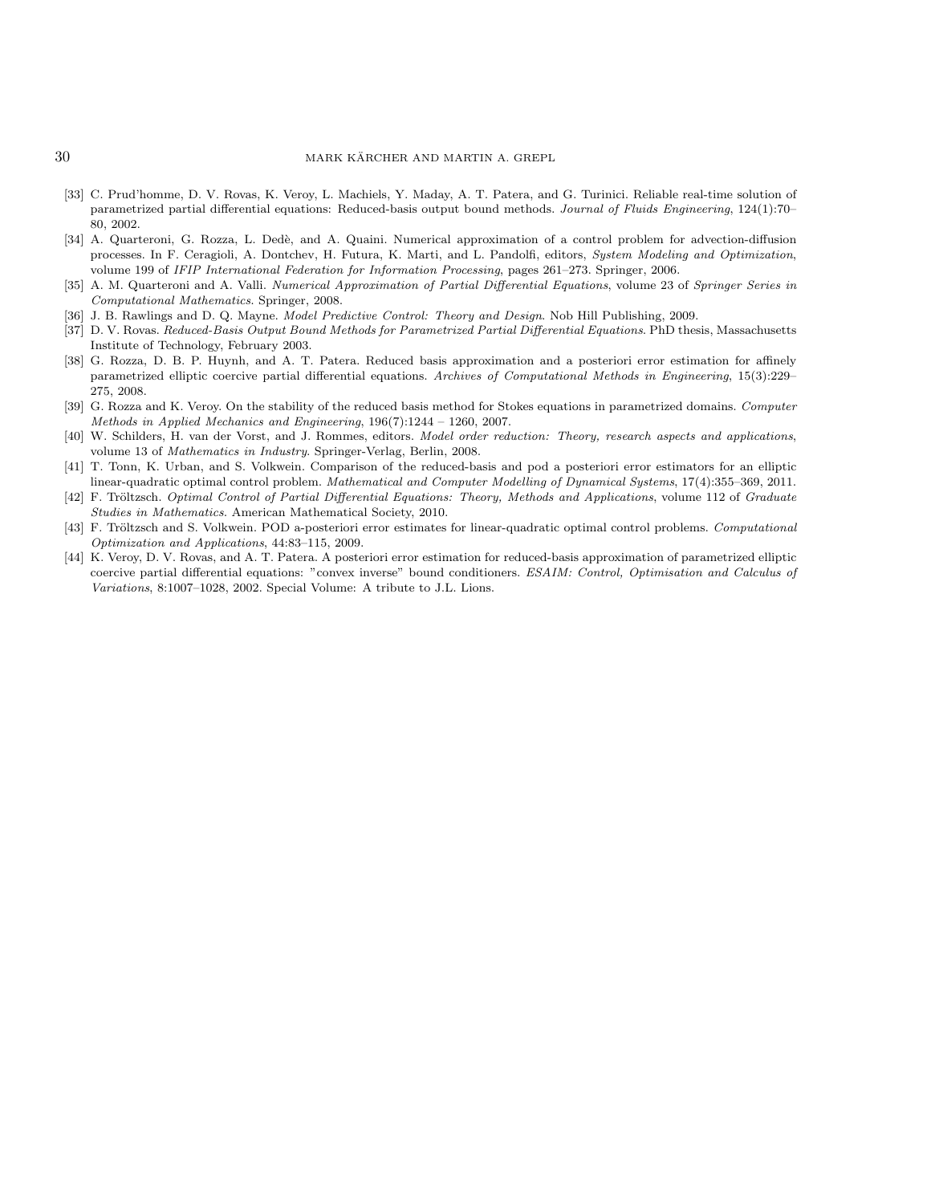[33] C. Prud'homme, D. V. Rovas, K. Veroy, L. Machiels, Y. Maday, A. T. Patera, and G. Turinici. Reliable real-time solution of parametrized partial differential equations: Reduced-basis output bound methods. *Journal of Fluids Engineering*, 124(1):70–80, 2002.

[34] A. Quarteroni, G. Rozza, L. Dedè, and A. Quaini. Numerical approximation of a control problem for advection-diffusion processes. In F. Ceragioli, A. Dontchev, H. Futura, K. Marti, and L. Pandolfi, editors, *System Modeling and Optimization*, volume 199 of *IFIP International Federation for Information Processing*, pages 261–273. Springer, 2006.

[35] A. M. Quarteroni and A. Valli. *Numerical Approximation of Partial Differential Equations*, volume 23 of *Springer Series in Computational Mathematics*. Springer, 2008.

[36] J. B. Rawlings and D. Q. Mayne. *Model Predictive Control: Theory and Design*. Nob Hill Publishing, 2009.

[37] D. V. Rovas. *Reduced-Basis Output Bound Methods for Parametrized Partial Differential Equations*. PhD thesis, Massachusetts Institute of Technology, February 2003.

[38] G. Rozza, D. B. P. Huynh, and A. T. Patera. Reduced basis approximation and a posteriori error estimation for affinely parametrized elliptic coercive partial differential equations. *Archives of Computational Methods in Engineering*, 15(3):229–275, 2008.

[39] G. Rozza and K. Veroy. On the stability of the reduced basis method for Stokes equations in parametrized domains. *Computer Methods in Applied Mechanics and Engineering*, 196(7):1244 – 1260, 2007.

[40] W. Schilders, H. van der Vorst, and J. Rommes, editors. *Model order reduction: Theory, research aspects and applications*, volume 13 of *Mathematics in Industry*. Springer-Verlag, Berlin, 2008.

[41] T. Tonn, K. Urban, and S. Volkwein. Comparison of the reduced-basis and pod a posteriori error estimators for an elliptic linear-quadratic optimal control problem. *Mathematical and Computer Modelling of Dynamical Systems*, 17(4):355–369, 2011.

[42] F. Tröltzsch. *Optimal Control of Partial Differential Equations: Theory, Methods and Applications*, volume 112 of *Graduate Studies in Mathematics*. American Mathematical Society, 2010.

[43] F. Tröltzsch and S. Volkwein. POD a-posteriori error estimates for linear-quadratic optimal control problems. *Computational Optimization and Applications*, 44:83–115, 2009.

[44] K. Veroy, D. V. Rovas, and A. T. Patera. A posteriori error estimation for reduced-basis approximation of parametrized elliptic coercive partial differential equations: "convex inverse" bound conditioners. *ESAIM: Control, Optimisation and Calculus of Variations*, 8:1007–1028, 2002. Special Volume: A tribute to J.L. Lions.